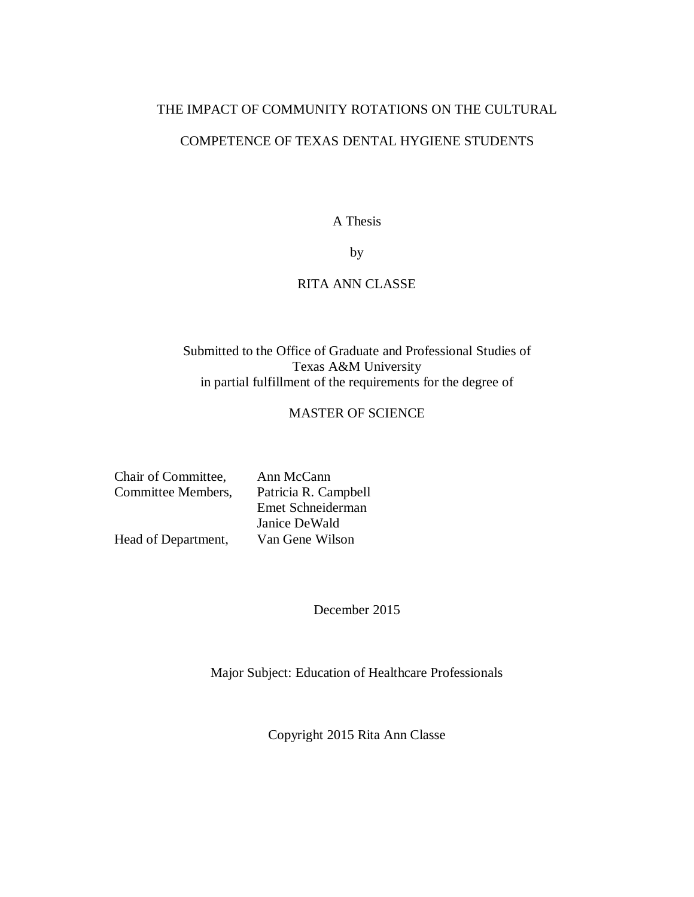# THE IMPACT OF COMMUNITY ROTATIONS ON THE CULTURAL COMPETENCE OF TEXAS DENTAL HYGIENE STUDENTS

A Thesis

by

RITA ANN CLASSE

Submitted to the Office of Graduate and Professional Studies of
Texas A&M University
in partial fulfillment of the requirements for the degree of

MASTER OF SCIENCE

| | |
|---|---|
| Chair of Committee, | Ann McCann |
| Committee Members, | Patricia R. Campbell |
| | Emet Schneiderman |
| | Janice DeWald |
| Head of Department, | Van Gene Wilson |

December 2015

Major Subject: Education of Healthcare Professionals

Copyright 2015 Rita Ann Classe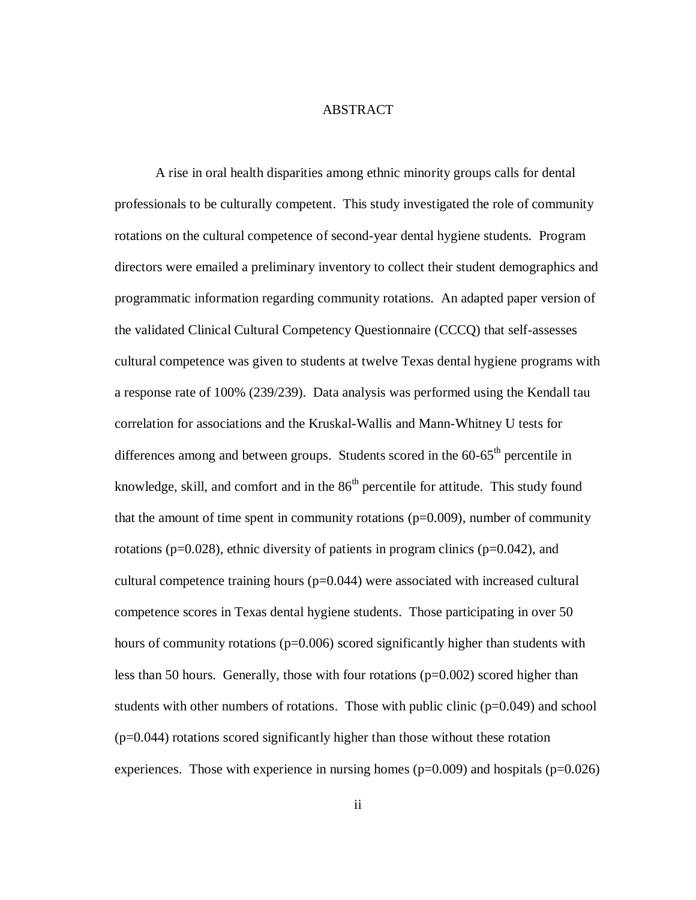# ABSTRACT

A rise in oral health disparities among ethnic minority groups calls for dental professionals to be culturally competent. This study investigated the role of community rotations on the cultural competence of second-year dental hygiene students. Program directors were emailed a preliminary inventory to collect their student demographics and programmatic information regarding community rotations. An adapted paper version of the validated Clinical Cultural Competency Questionnaire (CCCQ) that self-assesses cultural competence was given to students at twelve Texas dental hygiene programs with a response rate of 100% (239/239). Data analysis was performed using the Kendall tau correlation for associations and the Kruskal-Wallis and Mann-Whitney U tests for differences among and between groups. Students scored in the 60-65$^{th}$ percentile in knowledge, skill, and comfort and in the 86$^{th}$ percentile for attitude. This study found that the amount of time spent in community rotations ($p=0.009$), number of community rotations ($p=0.028$), ethnic diversity of patients in program clinics ($p=0.042$), and cultural competence training hours ($p=0.044$) were associated with increased cultural competence scores in Texas dental hygiene students. Those participating in over 50 hours of community rotations ($p=0.006$) scored significantly higher than students with less than 50 hours. Generally, those with four rotations ($p=0.002$) scored higher than students with other numbers of rotations. Those with public clinic ($p=0.049$) and school ($p=0.044$) rotations scored significantly higher than those without these rotation experiences. Those with experience in nursing homes ($p=0.009$) and hospitals ($p=0.026$)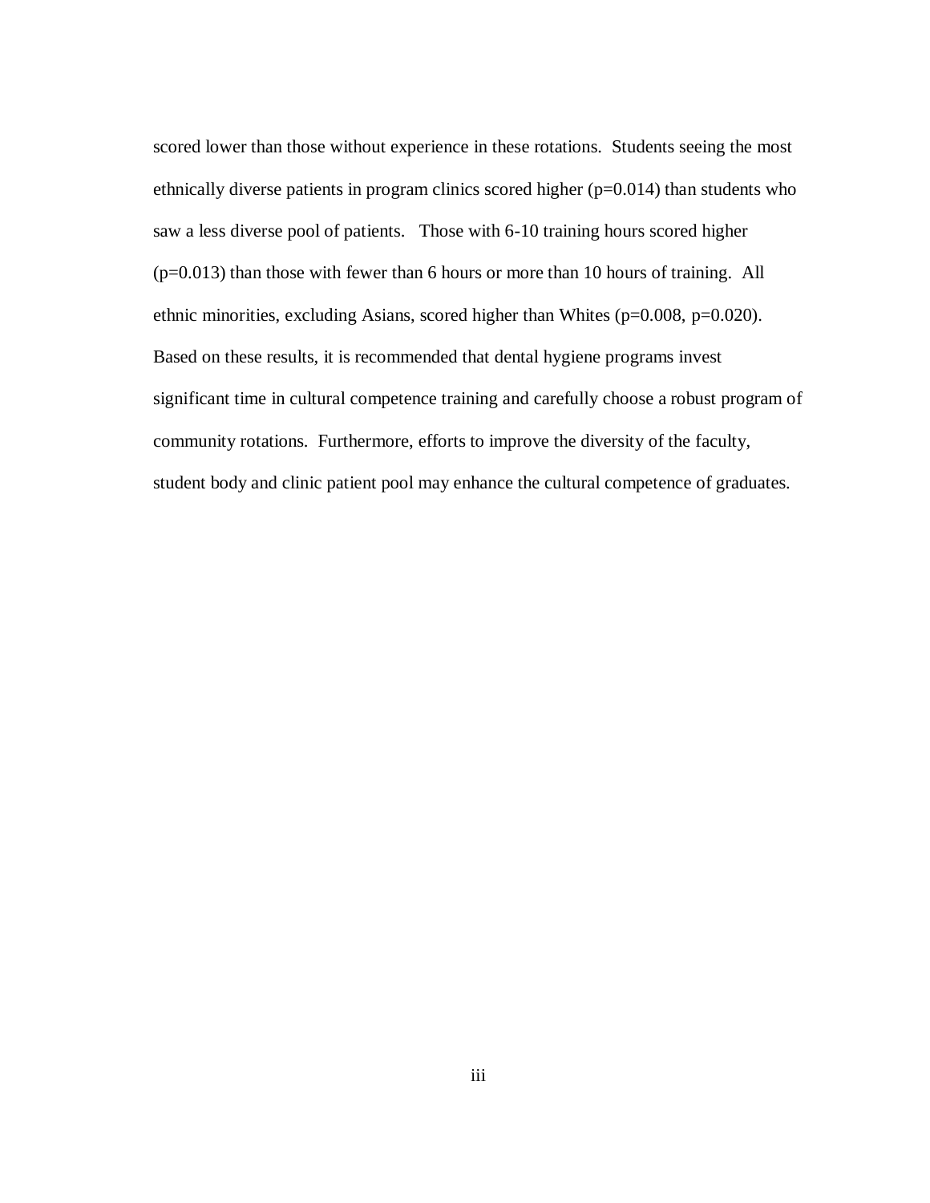scored lower than those without experience in these rotations. Students seeing the most ethnically diverse patients in program clinics scored higher ($p=0.014$) than students who saw a less diverse pool of patients. Those with 6-10 training hours scored higher ($p=0.013$) than those with fewer than 6 hours or more than 10 hours of training. All ethnic minorities, excluding Asians, scored higher than Whites ($p=0.008$, $p=0.020$). Based on these results, it is recommended that dental hygiene programs invest significant time in cultural competence training and carefully choose a robust program of community rotations. Furthermore, efforts to improve the diversity of the faculty, student body and clinic patient pool may enhance the cultural competence of graduates.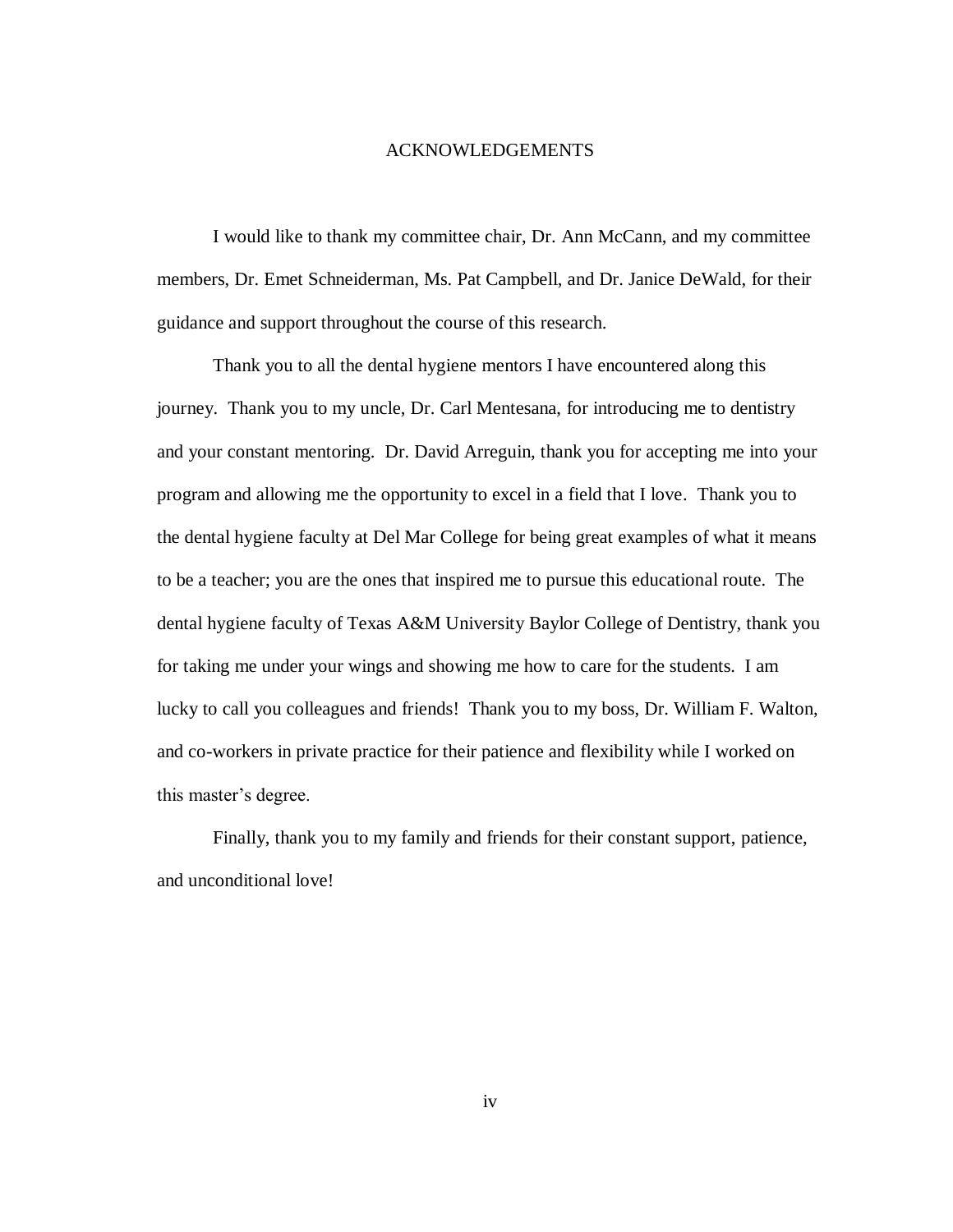## ACKNOWLEDGEMENTS

I would like to thank my committee chair, Dr. Ann McCann, and my committee members, Dr. Emet Schneiderman, Ms. Pat Campbell, and Dr. Janice DeWald, for their guidance and support throughout the course of this research.

Thank you to all the dental hygiene mentors I have encountered along this journey. Thank you to my uncle, Dr. Carl Mentesana, for introducing me to dentistry and your constant mentoring. Dr. David Arreguin, thank you for accepting me into your program and allowing me the opportunity to excel in a field that I love. Thank you to the dental hygiene faculty at Del Mar College for being great examples of what it means to be a teacher; you are the ones that inspired me to pursue this educational route. The dental hygiene faculty of Texas A&M University Baylor College of Dentistry, thank you for taking me under your wings and showing me how to care for the students. I am lucky to call you colleagues and friends! Thank you to my boss, Dr. William F. Walton, and co-workers in private practice for their patience and flexibility while I worked on this master's degree.

Finally, thank you to my family and friends for their constant support, patience, and unconditional love!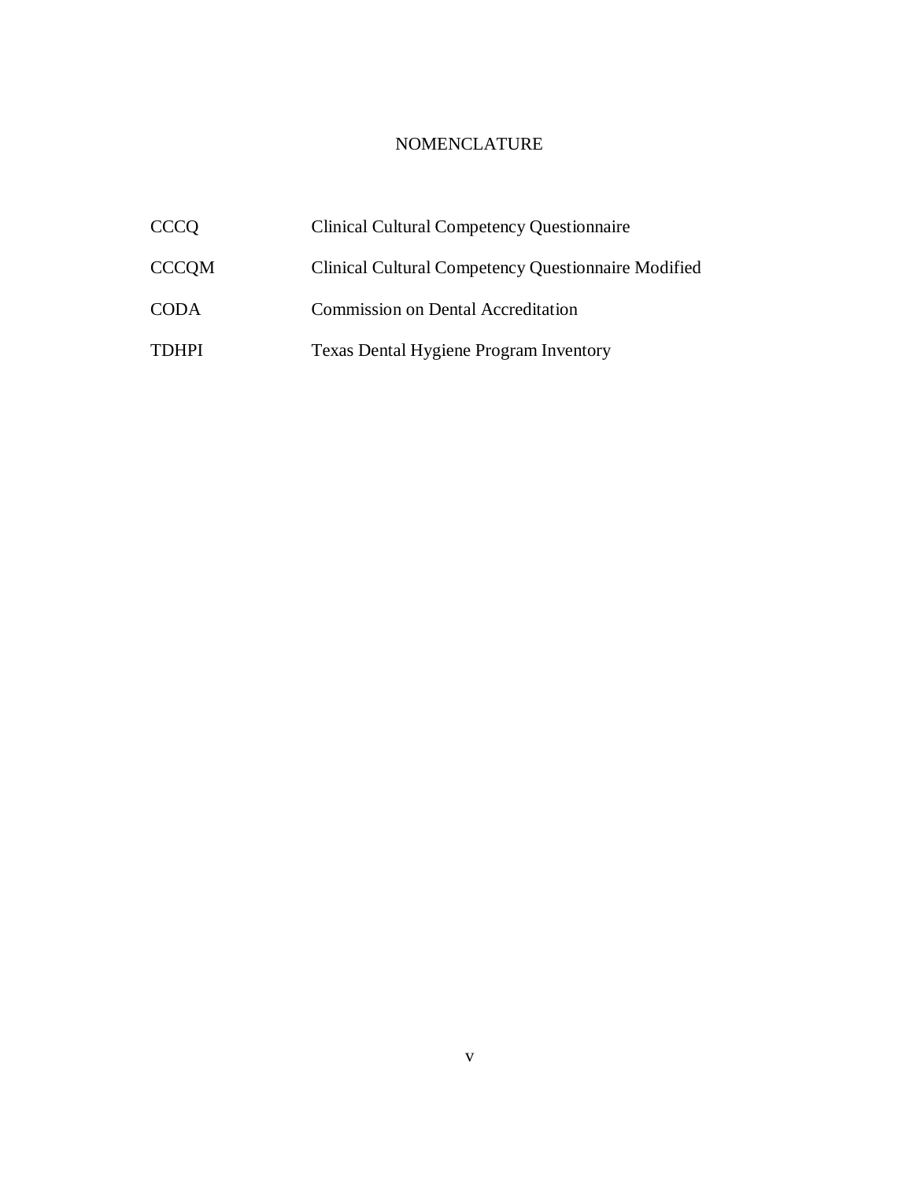# NOMENCLATURE

| | |
|---|---|
| CCCQ | Clinical Cultural Competency Questionnaire |
| CCCQM | Clinical Cultural Competency Questionnaire Modified |
| CODA | Commission on Dental Accreditation |
| TDHPI | Texas Dental Hygiene Program Inventory |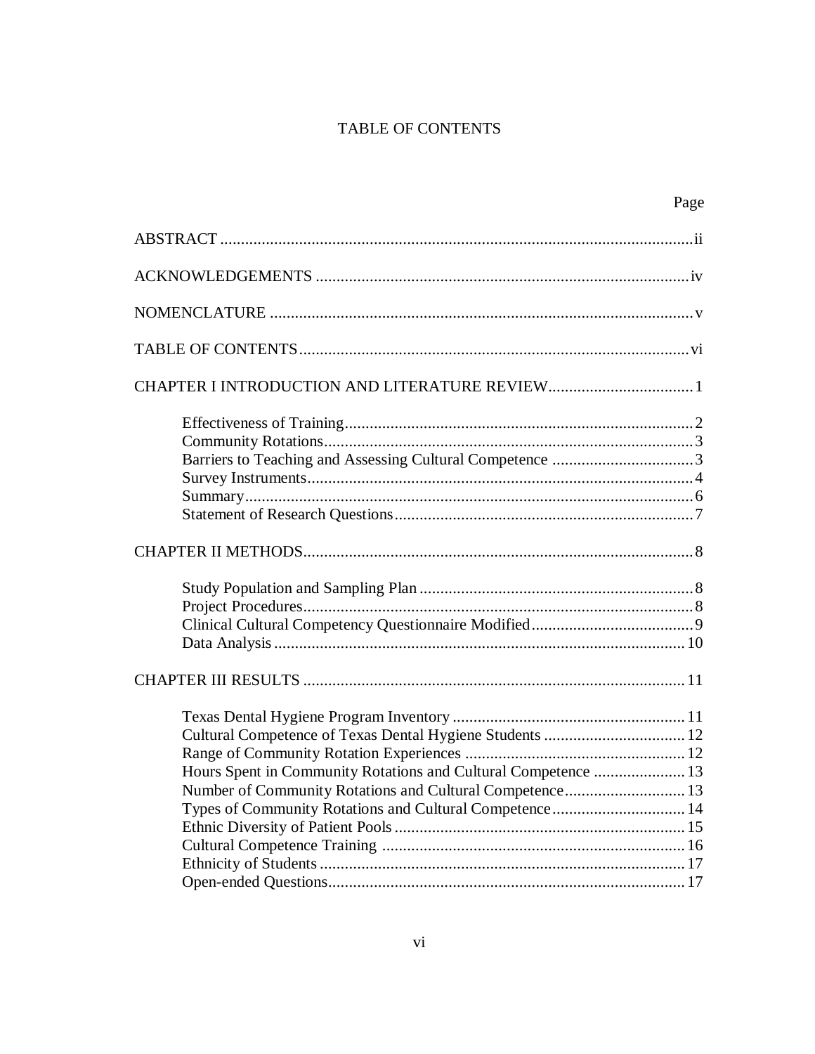# TABLE OF CONTENTS

| | Page |
|---|---|
| ABSTRACT | ii |
| ACKNOWLEDGEMENTS | iv |
| NOMENCLATURE | v |
| TABLE OF CONTENTS | vi |
| CHAPTER I INTRODUCTION AND LITERATURE REVIEW | 1 |
| Effectiveness of Training | 2 |
| Community Rotations | 3 |
| Barriers to Teaching and Assessing Cultural Competence | 3 |
| Survey Instruments | 4 |
| Summary | 6 |
| Statement of Research Questions | 7 |
| CHAPTER II METHODS | 8 |
| Study Population and Sampling Plan | 8 |
| Project Procedures | 8 |
| Clinical Cultural Competency Questionnaire Modified | 9 |
| Data Analysis | 10 |
| CHAPTER III RESULTS | 11 |
| Texas Dental Hygiene Program Inventory | 11 |
| Cultural Competence of Texas Dental Hygiene Students | 12 |
| Range of Community Rotation Experiences | 12 |
| Hours Spent in Community Rotations and Cultural Competence | 13 |
| Number of Community Rotations and Cultural Competence | 13 |
| Types of Community Rotations and Cultural Competence | 14 |
| Ethnic Diversity of Patient Pools | 15 |
| Cultural Competence Training | 16 |
| Ethnicity of Students | 17 |
| Open-ended Questions | 17 |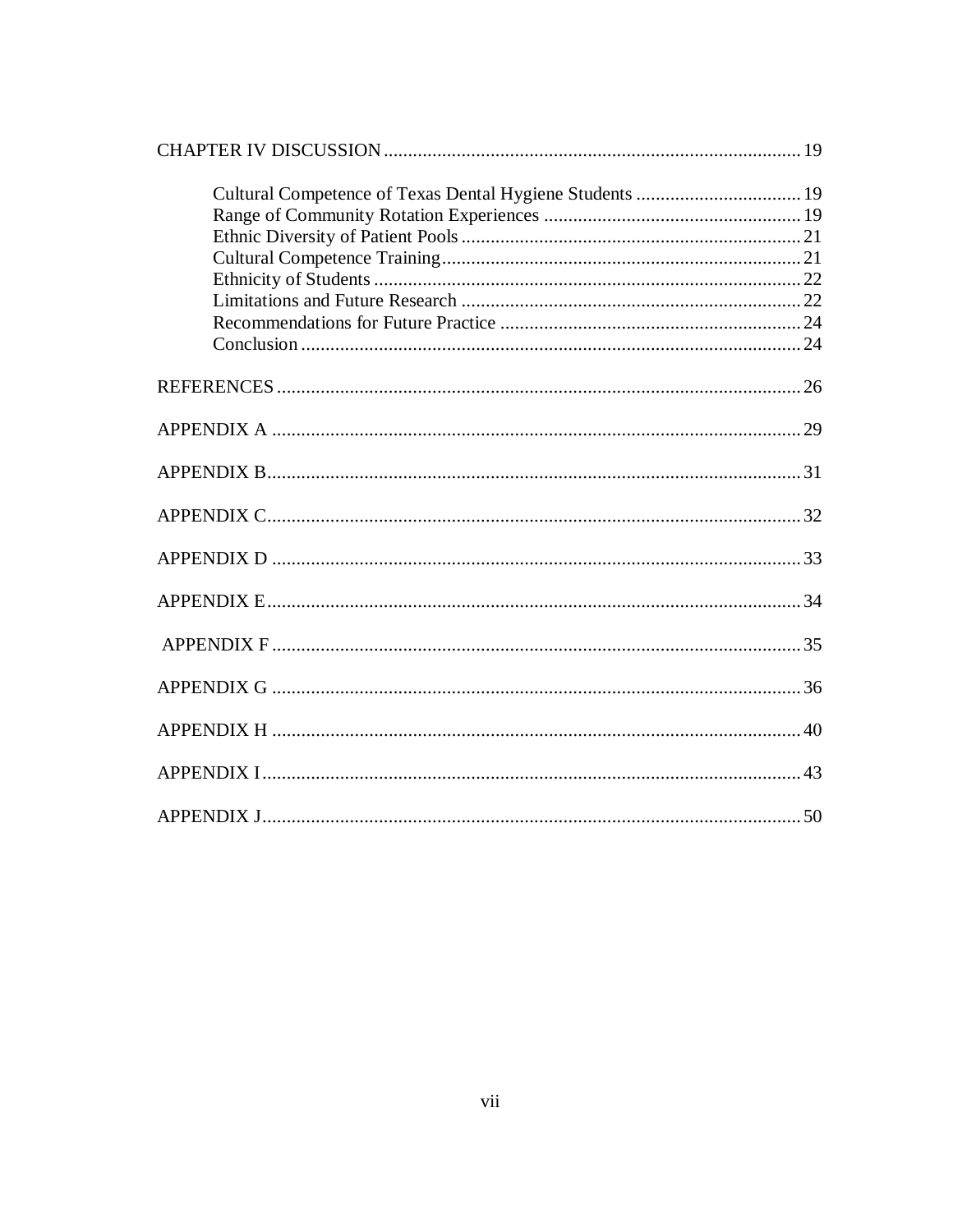CHAPTER IV DISCUSSION ..................................................................................... 19

- Cultural Competence of Texas Dental Hygiene Students .................................. 19
- Range of Community Rotation Experiences ..................................................... 19
- Ethnic Diversity of Patient Pools ...................................................................... 21
- Cultural Competence Training .......................................................................... 21
- Ethnicity of Students ......................................................................................... 22
- Limitations and Future Research ...................................................................... 22
- Recommendations for Future Practice .............................................................. 24
- Conclusion ........................................................................................................ 24

REFERENCES ............................................................................................................ 26

APPENDIX A ............................................................................................................. 29

APPENDIX B ............................................................................................................. 31

APPENDIX C ............................................................................................................. 32

APPENDIX D ............................................................................................................. 33

APPENDIX E ............................................................................................................. 34

APPENDIX F ............................................................................................................. 35

APPENDIX G ............................................................................................................. 36

APPENDIX H ............................................................................................................. 40

APPENDIX I .............................................................................................................. 43

APPENDIX J .............................................................................................................. 50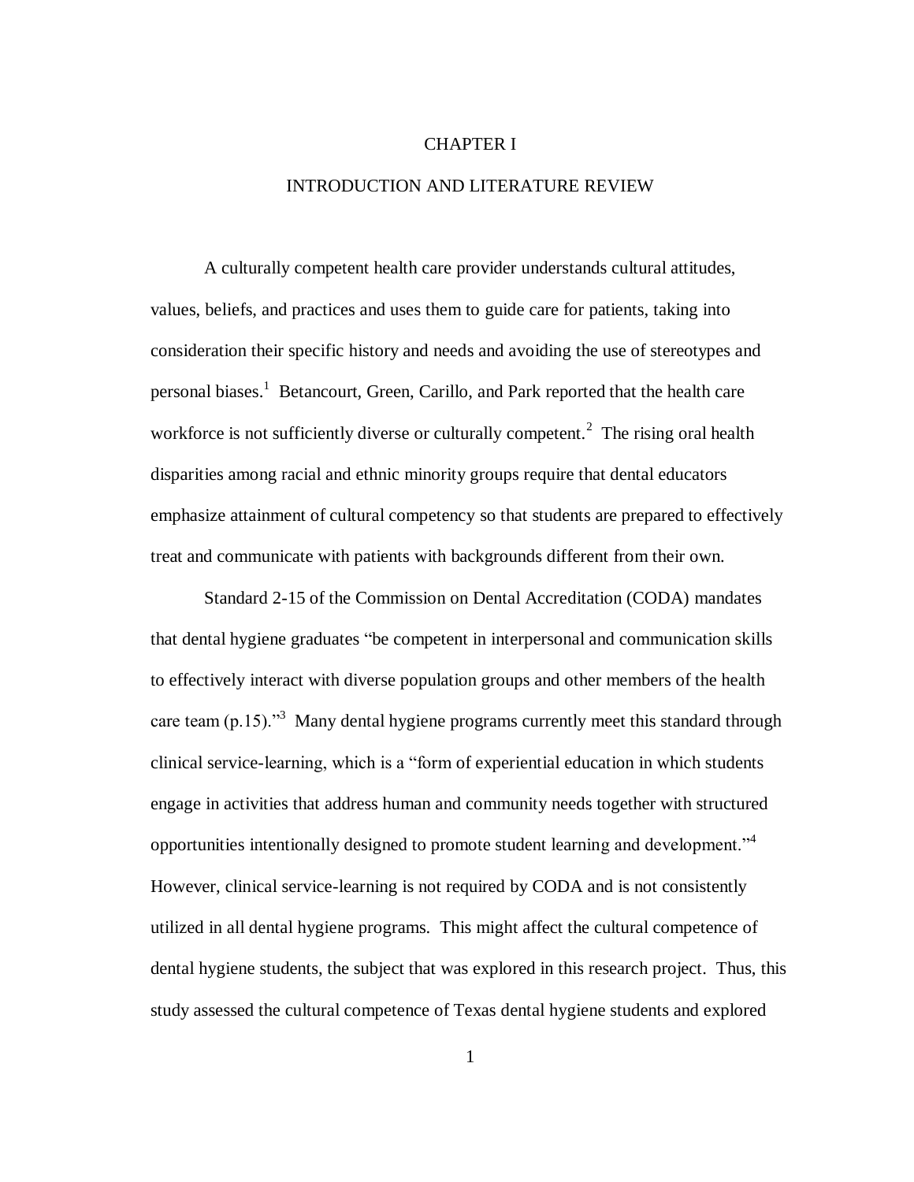# CHAPTER I

## INTRODUCTION AND LITERATURE REVIEW

A culturally competent health care provider understands cultural attitudes, values, beliefs, and practices and uses them to guide care for patients, taking into consideration their specific history and needs and avoiding the use of stereotypes and personal biases.[1] Betancourt, Green, Carillo, and Park reported that the health care workforce is not sufficiently diverse or culturally competent.[2] The rising oral health disparities among racial and ethnic minority groups require that dental educators emphasize attainment of cultural competency so that students are prepared to effectively treat and communicate with patients with backgrounds different from their own.

Standard 2-15 of the Commission on Dental Accreditation (CODA) mandates that dental hygiene graduates "be competent in interpersonal and communication skills to effectively interact with diverse population groups and other members of the health care team (p.15)."[3] Many dental hygiene programs currently meet this standard through clinical service-learning, which is a "form of experiential education in which students engage in activities that address human and community needs together with structured opportunities intentionally designed to promote student learning and development."[4] However, clinical service-learning is not required by CODA and is not consistently utilized in all dental hygiene programs. This might affect the cultural competence of dental hygiene students, the subject that was explored in this research project. Thus, this study assessed the cultural competence of Texas dental hygiene students and explored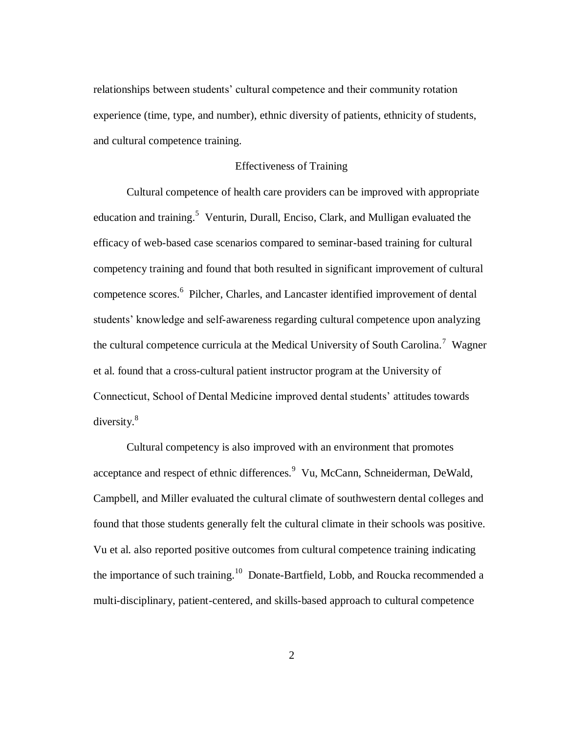relationships between students' cultural competence and their community rotation experience (time, type, and number), ethnic diversity of patients, ethnicity of students, and cultural competence training.

## Effectiveness of Training

Cultural competence of health care providers can be improved with appropriate education and training.[5] Venturin, Durall, Enciso, Clark, and Mulligan evaluated the efficacy of web-based case scenarios compared to seminar-based training for cultural competency training and found that both resulted in significant improvement of cultural competence scores.[6] Pilcher, Charles, and Lancaster identified improvement of dental students' knowledge and self-awareness regarding cultural competence upon analyzing the cultural competence curricula at the Medical University of South Carolina.[7] Wagner et al. found that a cross-cultural patient instructor program at the University of Connecticut, School of Dental Medicine improved dental students' attitudes towards diversity.[8]

Cultural competency is also improved with an environment that promotes acceptance and respect of ethnic differences.[9] Vu, McCann, Schneiderman, DeWald, Campbell, and Miller evaluated the cultural climate of southwestern dental colleges and found that those students generally felt the cultural climate in their schools was positive. Vu et al. also reported positive outcomes from cultural competence training indicating the importance of such training.[10] Donate-Bartfield, Lobb, and Roucka recommended a multi-disciplinary, patient-centered, and skills-based approach to cultural competence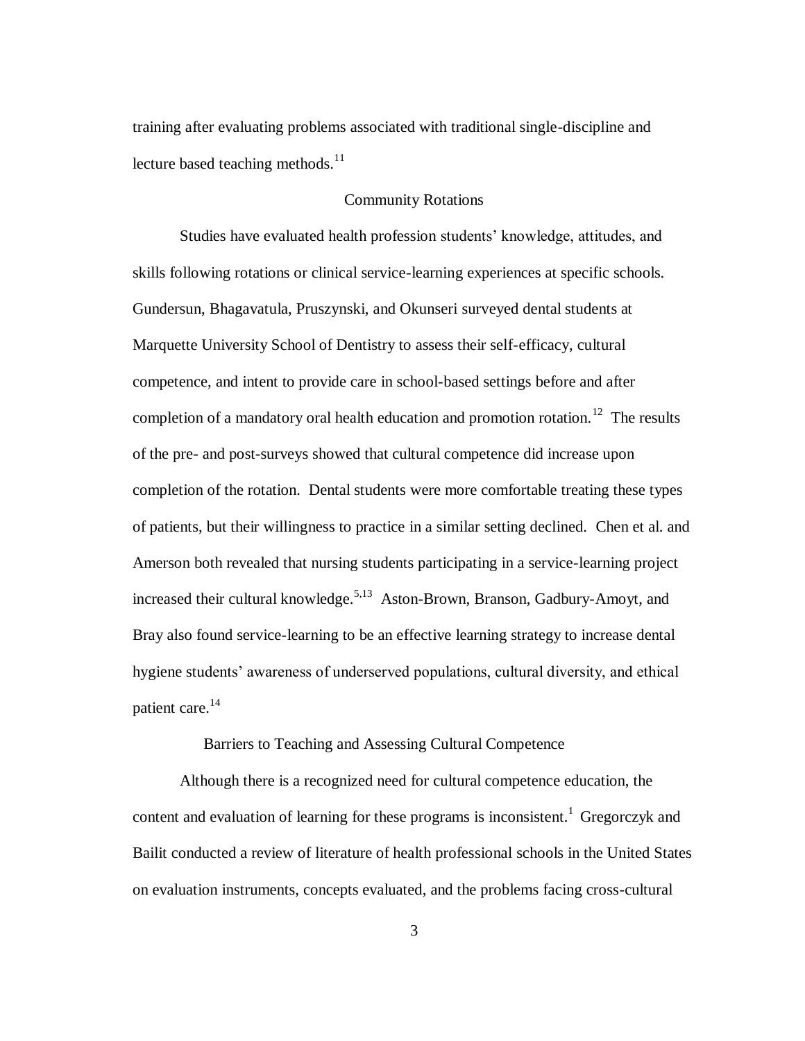training after evaluating problems associated with traditional single-discipline and lecture based teaching methods.[11]

## Community Rotations

Studies have evaluated health profession students' knowledge, attitudes, and skills following rotations or clinical service-learning experiences at specific schools. Gundersun, Bhagavatula, Pruszynski, and Okunseri surveyed dental students at Marquette University School of Dentistry to assess their self-efficacy, cultural competence, and intent to provide care in school-based settings before and after completion of a mandatory oral health education and promotion rotation.[12] The results of the pre- and post-surveys showed that cultural competence did increase upon completion of the rotation. Dental students were more comfortable treating these types of patients, but their willingness to practice in a similar setting declined. Chen et al. and Amerson both revealed that nursing students participating in a service-learning project increased their cultural knowledge.[5,13] Aston-Brown, Branson, Gadbury-Amoyt, and Bray also found service-learning to be an effective learning strategy to increase dental hygiene students' awareness of underserved populations, cultural diversity, and ethical patient care.[14]

## Barriers to Teaching and Assessing Cultural Competence

Although there is a recognized need for cultural competence education, the content and evaluation of learning for these programs is inconsistent.[1] Gregorczyk and Bailit conducted a review of literature of health professional schools in the United States on evaluation instruments, concepts evaluated, and the problems facing cross-cultural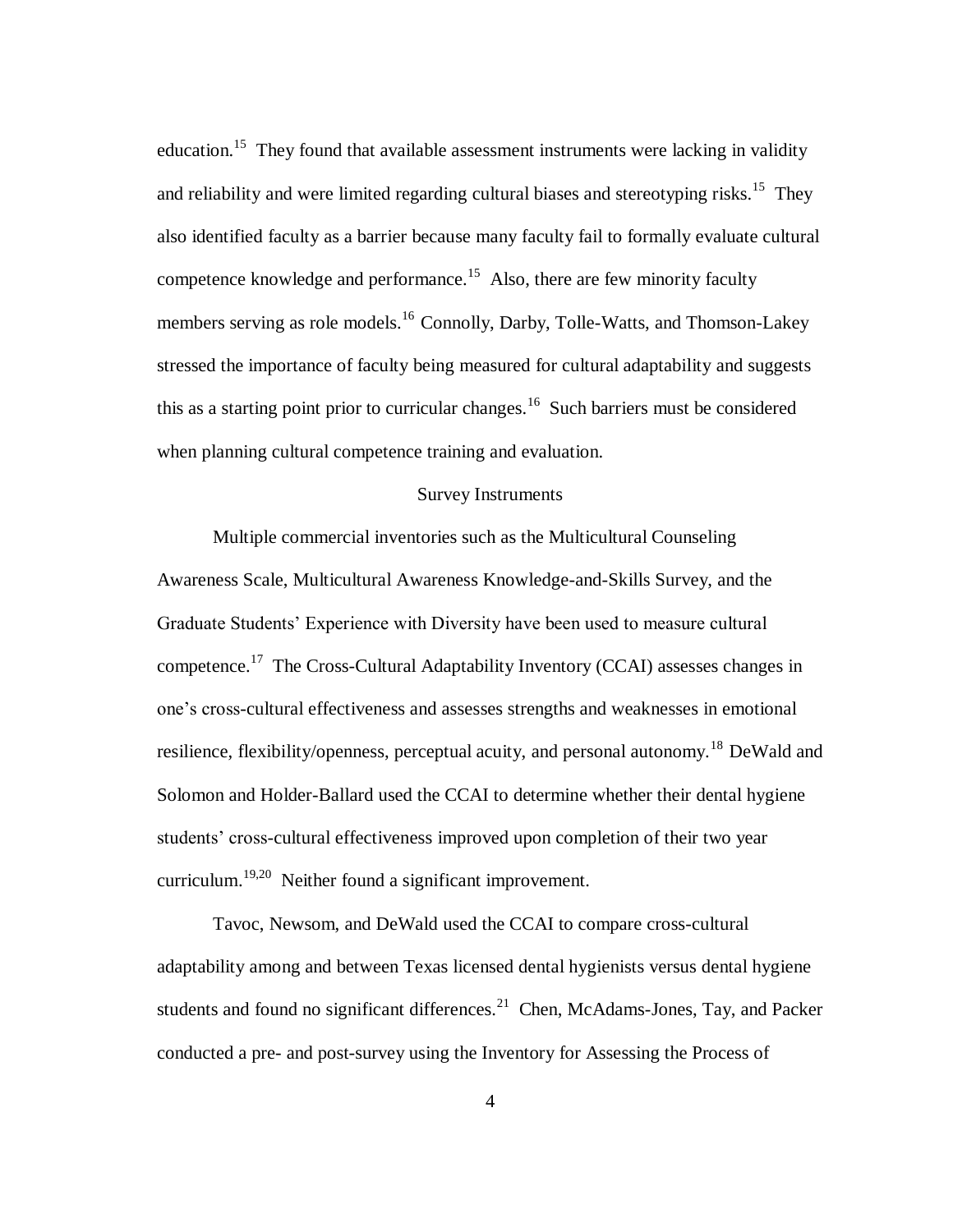education.[15] They found that available assessment instruments were lacking in validity and reliability and were limited regarding cultural biases and stereotyping risks.[15] They also identified faculty as a barrier because many faculty fail to formally evaluate cultural competence knowledge and performance.[15] Also, there are few minority faculty members serving as role models.[16] Connolly, Darby, Tolle-Watts, and Thomson-Lakey stressed the importance of faculty being measured for cultural adaptability and suggests this as a starting point prior to curricular changes.[16] Such barriers must be considered when planning cultural competence training and evaluation.

## Survey Instruments

Multiple commercial inventories such as the Multicultural Counseling Awareness Scale, Multicultural Awareness Knowledge-and-Skills Survey, and the Graduate Students' Experience with Diversity have been used to measure cultural competence.[17] The Cross-Cultural Adaptability Inventory (CCAI) assesses changes in one's cross-cultural effectiveness and assesses strengths and weaknesses in emotional resilience, flexibility/openness, perceptual acuity, and personal autonomy.[18] DeWald and Solomon and Holder-Ballard used the CCAI to determine whether their dental hygiene students' cross-cultural effectiveness improved upon completion of their two year curriculum.[19,20] Neither found a significant improvement.

Tavoc, Newsom, and DeWald used the CCAI to compare cross-cultural adaptability among and between Texas licensed dental hygienists versus dental hygiene students and found no significant differences.[21] Chen, McAdams-Jones, Tay, and Packer conducted a pre- and post-survey using the Inventory for Assessing the Process of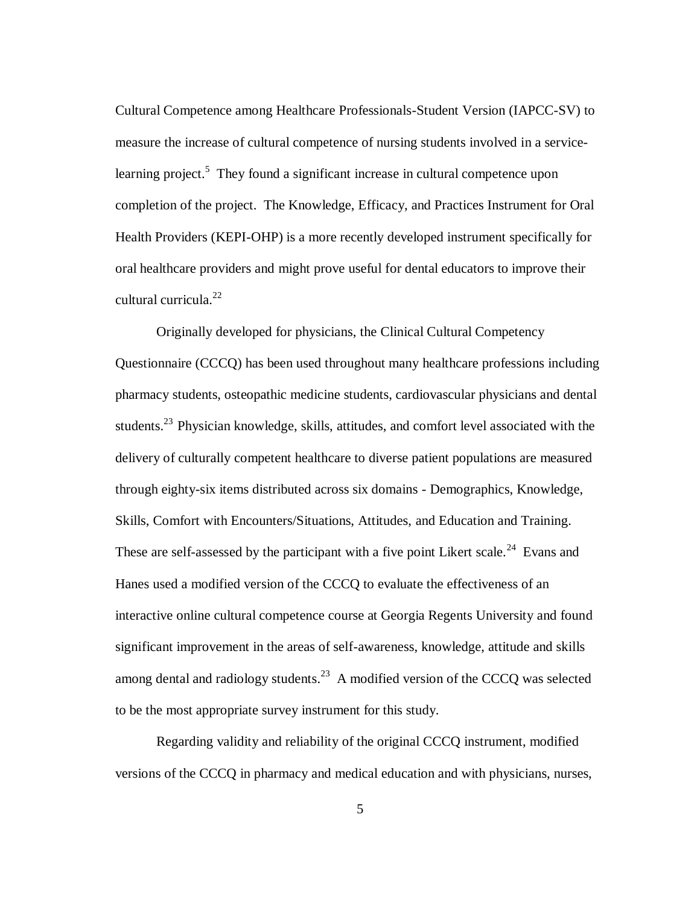Cultural Competence among Healthcare Professionals-Student Version (IAPCC-SV) to measure the increase of cultural competence of nursing students involved in a service-learning project.[5] They found a significant increase in cultural competence upon completion of the project. The Knowledge, Efficacy, and Practices Instrument for Oral Health Providers (KEPI-OHP) is a more recently developed instrument specifically for oral healthcare providers and might prove useful for dental educators to improve their cultural curricula.[22]

Originally developed for physicians, the Clinical Cultural Competency Questionnaire (CCCQ) has been used throughout many healthcare professions including pharmacy students, osteopathic medicine students, cardiovascular physicians and dental students.[23] Physician knowledge, skills, attitudes, and comfort level associated with the delivery of culturally competent healthcare to diverse patient populations are measured through eighty-six items distributed across six domains - Demographics, Knowledge, Skills, Comfort with Encounters/Situations, Attitudes, and Education and Training. These are self-assessed by the participant with a five point Likert scale.[24] Evans and Hanes used a modified version of the CCCQ to evaluate the effectiveness of an interactive online cultural competence course at Georgia Regents University and found significant improvement in the areas of self-awareness, knowledge, attitude and skills among dental and radiology students.[23] A modified version of the CCCQ was selected to be the most appropriate survey instrument for this study.

Regarding validity and reliability of the original CCCQ instrument, modified versions of the CCCQ in pharmacy and medical education and with physicians, nurses,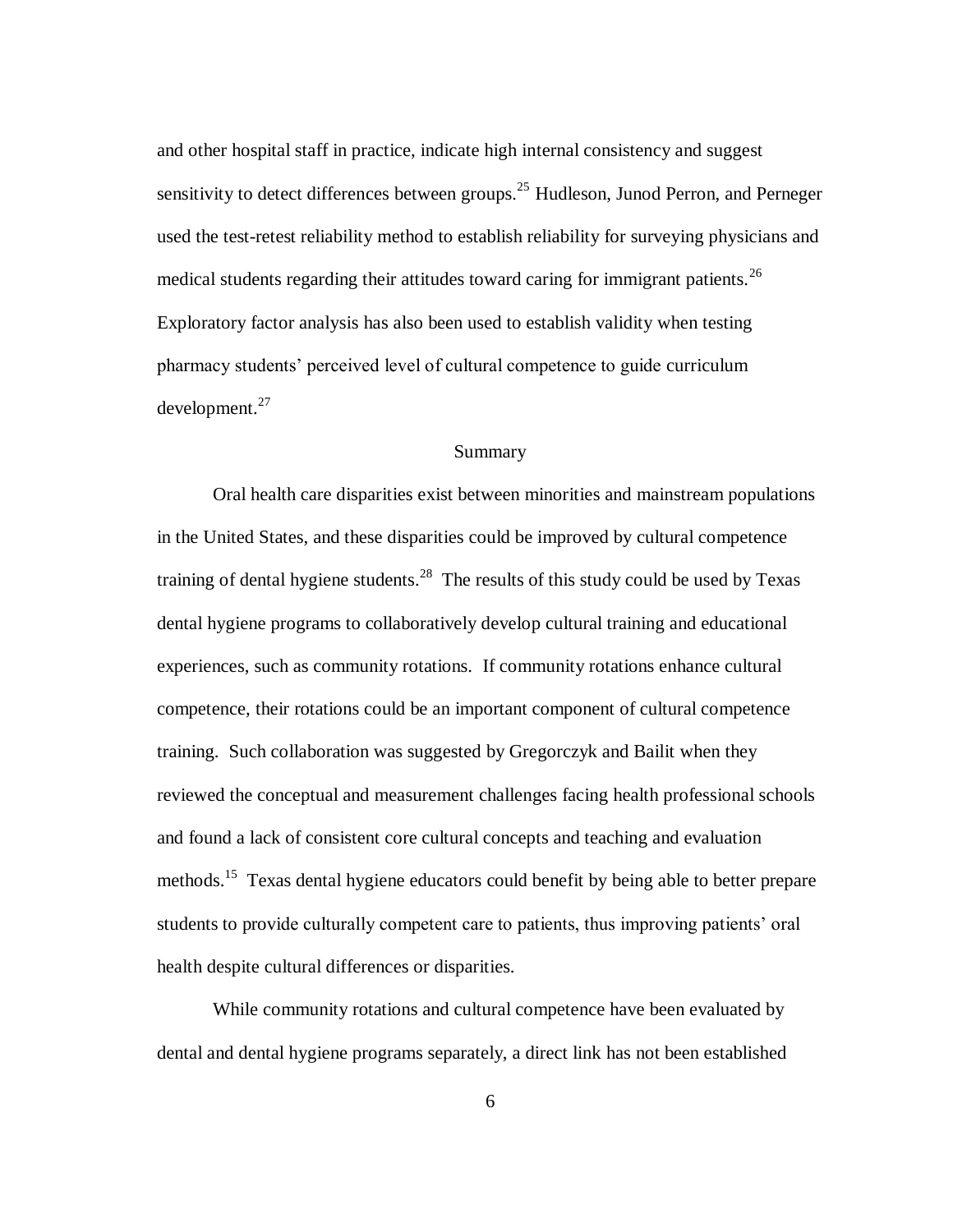and other hospital staff in practice, indicate high internal consistency and suggest sensitivity to detect differences between groups.[25] Hudleson, Junod Perron, and Perneger used the test-retest reliability method to establish reliability for surveying physicians and medical students regarding their attitudes toward caring for immigrant patients.[26] Exploratory factor analysis has also been used to establish validity when testing pharmacy students' perceived level of cultural competence to guide curriculum development.[27]

## Summary

Oral health care disparities exist between minorities and mainstream populations in the United States, and these disparities could be improved by cultural competence training of dental hygiene students.[28] The results of this study could be used by Texas dental hygiene programs to collaboratively develop cultural training and educational experiences, such as community rotations. If community rotations enhance cultural competence, their rotations could be an important component of cultural competence training. Such collaboration was suggested by Gregorczyk and Bailit when they reviewed the conceptual and measurement challenges facing health professional schools and found a lack of consistent core cultural concepts and teaching and evaluation methods.[15] Texas dental hygiene educators could benefit by being able to better prepare students to provide culturally competent care to patients, thus improving patients' oral health despite cultural differences or disparities.

While community rotations and cultural competence have been evaluated by dental and dental hygiene programs separately, a direct link has not been established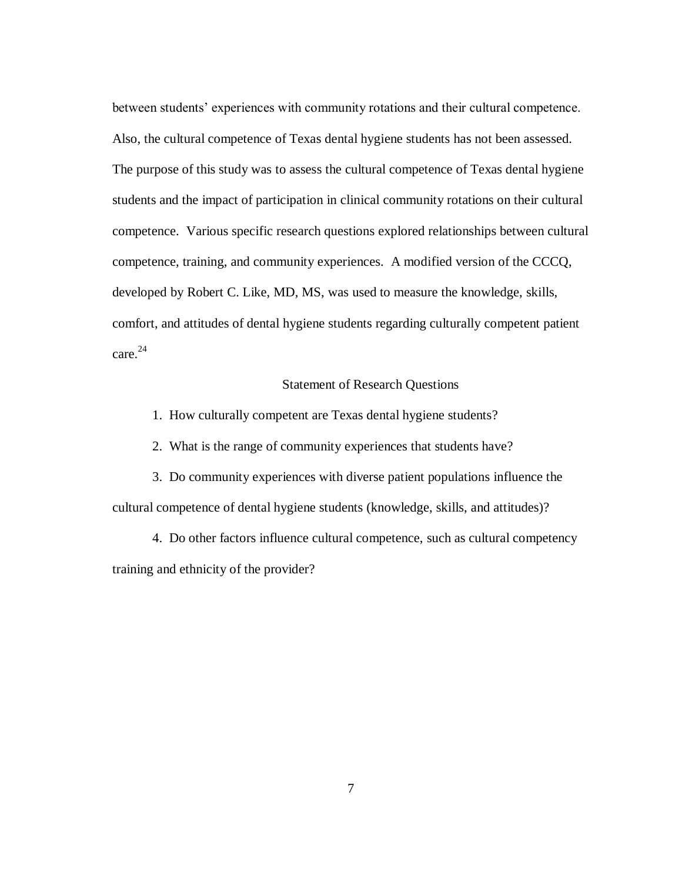between students' experiences with community rotations and their cultural competence. Also, the cultural competence of Texas dental hygiene students has not been assessed. The purpose of this study was to assess the cultural competence of Texas dental hygiene students and the impact of participation in clinical community rotations on their cultural competence. Various specific research questions explored relationships between cultural competence, training, and community experiences. A modified version of the CCCQ, developed by Robert C. Like, MD, MS, was used to measure the knowledge, skills, comfort, and attitudes of dental hygiene students regarding culturally competent patient care.[24]

## Statement of Research Questions

1. How culturally competent are Texas dental hygiene students?
2. What is the range of community experiences that students have?
3. Do community experiences with diverse patient populations influence the cultural competence of dental hygiene students (knowledge, skills, and attitudes)?
4. Do other factors influence cultural competence, such as cultural competency training and ethnicity of the provider?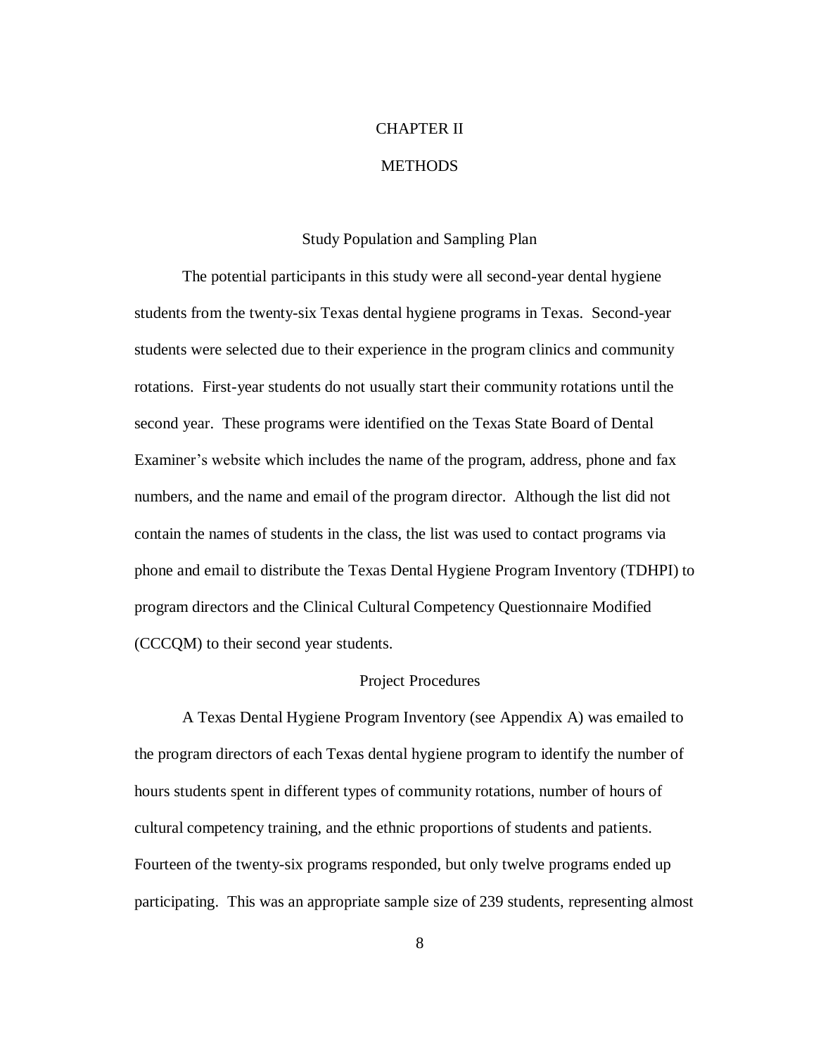# CHAPTER II

# METHODS

## Study Population and Sampling Plan

The potential participants in this study were all second-year dental hygiene students from the twenty-six Texas dental hygiene programs in Texas. Second-year students were selected due to their experience in the program clinics and community rotations. First-year students do not usually start their community rotations until the second year. These programs were identified on the Texas State Board of Dental Examiner's website which includes the name of the program, address, phone and fax numbers, and the name and email of the program director. Although the list did not contain the names of students in the class, the list was used to contact programs via phone and email to distribute the Texas Dental Hygiene Program Inventory (TDHPI) to program directors and the Clinical Cultural Competency Questionnaire Modified (CCCQM) to their second year students.

## Project Procedures

A Texas Dental Hygiene Program Inventory (see Appendix A) was emailed to the program directors of each Texas dental hygiene program to identify the number of hours students spent in different types of community rotations, number of hours of cultural competency training, and the ethnic proportions of students and patients. Fourteen of the twenty-six programs responded, but only twelve programs ended up participating. This was an appropriate sample size of 239 students, representing almost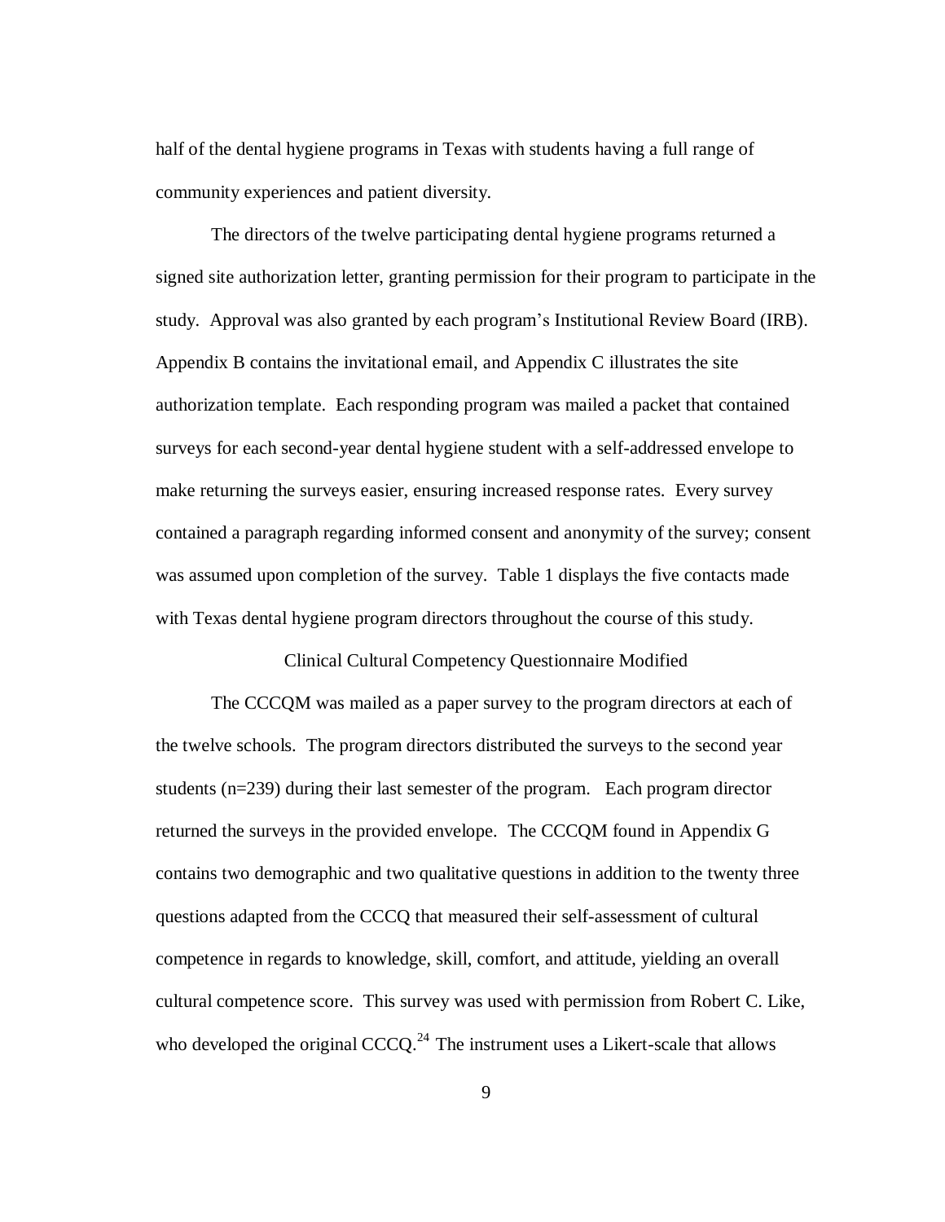half of the dental hygiene programs in Texas with students having a full range of community experiences and patient diversity.

The directors of the twelve participating dental hygiene programs returned a signed site authorization letter, granting permission for their program to participate in the study. Approval was also granted by each program's Institutional Review Board (IRB). Appendix B contains the invitational email, and Appendix C illustrates the site authorization template. Each responding program was mailed a packet that contained surveys for each second-year dental hygiene student with a self-addressed envelope to make returning the surveys easier, ensuring increased response rates. Every survey contained a paragraph regarding informed consent and anonymity of the survey; consent was assumed upon completion of the survey. Table 1 displays the five contacts made with Texas dental hygiene program directors throughout the course of this study.

## Clinical Cultural Competency Questionnaire Modified

The CCCQM was mailed as a paper survey to the program directors at each of the twelve schools. The program directors distributed the surveys to the second year students (n=239) during their last semester of the program. Each program director returned the surveys in the provided envelope. The CCCQM found in Appendix G contains two demographic and two qualitative questions in addition to the twenty three questions adapted from the CCCQ that measured their self-assessment of cultural competence in regards to knowledge, skill, comfort, and attitude, yielding an overall cultural competence score. This survey was used with permission from Robert C. Like, who developed the original CCCQ.[24] The instrument uses a Likert-scale that allows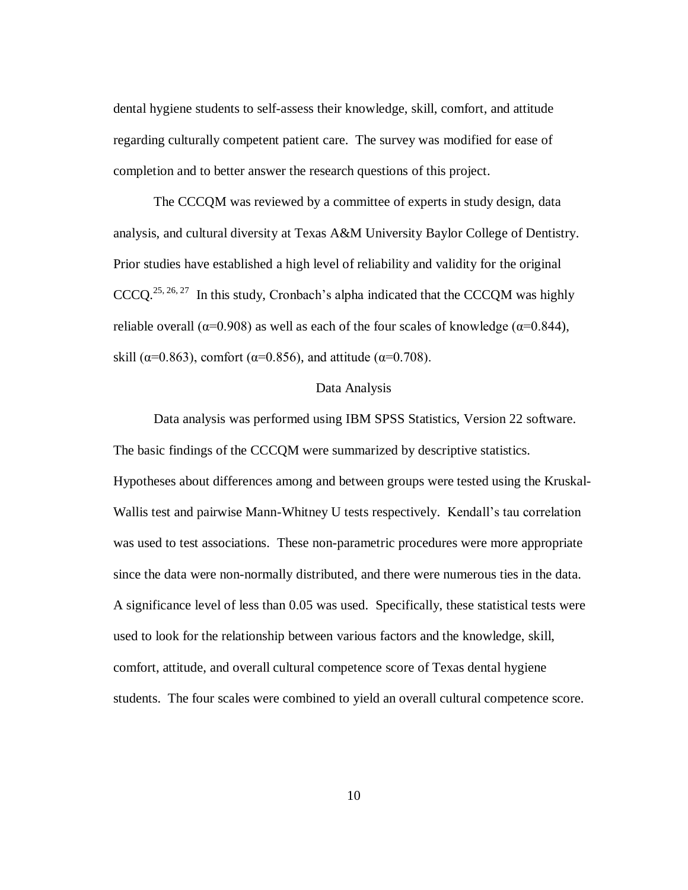dental hygiene students to self-assess their knowledge, skill, comfort, and attitude regarding culturally competent patient care. The survey was modified for ease of completion and to better answer the research questions of this project.

The CCCQM was reviewed by a committee of experts in study design, data analysis, and cultural diversity at Texas A&M University Baylor College of Dentistry. Prior studies have established a high level of reliability and validity for the original CCCQ.[25, 26, 27] In this study, Cronbach's alpha indicated that the CCCQM was highly reliable overall ($\alpha$=0.908) as well as each of the four scales of knowledge ($\alpha$=0.844), skill ($\alpha$=0.863), comfort ($\alpha$=0.856), and attitude ($\alpha$=0.708).

## Data Analysis

Data analysis was performed using IBM SPSS Statistics, Version 22 software. The basic findings of the CCCQM were summarized by descriptive statistics. Hypotheses about differences among and between groups were tested using the Kruskal-Wallis test and pairwise Mann-Whitney U tests respectively. Kendall's tau correlation was used to test associations. These non-parametric procedures were more appropriate since the data were non-normally distributed, and there were numerous ties in the data. A significance level of less than 0.05 was used. Specifically, these statistical tests were used to look for the relationship between various factors and the knowledge, skill, comfort, attitude, and overall cultural competence score of Texas dental hygiene students. The four scales were combined to yield an overall cultural competence score.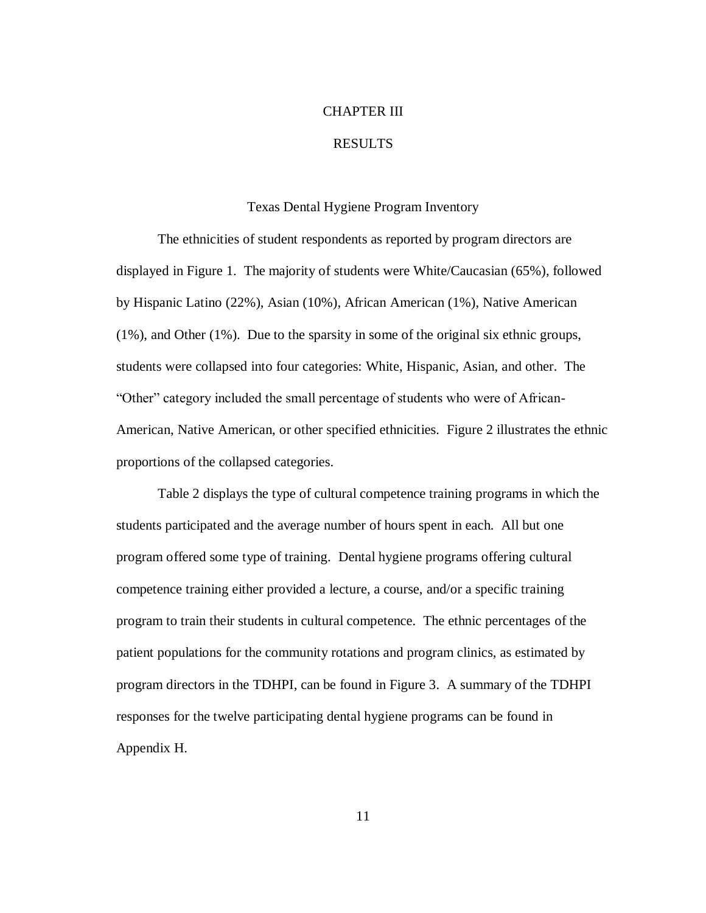# CHAPTER III

# RESULTS

## Texas Dental Hygiene Program Inventory

The ethnicities of student respondents as reported by program directors are displayed in Figure 1. The majority of students were White/Caucasian (65%), followed by Hispanic Latino (22%), Asian (10%), African American (1%), Native American (1%), and Other (1%). Due to the sparsity in some of the original six ethnic groups, students were collapsed into four categories: White, Hispanic, Asian, and other. The "Other" category included the small percentage of students who were of African-American, Native American, or other specified ethnicities. Figure 2 illustrates the ethnic proportions of the collapsed categories.

Table 2 displays the type of cultural competence training programs in which the students participated and the average number of hours spent in each. All but one program offered some type of training. Dental hygiene programs offering cultural competence training either provided a lecture, a course, and/or a specific training program to train their students in cultural competence. The ethnic percentages of the patient populations for the community rotations and program clinics, as estimated by program directors in the TDHPI, can be found in Figure 3. A summary of the TDHPI responses for the twelve participating dental hygiene programs can be found in Appendix H.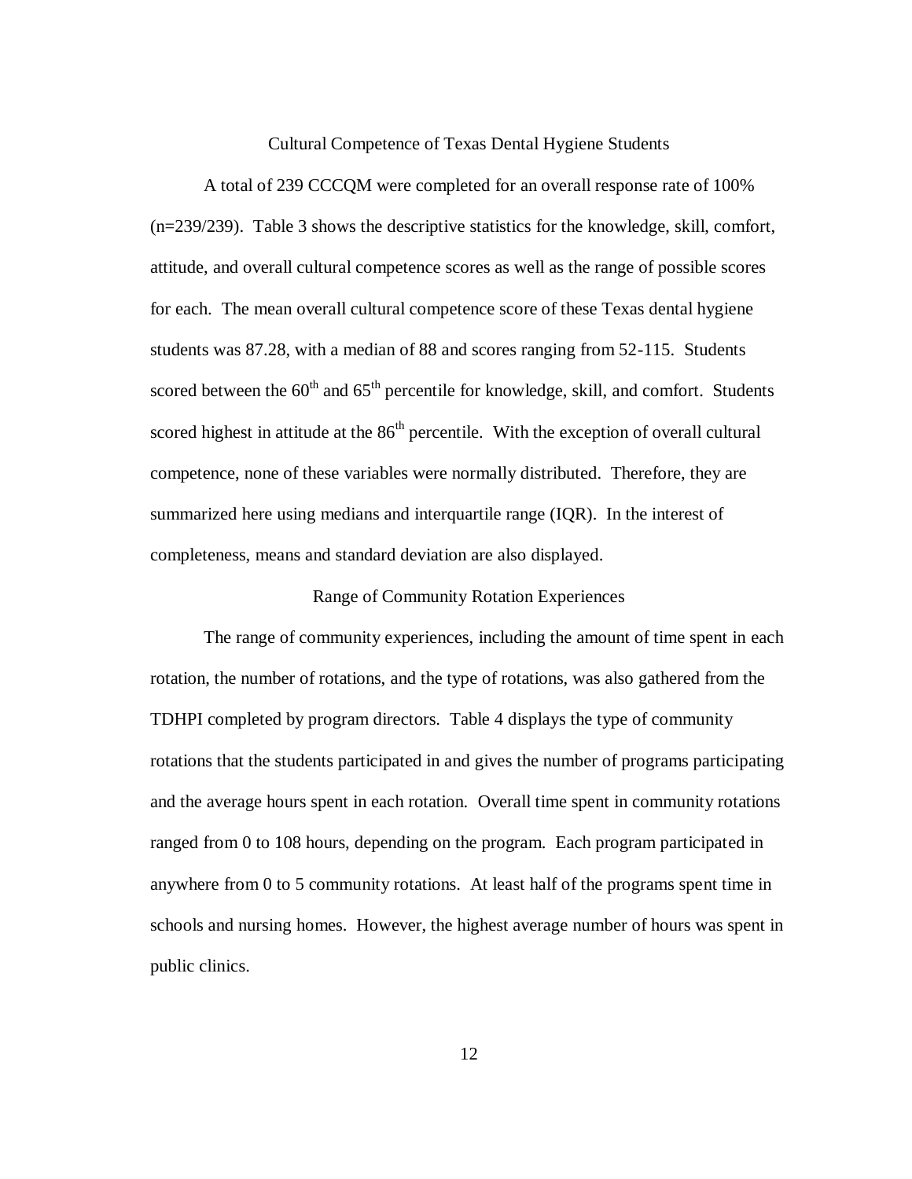## Cultural Competence of Texas Dental Hygiene Students

A total of 239 CCCQM were completed for an overall response rate of 100% (n=239/239). Table 3 shows the descriptive statistics for the knowledge, skill, comfort, attitude, and overall cultural competence scores as well as the range of possible scores for each. The mean overall cultural competence score of these Texas dental hygiene students was 87.28, with a median of 88 and scores ranging from 52-115. Students scored between the 60$^{th}$ and 65$^{th}$ percentile for knowledge, skill, and comfort. Students scored highest in attitude at the 86$^{th}$ percentile. With the exception of overall cultural competence, none of these variables were normally distributed. Therefore, they are summarized here using medians and interquartile range (IQR). In the interest of completeness, means and standard deviation are also displayed.

## Range of Community Rotation Experiences

The range of community experiences, including the amount of time spent in each rotation, the number of rotations, and the type of rotations, was also gathered from the TDHPI completed by program directors. Table 4 displays the type of community rotations that the students participated in and gives the number of programs participating and the average hours spent in each rotation. Overall time spent in community rotations ranged from 0 to 108 hours, depending on the program. Each program participated in anywhere from 0 to 5 community rotations. At least half of the programs spent time in schools and nursing homes. However, the highest average number of hours was spent in public clinics.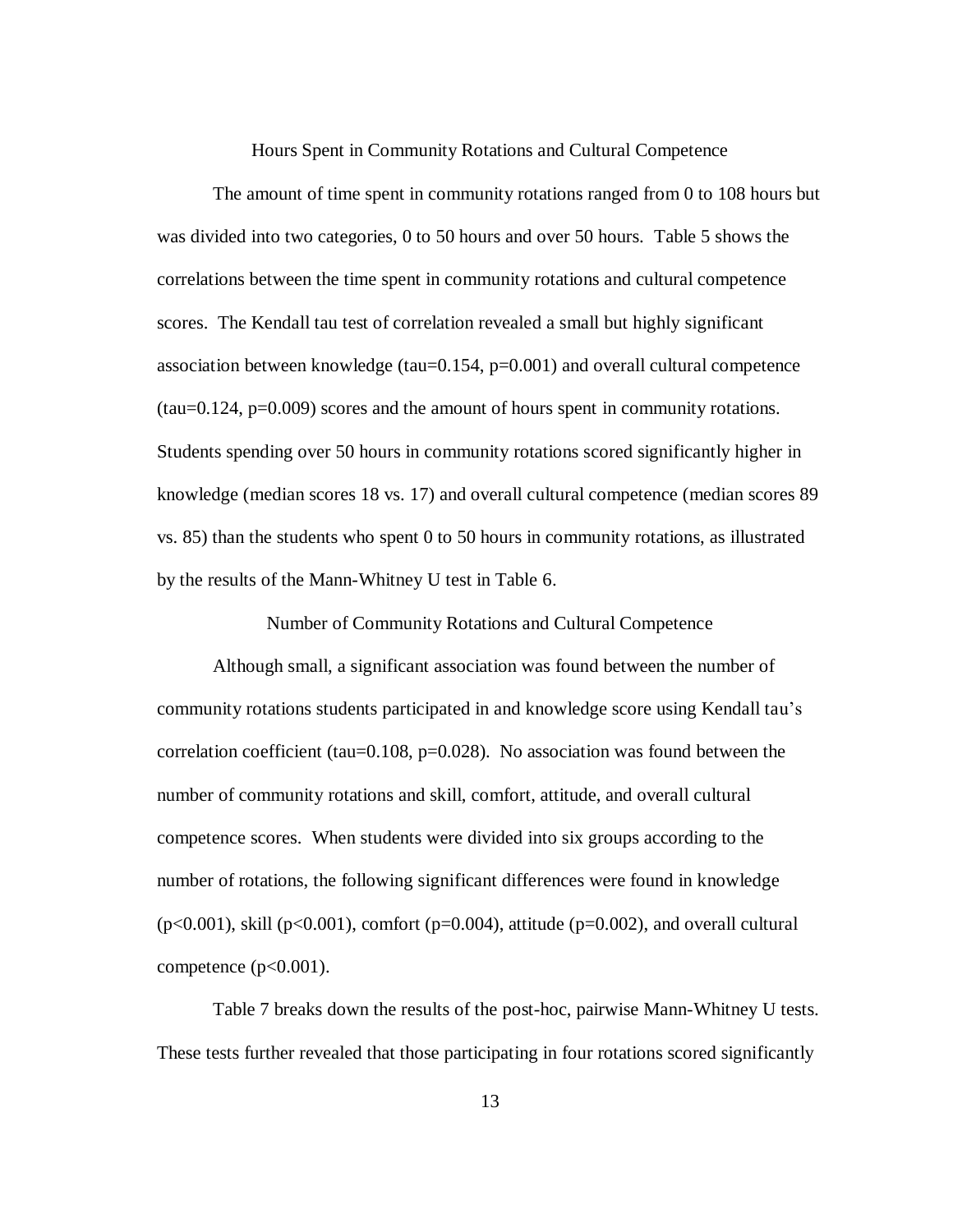## Hours Spent in Community Rotations and Cultural Competence

The amount of time spent in community rotations ranged from 0 to 108 hours but was divided into two categories, 0 to 50 hours and over 50 hours. Table 5 shows the correlations between the time spent in community rotations and cultural competence scores. The Kendall tau test of correlation revealed a small but highly significant association between knowledge (tau=0.154, p=0.001) and overall cultural competence (tau=0.124, p=0.009) scores and the amount of hours spent in community rotations. Students spending over 50 hours in community rotations scored significantly higher in knowledge (median scores 18 vs. 17) and overall cultural competence (median scores 89 vs. 85) than the students who spent 0 to 50 hours in community rotations, as illustrated by the results of the Mann-Whitney U test in Table 6.

## Number of Community Rotations and Cultural Competence

Although small, a significant association was found between the number of community rotations students participated in and knowledge score using Kendall tau's correlation coefficient (tau=0.108, p=0.028). No association was found between the number of community rotations and skill, comfort, attitude, and overall cultural competence scores. When students were divided into six groups according to the number of rotations, the following significant differences were found in knowledge (p<0.001), skill (p<0.001), comfort (p=0.004), attitude (p=0.002), and overall cultural competence (p<0.001).

Table 7 breaks down the results of the post-hoc, pairwise Mann-Whitney U tests. These tests further revealed that those participating in four rotations scored significantly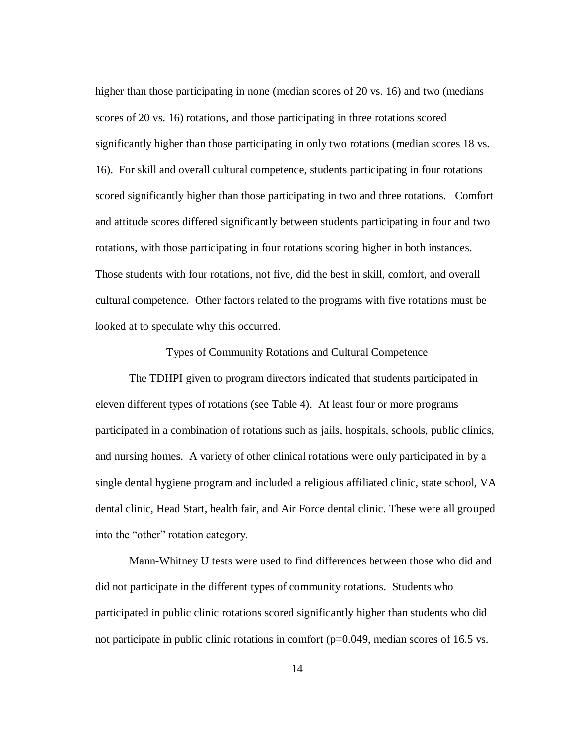higher than those participating in none (median scores of 20 vs. 16) and two (medians scores of 20 vs. 16) rotations, and those participating in three rotations scored significantly higher than those participating in only two rotations (median scores 18 vs. 16). For skill and overall cultural competence, students participating in four rotations scored significantly higher than those participating in two and three rotations. Comfort and attitude scores differed significantly between students participating in four and two rotations, with those participating in four rotations scoring higher in both instances. Those students with four rotations, not five, did the best in skill, comfort, and overall cultural competence. Other factors related to the programs with five rotations must be looked at to speculate why this occurred.

## Types of Community Rotations and Cultural Competence

The TDHPI given to program directors indicated that students participated in eleven different types of rotations (see Table 4). At least four or more programs participated in a combination of rotations such as jails, hospitals, schools, public clinics, and nursing homes. A variety of other clinical rotations were only participated in by a single dental hygiene program and included a religious affiliated clinic, state school, VA dental clinic, Head Start, health fair, and Air Force dental clinic. These were all grouped into the "other" rotation category.

Mann-Whitney U tests were used to find differences between those who did and did not participate in the different types of community rotations. Students who participated in public clinic rotations scored significantly higher than students who did not participate in public clinic rotations in comfort ($p=0.049$, median scores of 16.5 vs.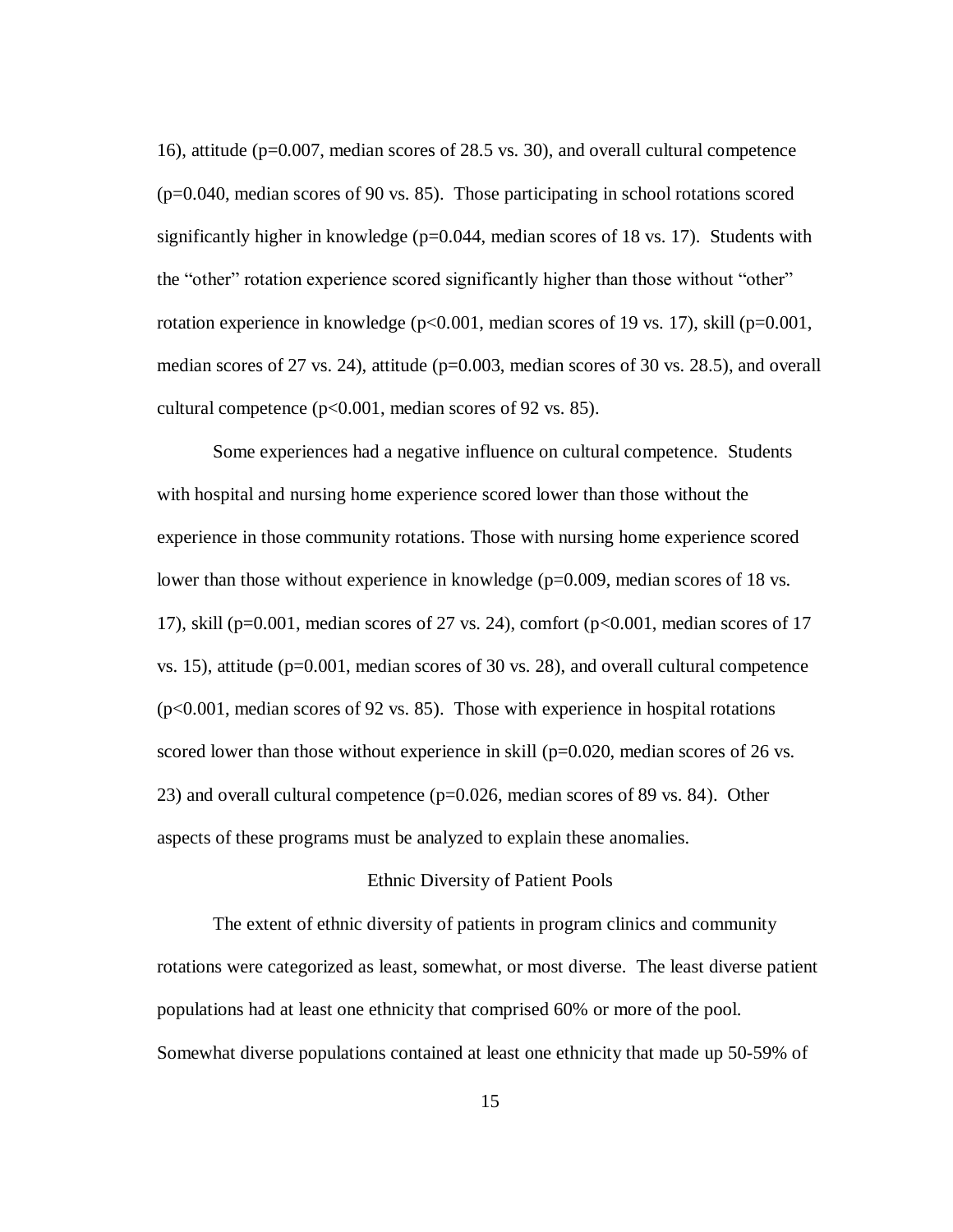16), attitude ($p=0.007$, median scores of 28.5 vs. 30), and overall cultural competence ($p=0.040$, median scores of 90 vs. 85). Those participating in school rotations scored significantly higher in knowledge ($p=0.044$, median scores of 18 vs. 17). Students with the "other" rotation experience scored significantly higher than those without "other" rotation experience in knowledge ($p<0.001$, median scores of 19 vs. 17), skill ($p=0.001$, median scores of 27 vs. 24), attitude ($p=0.003$, median scores of 30 vs. 28.5), and overall cultural competence ($p<0.001$, median scores of 92 vs. 85).

Some experiences had a negative influence on cultural competence. Students with hospital and nursing home experience scored lower than those without the experience in those community rotations. Those with nursing home experience scored lower than those without experience in knowledge ($p=0.009$, median scores of 18 vs. 17), skill ($p=0.001$, median scores of 27 vs. 24), comfort ($p<0.001$, median scores of 17 vs. 15), attitude ($p=0.001$, median scores of 30 vs. 28), and overall cultural competence ($p<0.001$, median scores of 92 vs. 85). Those with experience in hospital rotations scored lower than those without experience in skill ($p=0.020$, median scores of 26 vs. 23) and overall cultural competence ($p=0.026$, median scores of 89 vs. 84). Other aspects of these programs must be analyzed to explain these anomalies.

## Ethnic Diversity of Patient Pools

The extent of ethnic diversity of patients in program clinics and community rotations were categorized as least, somewhat, or most diverse. The least diverse patient populations had at least one ethnicity that comprised 60% or more of the pool. Somewhat diverse populations contained at least one ethnicity that made up 50-59% of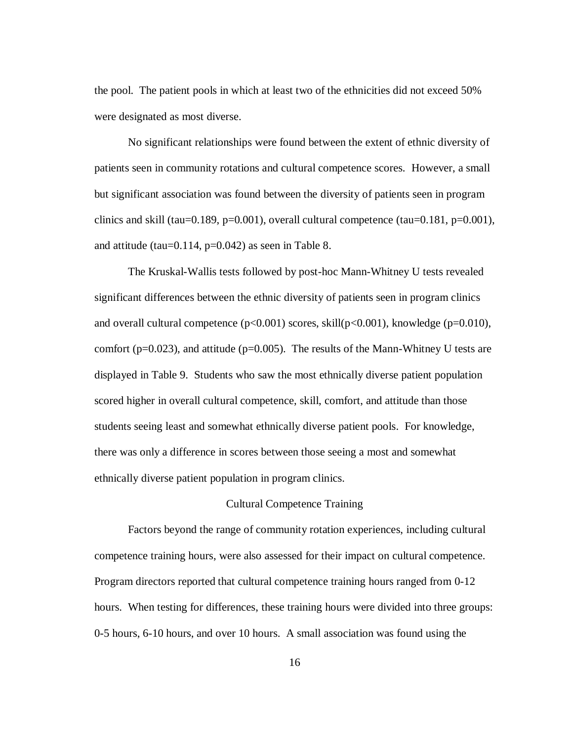the pool. The patient pools in which at least two of the ethnicities did not exceed 50% were designated as most diverse.

No significant relationships were found between the extent of ethnic diversity of patients seen in community rotations and cultural competence scores. However, a small but significant association was found between the diversity of patients seen in program clinics and skill (tau=0.189, $p=0.001$), overall cultural competence (tau=0.181, $p=0.001$), and attitude (tau=0.114, $p=0.042$) as seen in Table 8.

The Kruskal-Wallis tests followed by post-hoc Mann-Whitney U tests revealed significant differences between the ethnic diversity of patients seen in program clinics and overall cultural competence ($p<0.001$) scores, skill($p<0.001$), knowledge ($p=0.010$), comfort ($p=0.023$), and attitude ($p=0.005$). The results of the Mann-Whitney U tests are displayed in Table 9. Students who saw the most ethnically diverse patient population scored higher in overall cultural competence, skill, comfort, and attitude than those students seeing least and somewhat ethnically diverse patient pools. For knowledge, there was only a difference in scores between those seeing a most and somewhat ethnically diverse patient population in program clinics.

## Cultural Competence Training

Factors beyond the range of community rotation experiences, including cultural competence training hours, were also assessed for their impact on cultural competence. Program directors reported that cultural competence training hours ranged from 0-12 hours. When testing for differences, these training hours were divided into three groups: 0-5 hours, 6-10 hours, and over 10 hours. A small association was found using the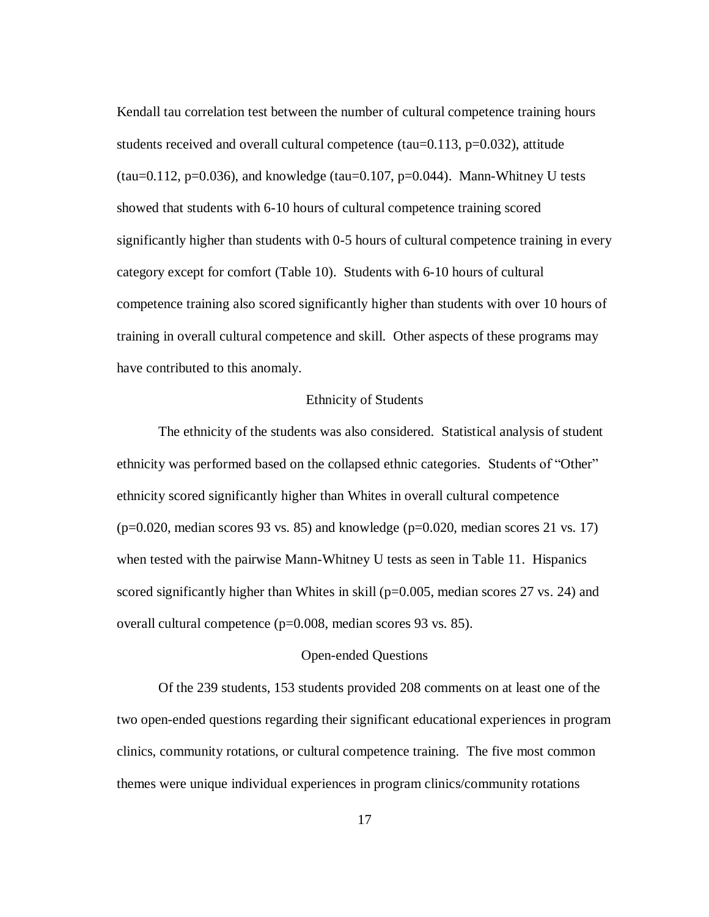Kendall tau correlation test between the number of cultural competence training hours students received and overall cultural competence (tau=0.113, p=0.032), attitude (tau=0.112, p=0.036), and knowledge (tau=0.107, p=0.044). Mann-Whitney U tests showed that students with 6-10 hours of cultural competence training scored significantly higher than students with 0-5 hours of cultural competence training in every category except for comfort (Table 10). Students with 6-10 hours of cultural competence training also scored significantly higher than students with over 10 hours of training in overall cultural competence and skill. Other aspects of these programs may have contributed to this anomaly.

## Ethnicity of Students

The ethnicity of the students was also considered. Statistical analysis of student ethnicity was performed based on the collapsed ethnic categories. Students of "Other" ethnicity scored significantly higher than Whites in overall cultural competence (p=0.020, median scores 93 vs. 85) and knowledge (p=0.020, median scores 21 vs. 17) when tested with the pairwise Mann-Whitney U tests as seen in Table 11. Hispanics scored significantly higher than Whites in skill (p=0.005, median scores 27 vs. 24) and overall cultural competence (p=0.008, median scores 93 vs. 85).

## Open-ended Questions

Of the 239 students, 153 students provided 208 comments on at least one of the two open-ended questions regarding their significant educational experiences in program clinics, community rotations, or cultural competence training. The five most common themes were unique individual experiences in program clinics/community rotations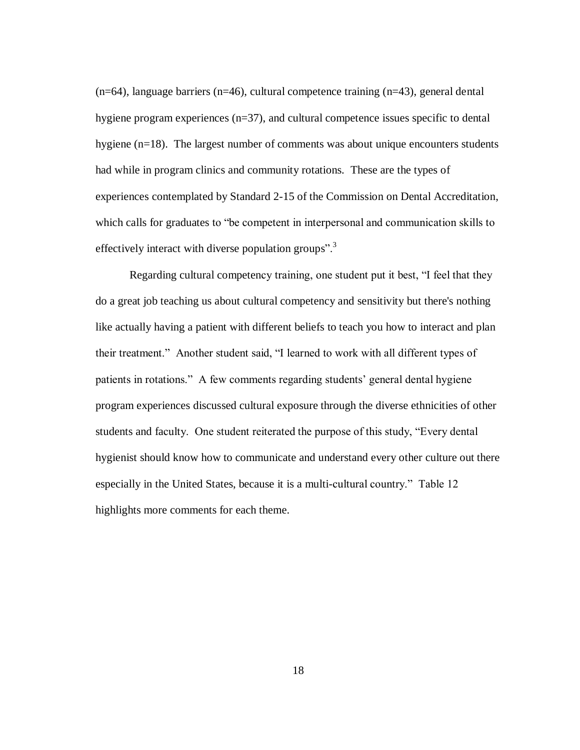(n=64), language barriers (n=46), cultural competence training (n=43), general dental hygiene program experiences (n=37), and cultural competence issues specific to dental hygiene (n=18). The largest number of comments was about unique encounters students had while in program clinics and community rotations. These are the types of experiences contemplated by Standard 2-15 of the Commission on Dental Accreditation, which calls for graduates to "be competent in interpersonal and communication skills to effectively interact with diverse population groups".[3]

Regarding cultural competency training, one student put it best, "I feel that they do a great job teaching us about cultural competency and sensitivity but there's nothing like actually having a patient with different beliefs to teach you how to interact and plan their treatment." Another student said, "I learned to work with all different types of patients in rotations." A few comments regarding students' general dental hygiene program experiences discussed cultural exposure through the diverse ethnicities of other students and faculty. One student reiterated the purpose of this study, "Every dental hygienist should know how to communicate and understand every other culture out there especially in the United States, because it is a multi-cultural country." Table 12 highlights more comments for each theme.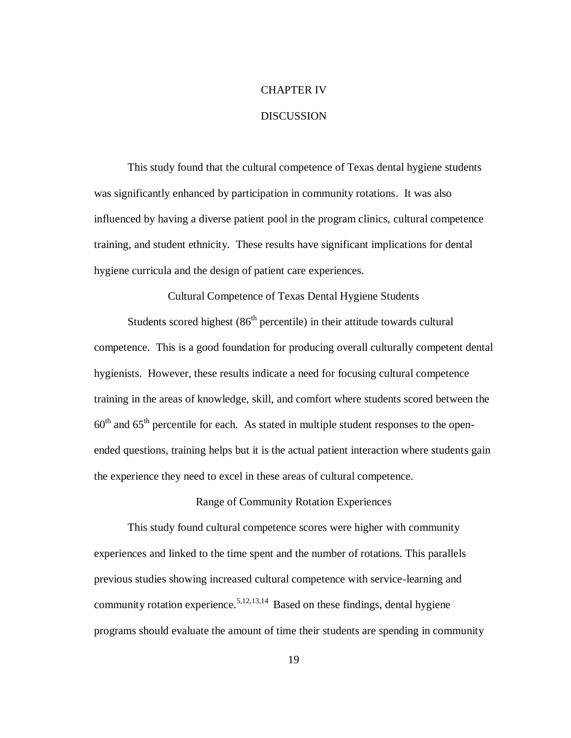# CHAPTER IV

# DISCUSSION

This study found that the cultural competence of Texas dental hygiene students was significantly enhanced by participation in community rotations. It was also influenced by having a diverse patient pool in the program clinics, cultural competence training, and student ethnicity. These results have significant implications for dental hygiene curricula and the design of patient care experiences.

## Cultural Competence of Texas Dental Hygiene Students

Students scored highest (86$^{th}$ percentile) in their attitude towards cultural competence. This is a good foundation for producing overall culturally competent dental hygienists. However, these results indicate a need for focusing cultural competence training in the areas of knowledge, skill, and comfort where students scored between the 60$^{th}$ and 65$^{th}$ percentile for each. As stated in multiple student responses to the open-ended questions, training helps but it is the actual patient interaction where students gain the experience they need to excel in these areas of cultural competence.

## Range of Community Rotation Experiences

This study found cultural competence scores were higher with community experiences and linked to the time spent and the number of rotations. This parallels previous studies showing increased cultural competence with service-learning and community rotation experience.[5,12,13,14] Based on these findings, dental hygiene programs should evaluate the amount of time their students are spending in community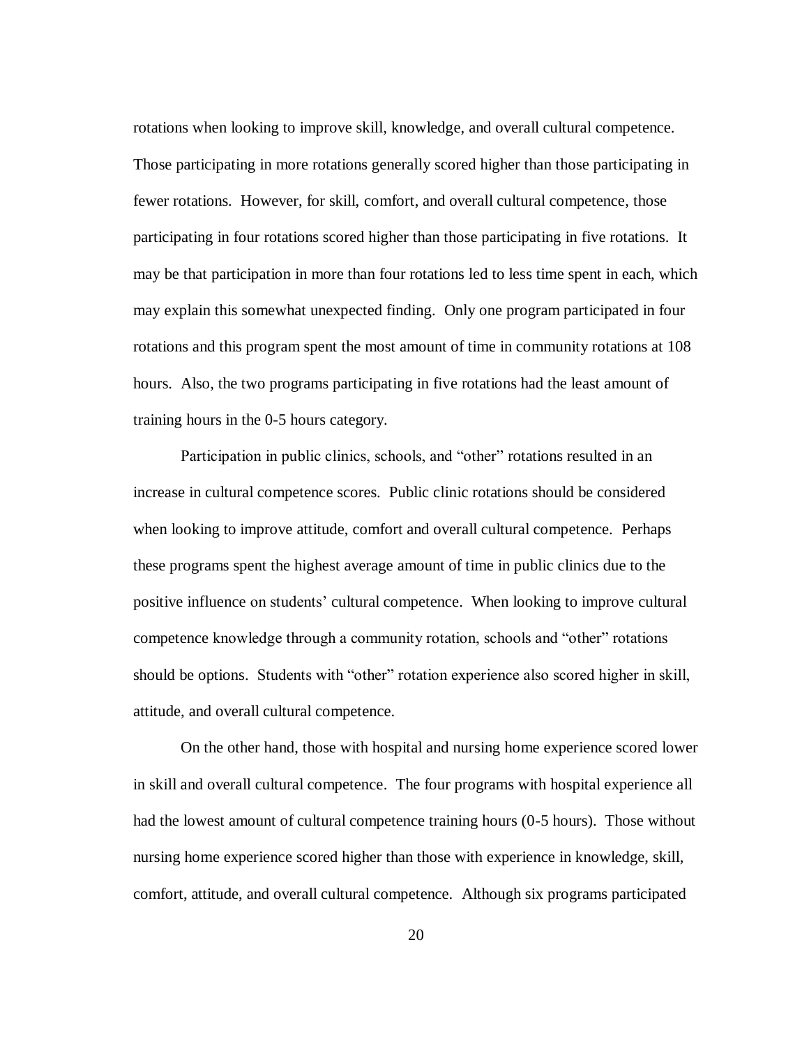rotations when looking to improve skill, knowledge, and overall cultural competence. Those participating in more rotations generally scored higher than those participating in fewer rotations. However, for skill, comfort, and overall cultural competence, those participating in four rotations scored higher than those participating in five rotations. It may be that participation in more than four rotations led to less time spent in each, which may explain this somewhat unexpected finding. Only one program participated in four rotations and this program spent the most amount of time in community rotations at 108 hours. Also, the two programs participating in five rotations had the least amount of training hours in the 0-5 hours category.

Participation in public clinics, schools, and "other" rotations resulted in an increase in cultural competence scores. Public clinic rotations should be considered when looking to improve attitude, comfort and overall cultural competence. Perhaps these programs spent the highest average amount of time in public clinics due to the positive influence on students' cultural competence. When looking to improve cultural competence knowledge through a community rotation, schools and "other" rotations should be options. Students with "other" rotation experience also scored higher in skill, attitude, and overall cultural competence.

On the other hand, those with hospital and nursing home experience scored lower in skill and overall cultural competence. The four programs with hospital experience all had the lowest amount of cultural competence training hours (0-5 hours). Those without nursing home experience scored higher than those with experience in knowledge, skill, comfort, attitude, and overall cultural competence. Although six programs participated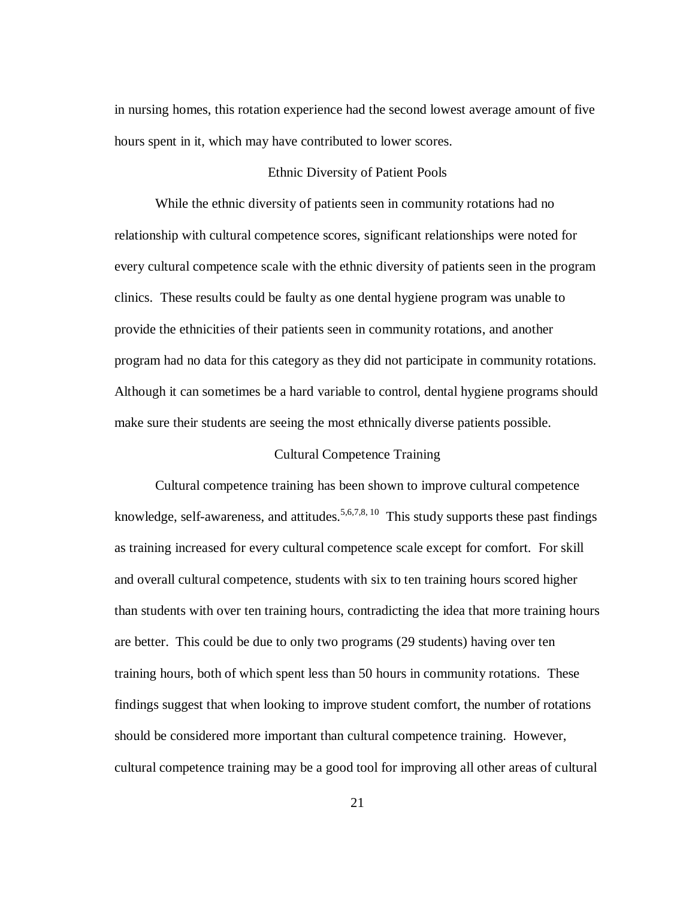in nursing homes, this rotation experience had the second lowest average amount of five hours spent in it, which may have contributed to lower scores.

## Ethnic Diversity of Patient Pools

While the ethnic diversity of patients seen in community rotations had no relationship with cultural competence scores, significant relationships were noted for every cultural competence scale with the ethnic diversity of patients seen in the program clinics. These results could be faulty as one dental hygiene program was unable to provide the ethnicities of their patients seen in community rotations, and another program had no data for this category as they did not participate in community rotations. Although it can sometimes be a hard variable to control, dental hygiene programs should make sure their students are seeing the most ethnically diverse patients possible.

## Cultural Competence Training

Cultural competence training has been shown to improve cultural competence knowledge, self-awareness, and attitudes.[5,6,7,8, 10] This study supports these past findings as training increased for every cultural competence scale except for comfort. For skill and overall cultural competence, students with six to ten training hours scored higher than students with over ten training hours, contradicting the idea that more training hours are better. This could be due to only two programs (29 students) having over ten training hours, both of which spent less than 50 hours in community rotations. These findings suggest that when looking to improve student comfort, the number of rotations should be considered more important than cultural competence training. However, cultural competence training may be a good tool for improving all other areas of cultural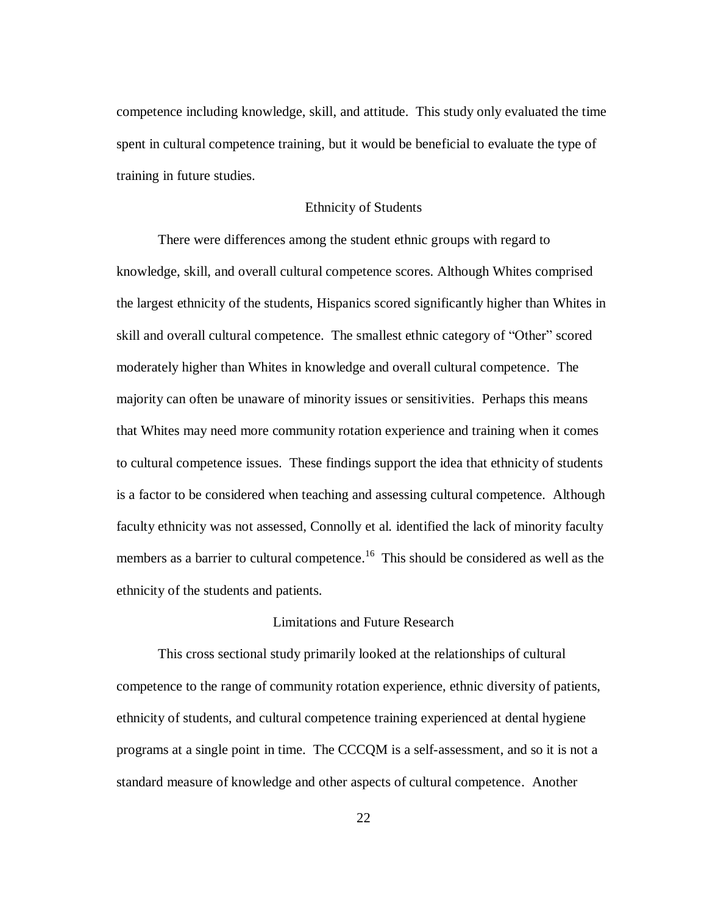competence including knowledge, skill, and attitude. This study only evaluated the time spent in cultural competence training, but it would be beneficial to evaluate the type of training in future studies.

### Ethnicity of Students

There were differences among the student ethnic groups with regard to knowledge, skill, and overall cultural competence scores. Although Whites comprised the largest ethnicity of the students, Hispanics scored significantly higher than Whites in skill and overall cultural competence. The smallest ethnic category of "Other" scored moderately higher than Whites in knowledge and overall cultural competence. The majority can often be unaware of minority issues or sensitivities. Perhaps this means that Whites may need more community rotation experience and training when it comes to cultural competence issues. These findings support the idea that ethnicity of students is a factor to be considered when teaching and assessing cultural competence. Although faculty ethnicity was not assessed, Connolly et al. identified the lack of minority faculty members as a barrier to cultural competence.[16] This should be considered as well as the ethnicity of the students and patients.

### Limitations and Future Research

This cross sectional study primarily looked at the relationships of cultural competence to the range of community rotation experience, ethnic diversity of patients, ethnicity of students, and cultural competence training experienced at dental hygiene programs at a single point in time. The CCCQM is a self-assessment, and so it is not a standard measure of knowledge and other aspects of cultural competence. Another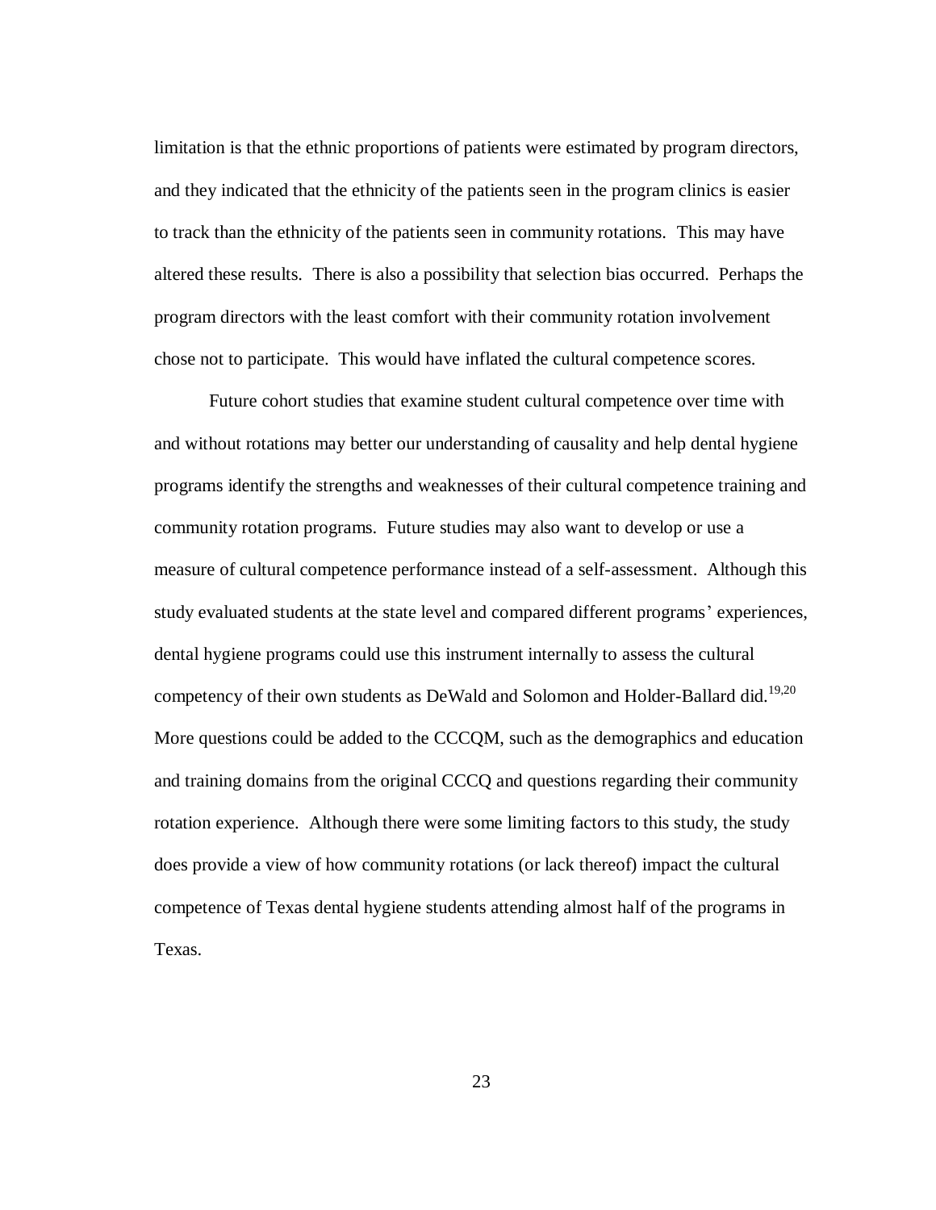limitation is that the ethnic proportions of patients were estimated by program directors, and they indicated that the ethnicity of the patients seen in the program clinics is easier to track than the ethnicity of the patients seen in community rotations. This may have altered these results. There is also a possibility that selection bias occurred. Perhaps the program directors with the least comfort with their community rotation involvement chose not to participate. This would have inflated the cultural competence scores.

Future cohort studies that examine student cultural competence over time with and without rotations may better our understanding of causality and help dental hygiene programs identify the strengths and weaknesses of their cultural competence training and community rotation programs. Future studies may also want to develop or use a measure of cultural competence performance instead of a self-assessment. Although this study evaluated students at the state level and compared different programs' experiences, dental hygiene programs could use this instrument internally to assess the cultural competency of their own students as DeWald and Solomon and Holder-Ballard did.[19,20] More questions could be added to the CCCQM, such as the demographics and education and training domains from the original CCCQ and questions regarding their community rotation experience. Although there were some limiting factors to this study, the study does provide a view of how community rotations (or lack thereof) impact the cultural competence of Texas dental hygiene students attending almost half of the programs in Texas.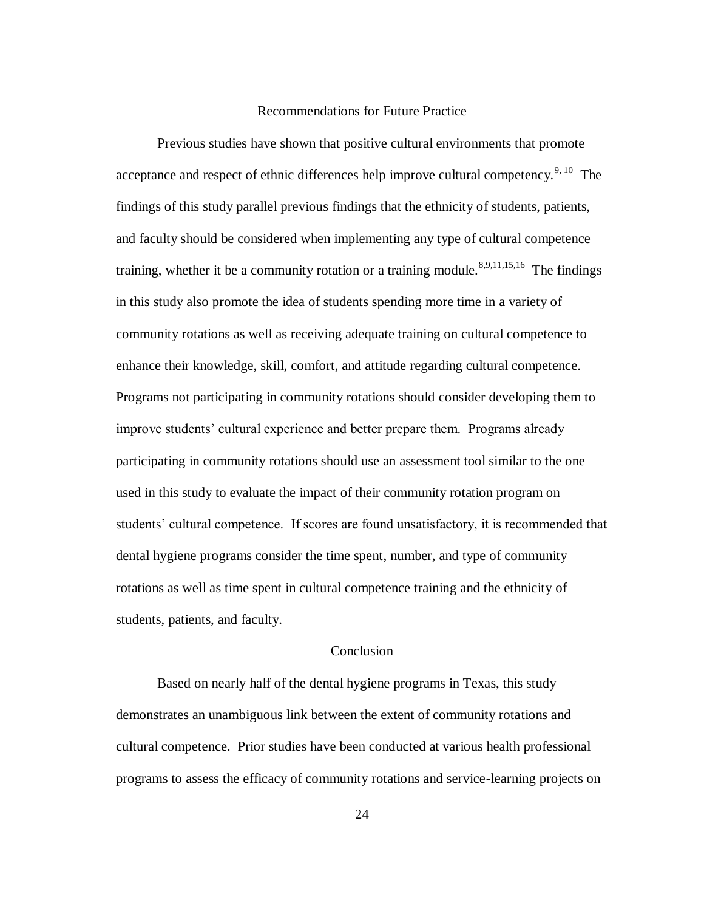## Recommendations for Future Practice

Previous studies have shown that positive cultural environments that promote acceptance and respect of ethnic differences help improve cultural competency.[9, 10] The findings of this study parallel previous findings that the ethnicity of students, patients, and faculty should be considered when implementing any type of cultural competence training, whether it be a community rotation or a training module.[8,9,11,15,16] The findings in this study also promote the idea of students spending more time in a variety of community rotations as well as receiving adequate training on cultural competence to enhance their knowledge, skill, comfort, and attitude regarding cultural competence. Programs not participating in community rotations should consider developing them to improve students' cultural experience and better prepare them. Programs already participating in community rotations should use an assessment tool similar to the one used in this study to evaluate the impact of their community rotation program on students' cultural competence. If scores are found unsatisfactory, it is recommended that dental hygiene programs consider the time spent, number, and type of community rotations as well as time spent in cultural competence training and the ethnicity of students, patients, and faculty.

## Conclusion

Based on nearly half of the dental hygiene programs in Texas, this study demonstrates an unambiguous link between the extent of community rotations and cultural competence. Prior studies have been conducted at various health professional programs to assess the efficacy of community rotations and service-learning projects on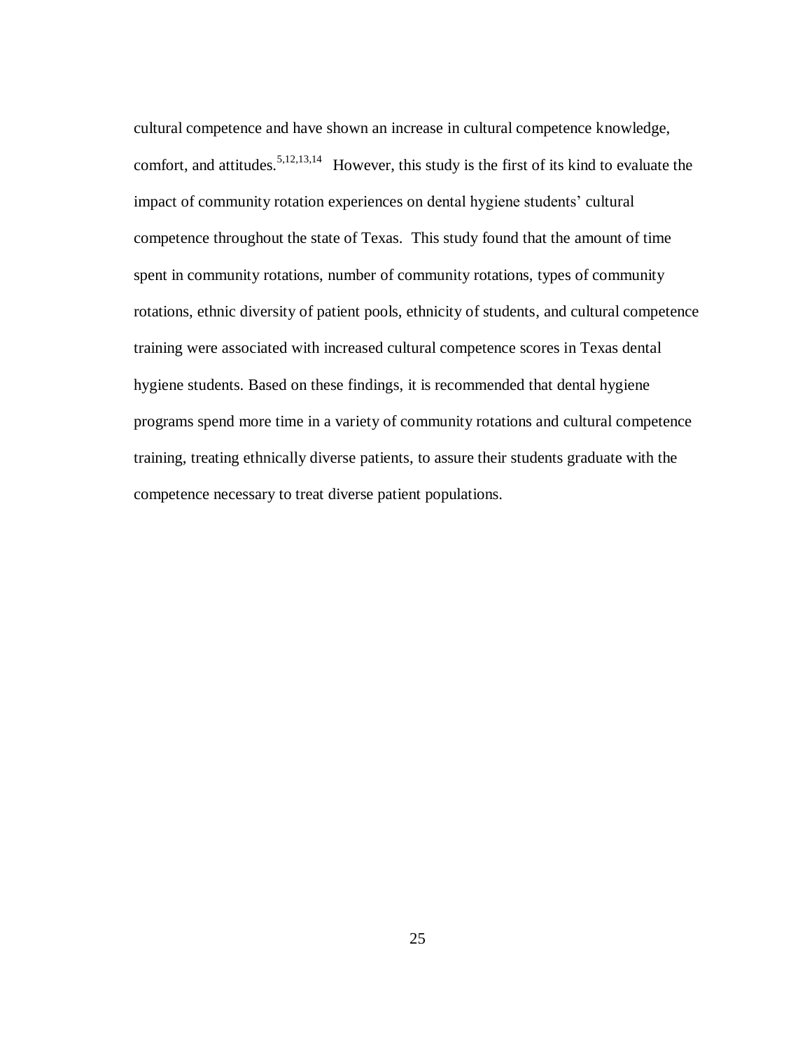cultural competence and have shown an increase in cultural competence knowledge, comfort, and attitudes.[5,12,13,14] However, this study is the first of its kind to evaluate the impact of community rotation experiences on dental hygiene students' cultural competence throughout the state of Texas. This study found that the amount of time spent in community rotations, number of community rotations, types of community rotations, ethnic diversity of patient pools, ethnicity of students, and cultural competence training were associated with increased cultural competence scores in Texas dental hygiene students. Based on these findings, it is recommended that dental hygiene programs spend more time in a variety of community rotations and cultural competence training, treating ethnically diverse patients, to assure their students graduate with the competence necessary to treat diverse patient populations.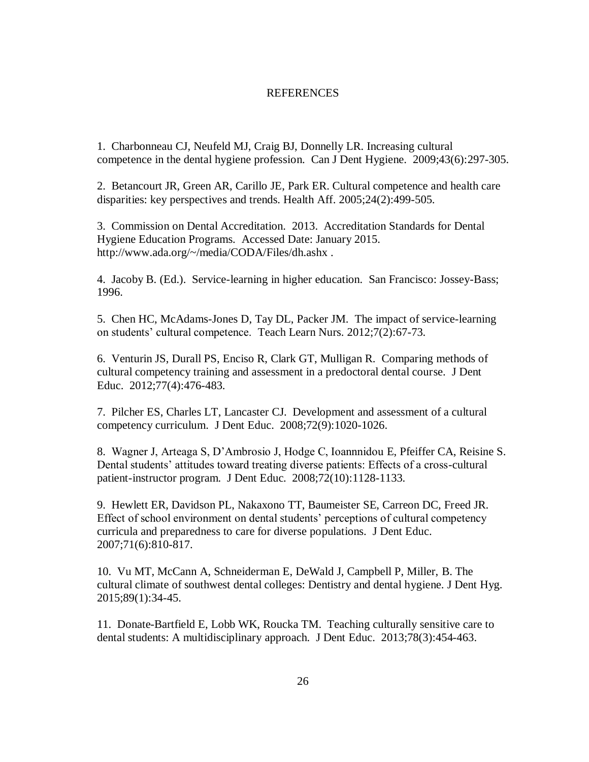# REFERENCES

1. Charbonneau CJ, Neufeld MJ, Craig BJ, Donnelly LR. Increasing cultural competence in the dental hygiene profession. Can J Dent Hygiene. 2009;43(6):297-305.

2. Betancourt JR, Green AR, Carillo JE, Park ER. Cultural competence and health care disparities: key perspectives and trends. Health Aff. 2005;24(2):499-505.

3. Commission on Dental Accreditation. 2013. Accreditation Standards for Dental Hygiene Education Programs. Accessed Date: January 2015. http://www.ada.org/~/media/CODA/Files/dh.ashx .

4. Jacoby B. (Ed.). Service-learning in higher education. San Francisco: Jossey-Bass; 1996.

5. Chen HC, McAdams-Jones D, Tay DL, Packer JM. The impact of service-learning on students' cultural competence. Teach Learn Nurs. 2012;7(2):67-73.

6. Venturin JS, Durall PS, Enciso R, Clark GT, Mulligan R. Comparing methods of cultural competency training and assessment in a predoctoral dental course. J Dent Educ. 2012;77(4):476-483.

7. Pilcher ES, Charles LT, Lancaster CJ. Development and assessment of a cultural competency curriculum. J Dent Educ. 2008;72(9):1020-1026.

8. Wagner J, Arteaga S, D'Ambrosio J, Hodge C, Ioannnidou E, Pfeiffer CA, Reisine S. Dental students' attitudes toward treating diverse patients: Effects of a cross-cultural patient-instructor program. J Dent Educ. 2008;72(10):1128-1133.

9. Hewlett ER, Davidson PL, Nakaxono TT, Baumeister SE, Carreon DC, Freed JR. Effect of school environment on dental students' perceptions of cultural competency curricula and preparedness to care for diverse populations. J Dent Educ. 2007;71(6):810-817.

10. Vu MT, McCann A, Schneiderman E, DeWald J, Campbell P, Miller, B. The cultural climate of southwest dental colleges: Dentistry and dental hygiene. J Dent Hyg. 2015;89(1):34-45.

11. Donate-Bartfield E, Lobb WK, Roucka TM. Teaching culturally sensitive care to dental students: A multidisciplinary approach. J Dent Educ. 2013;78(3):454-463.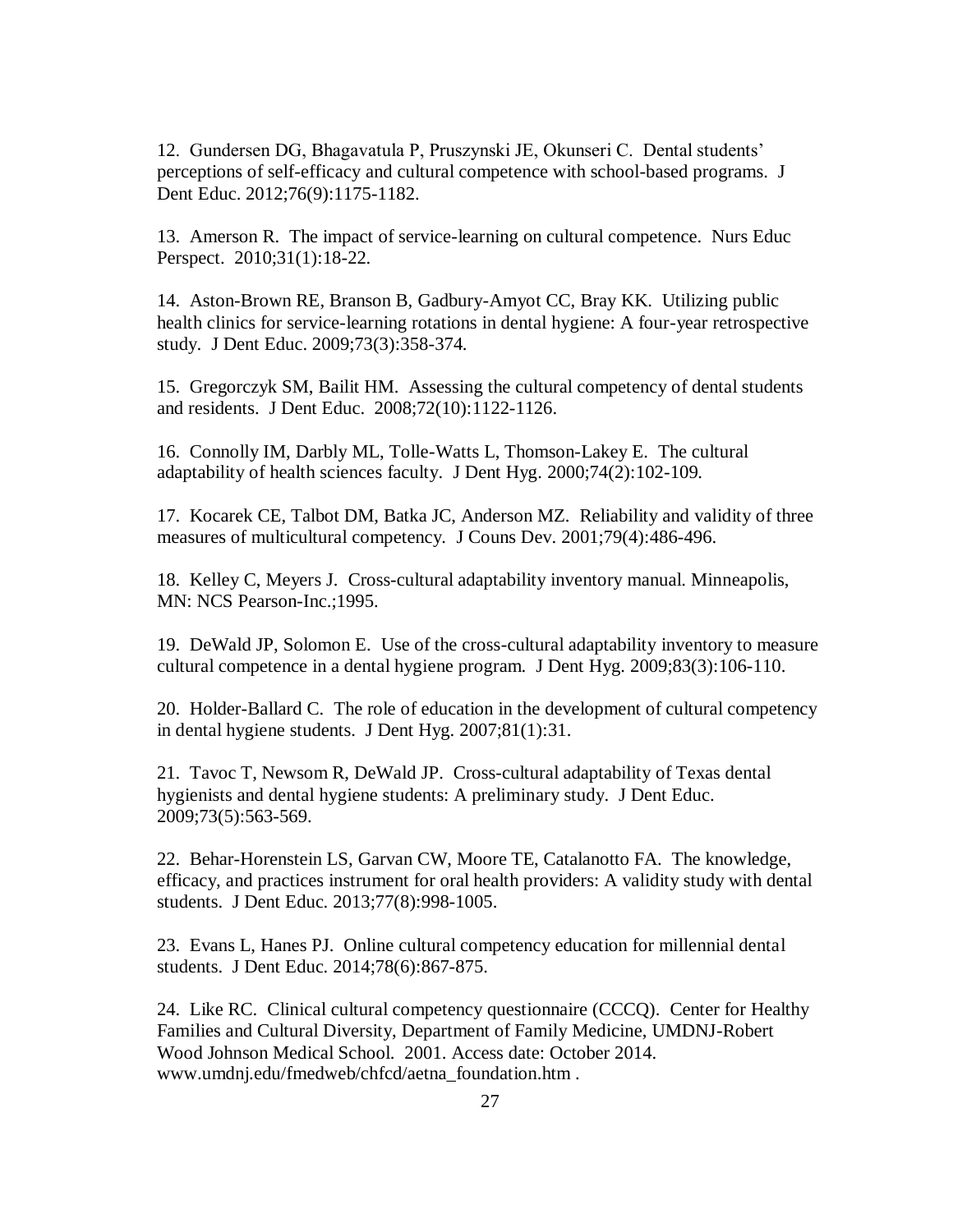12. Gundersen DG, Bhagavatula P, Pruszynski JE, Okunseri C. Dental students' perceptions of self-efficacy and cultural competence with school-based programs. J Dent Educ. 2012;76(9):1175-1182.

13. Amerson R. The impact of service-learning on cultural competence. Nurs Educ Perspect. 2010;31(1):18-22.

14. Aston-Brown RE, Branson B, Gadbury-Amyot CC, Bray KK. Utilizing public health clinics for service-learning rotations in dental hygiene: A four-year retrospective study. J Dent Educ. 2009;73(3):358-374.

15. Gregorczyk SM, Bailit HM. Assessing the cultural competency of dental students and residents. J Dent Educ. 2008;72(10):1122-1126.

16. Connolly IM, Darbly ML, Tolle-Watts L, Thomson-Lakey E. The cultural adaptability of health sciences faculty. J Dent Hyg. 2000;74(2):102-109.

17. Kocarek CE, Talbot DM, Batka JC, Anderson MZ. Reliability and validity of three measures of multicultural competency. J Couns Dev. 2001;79(4):486-496.

18. Kelley C, Meyers J. Cross-cultural adaptability inventory manual. Minneapolis, MN: NCS Pearson-Inc.;1995.

19. DeWald JP, Solomon E. Use of the cross-cultural adaptability inventory to measure cultural competence in a dental hygiene program. J Dent Hyg. 2009;83(3):106-110.

20. Holder-Ballard C. The role of education in the development of cultural competency in dental hygiene students. J Dent Hyg. 2007;81(1):31.

21. Tavoc T, Newsom R, DeWald JP. Cross-cultural adaptability of Texas dental hygienists and dental hygiene students: A preliminary study. J Dent Educ. 2009;73(5):563-569.

22. Behar-Horenstein LS, Garvan CW, Moore TE, Catalanotto FA. The knowledge, efficacy, and practices instrument for oral health providers: A validity study with dental students. J Dent Educ. 2013;77(8):998-1005.

23. Evans L, Hanes PJ. Online cultural competency education for millennial dental students. J Dent Educ. 2014;78(6):867-875.

24. Like RC. Clinical cultural competency questionnaire (CCCQ). Center for Healthy Families and Cultural Diversity, Department of Family Medicine, UMDNJ-Robert Wood Johnson Medical School. 2001. Access date: October 2014. www.umdnj.edu/fmedweb/chfcd/aetna_foundation.htm .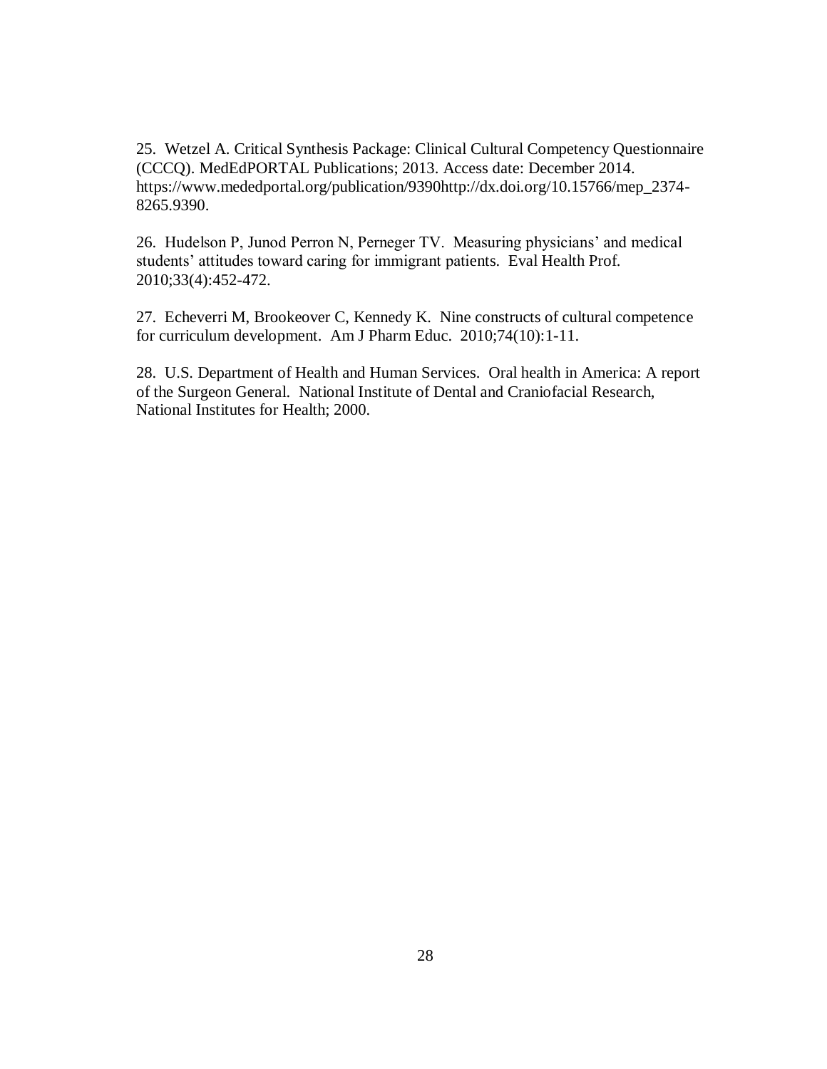25. Wetzel A. Critical Synthesis Package: Clinical Cultural Competency Questionnaire (CCCQ). MedEdPORTAL Publications; 2013. Access date: December 2014. https://www.mededportal.org/publication/9390http://dx.doi.org/10.15766/mep_2374-8265.9390.

26. Hudelson P, Junod Perron N, Perneger TV. Measuring physicians' and medical students' attitudes toward caring for immigrant patients. Eval Health Prof. 2010;33(4):452-472.

27. Echeverri M, Brookeover C, Kennedy K. Nine constructs of cultural competence for curriculum development. Am J Pharm Educ. 2010;74(10):1-11.

28. U.S. Department of Health and Human Services. Oral health in America: A report of the Surgeon General. National Institute of Dental and Craniofacial Research, National Institutes for Health; 2000.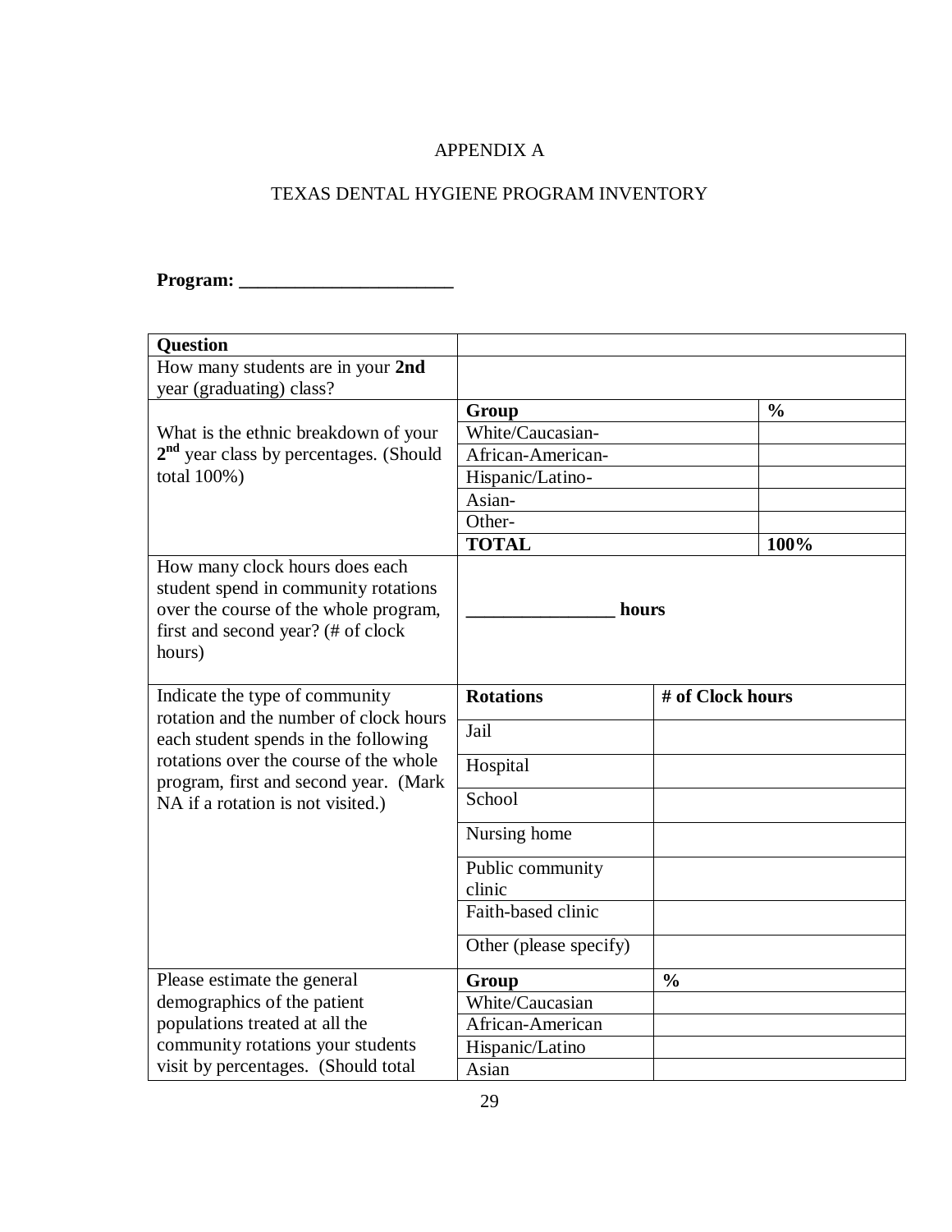# APPENDIX A

## TEXAS DENTAL HYGIENE PROGRAM INVENTORY

**Program: _______________________**

| Question | | |
|---|---|---|
| How many students are in your **2nd** year (graduating) class? | | |
| What is the ethnic breakdown of your **2nd** year class by percentages. (Should total 100%) | **Group** | **%** |
| | White/Caucasian- | |
| | African-American- | |
| | Hispanic/Latino- | |
| | Asian- | |
| | Other- | |
| | **TOTAL** | **100%** |
| How many clock hours does each student spend in community rotations over the course of the whole program, first and second year? (# of clock hours) | **_______________ hours** | |
| Indicate the type of community rotation and the number of clock hours each student spends in the following rotations over the course of the whole program, first and second year. (Mark NA if a rotation is not visited.) | **Rotations** | **# of Clock hours** |
| | Jail | |
| | Hospital | |
| | School | |
| | Nursing home | |
| | Public community clinic | |
| | Faith-based clinic | |
| | Other (please specify) | |
| Please estimate the general demographics of the patient populations treated at all the community rotations your students visit by percentages. (Should total | **Group** | **%** |
| | White/Caucasian | |
| | African-American | |
| | Hispanic/Latino | |
| | Asian | |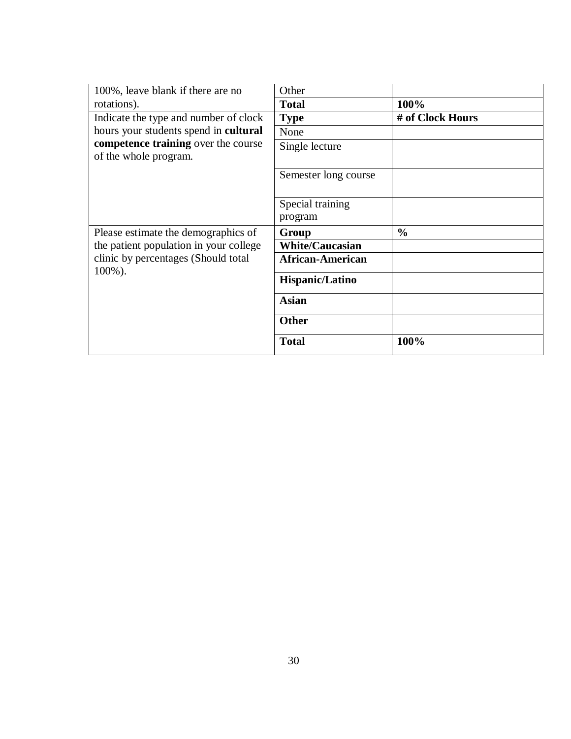| | | |
|---|---|---|
| 100%, leave blank if there are no rotations). | Other | |
| | **Total** | **100%** |
| Indicate the type and number of clock hours your students spend in **cultural competence training** over the course of the whole program. | **Type** | **# of Clock Hours** |
| | None | |
| | Single lecture | |
| | Semester long course | |
| | Special training program | |
| Please estimate the demographics of the patient population in your college clinic by percentages (Should total 100%). | **Group** | **%** |
| | **White/Caucasian** | |
| | **African-American** | |
| | **Hispanic/Latino** | |
| | **Asian** | |
| | **Other** | |
| | **Total** | **100%** |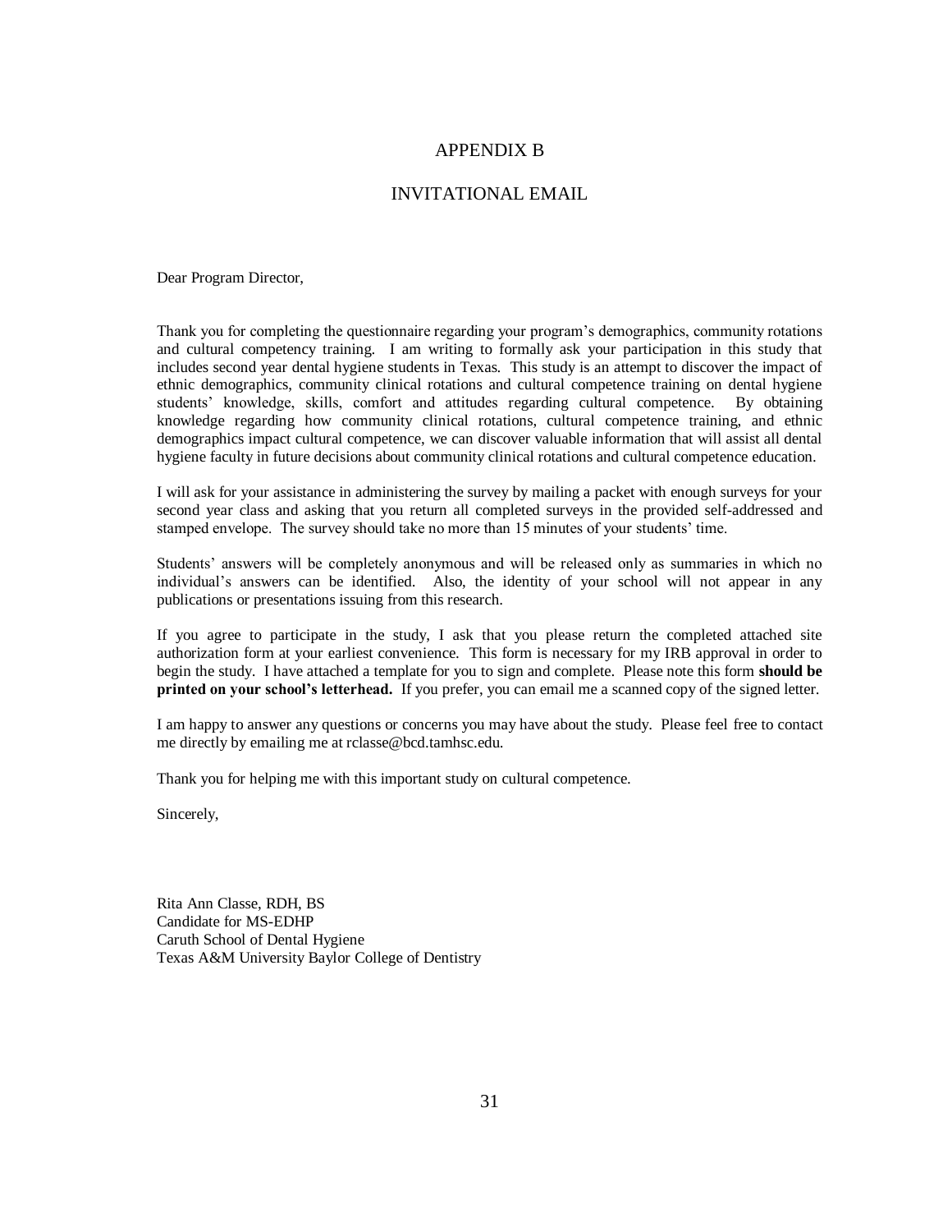# APPENDIX B

## INVITATIONAL EMAIL

Dear Program Director,

Thank you for completing the questionnaire regarding your program's demographics, community rotations and cultural competency training. I am writing to formally ask your participation in this study that includes second year dental hygiene students in Texas. This study is an attempt to discover the impact of ethnic demographics, community clinical rotations and cultural competence training on dental hygiene students' knowledge, skills, comfort and attitudes regarding cultural competence. By obtaining knowledge regarding how community clinical rotations, cultural competence training, and ethnic demographics impact cultural competence, we can discover valuable information that will assist all dental hygiene faculty in future decisions about community clinical rotations and cultural competence education.

I will ask for your assistance in administering the survey by mailing a packet with enough surveys for your second year class and asking that you return all completed surveys in the provided self-addressed and stamped envelope. The survey should take no more than 15 minutes of your students' time.

Students' answers will be completely anonymous and will be released only as summaries in which no individual's answers can be identified. Also, the identity of your school will not appear in any publications or presentations issuing from this research.

If you agree to participate in the study, I ask that you please return the completed attached site authorization form at your earliest convenience. This form is necessary for my IRB approval in order to begin the study. I have attached a template for you to sign and complete. Please note this form **should be printed on your school's letterhead.** If you prefer, you can email me a scanned copy of the signed letter.

I am happy to answer any questions or concerns you may have about the study. Please feel free to contact me directly by emailing me at rclasse@bcd.tamhsc.edu.

Thank you for helping me with this important study on cultural competence.

Sincerely,

Rita Ann Classe, RDH, BS  
Candidate for MS-EDHP  
Caruth School of Dental Hygiene  
Texas A&M University Baylor College of Dentistry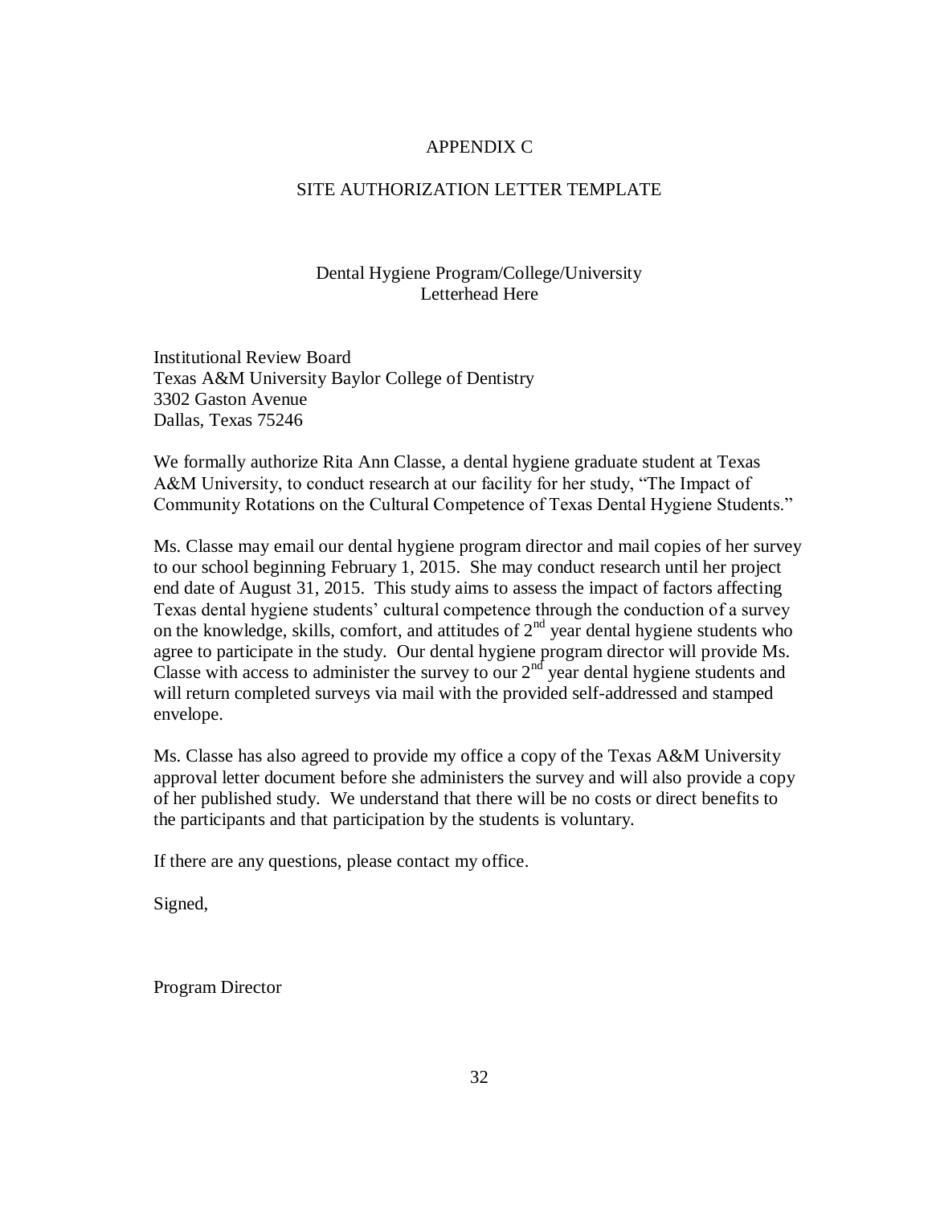# APPENDIX C

## SITE AUTHORIZATION LETTER TEMPLATE

Dental Hygiene Program/College/University
Letterhead Here

Institutional Review Board
Texas A&M University Baylor College of Dentistry
3302 Gaston Avenue
Dallas, Texas 75246

We formally authorize Rita Ann Classe, a dental hygiene graduate student at Texas A&M University, to conduct research at our facility for her study, "The Impact of Community Rotations on the Cultural Competence of Texas Dental Hygiene Students."

Ms. Classe may email our dental hygiene program director and mail copies of her survey to our school beginning February 1, 2015. She may conduct research until her project end date of August 31, 2015. This study aims to assess the impact of factors affecting Texas dental hygiene students' cultural competence through the conduction of a survey on the knowledge, skills, comfort, and attitudes of 2nd year dental hygiene students who agree to participate in the study. Our dental hygiene program director will provide Ms. Classe with access to administer the survey to our 2nd year dental hygiene students and will return completed surveys via mail with the provided self-addressed and stamped envelope.

Ms. Classe has also agreed to provide my office a copy of the Texas A&M University approval letter document before she administers the survey and will also provide a copy of her published study. We understand that there will be no costs or direct benefits to the participants and that participation by the students is voluntary.

If there are any questions, please contact my office.

Signed,

Program Director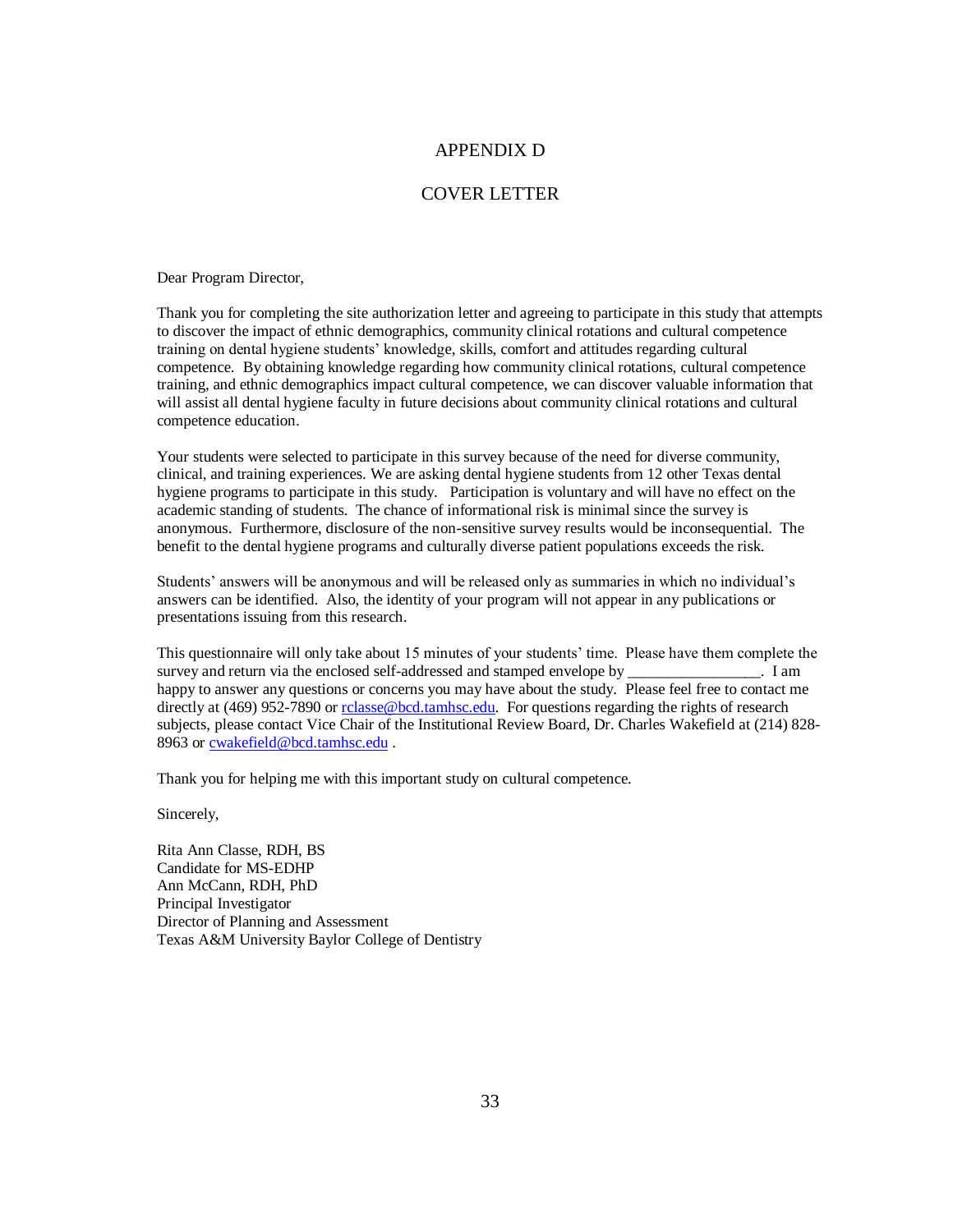# APPENDIX D

## COVER LETTER

Dear Program Director,

Thank you for completing the site authorization letter and agreeing to participate in this study that attempts to discover the impact of ethnic demographics, community clinical rotations and cultural competence training on dental hygiene students' knowledge, skills, comfort and attitudes regarding cultural competence. By obtaining knowledge regarding how community clinical rotations, cultural competence training, and ethnic demographics impact cultural competence, we can discover valuable information that will assist all dental hygiene faculty in future decisions about community clinical rotations and cultural competence education.

Your students were selected to participate in this survey because of the need for diverse community, clinical, and training experiences. We are asking dental hygiene students from 12 other Texas dental hygiene programs to participate in this study. Participation is voluntary and will have no effect on the academic standing of students. The chance of informational risk is minimal since the survey is anonymous. Furthermore, disclosure of the non-sensitive survey results would be inconsequential. The benefit to the dental hygiene programs and culturally diverse patient populations exceeds the risk.

Students' answers will be anonymous and will be released only as summaries in which no individual's answers can be identified. Also, the identity of your program will not appear in any publications or presentations issuing from this research.

This questionnaire will only take about 15 minutes of your students' time. Please have them complete the survey and return via the enclosed self-addressed and stamped envelope by _________________. I am happy to answer any questions or concerns you may have about the study. Please feel free to contact me directly at (469) 952-7890 or rclasse@bcd.tamhsc.edu. For questions regarding the rights of research subjects, please contact Vice Chair of the Institutional Review Board, Dr. Charles Wakefield at (214) 828-8963 or cwakefield@bcd.tamhsc.edu .

Thank you for helping me with this important study on cultural competence.

Sincerely,

Rita Ann Classe, RDH, BS
Candidate for MS-EDHP
Ann McCann, RDH, PhD
Principal Investigator
Director of Planning and Assessment
Texas A&M University Baylor College of Dentistry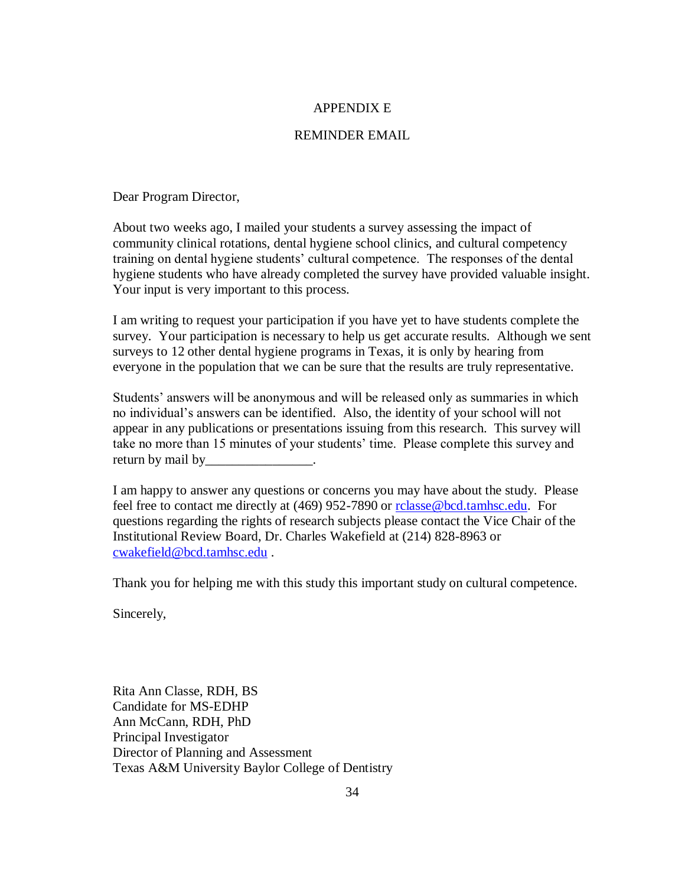# APPENDIX E

## REMINDER EMAIL

Dear Program Director,

About two weeks ago, I mailed your students a survey assessing the impact of community clinical rotations, dental hygiene school clinics, and cultural competency training on dental hygiene students' cultural competence. The responses of the dental hygiene students who have already completed the survey have provided valuable insight. Your input is very important to this process.

I am writing to request your participation if you have yet to have students complete the survey. Your participation is necessary to help us get accurate results. Although we sent surveys to 12 other dental hygiene programs in Texas, it is only by hearing from everyone in the population that we can be sure that the results are truly representative.

Students' answers will be anonymous and will be released only as summaries in which no individual's answers can be identified. Also, the identity of your school will not appear in any publications or presentations issuing from this research. This survey will take no more than 15 minutes of your students' time. Please complete this survey and return by mail by________________.

I am happy to answer any questions or concerns you may have about the study. Please feel free to contact me directly at (469) 952-7890 or rclasse@bcd.tamhsc.edu. For questions regarding the rights of research subjects please contact the Vice Chair of the Institutional Review Board, Dr. Charles Wakefield at (214) 828-8963 or cwakefield@bcd.tamhsc.edu .

Thank you for helping me with this study this important study on cultural competence.

Sincerely,

Rita Ann Classe, RDH, BS
Candidate for MS-EDHP
Ann McCann, RDH, PhD
Principal Investigator
Director of Planning and Assessment
Texas A&M University Baylor College of Dentistry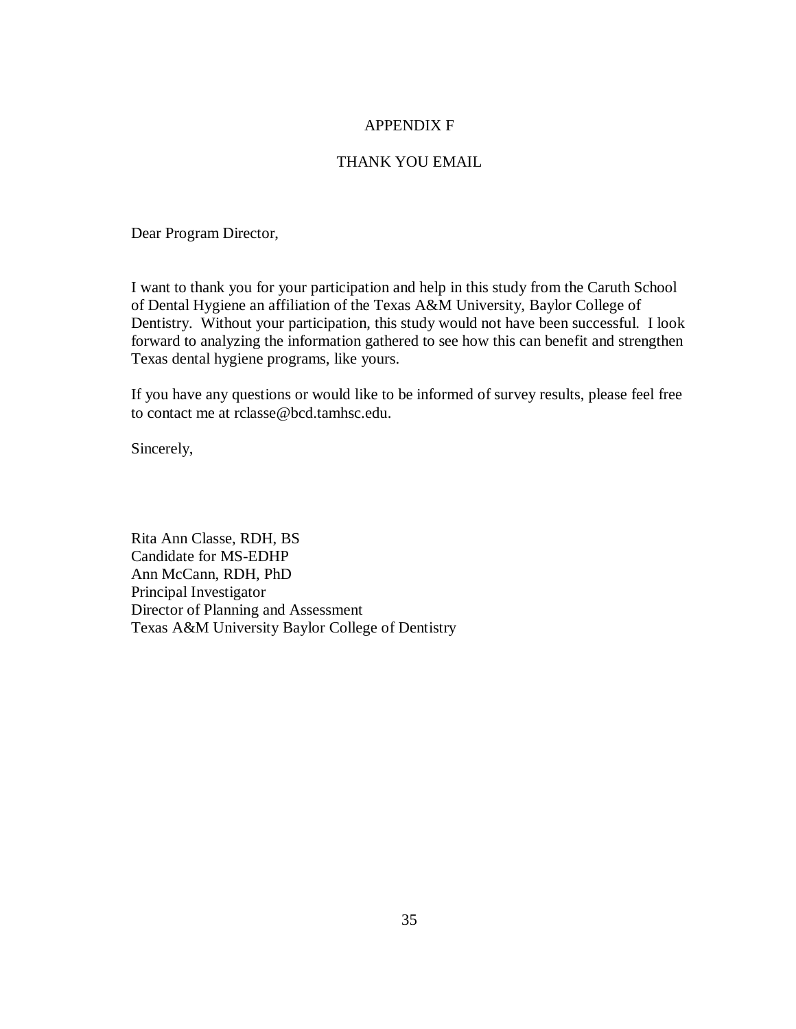# APPENDIX F

## THANK YOU EMAIL

Dear Program Director,

I want to thank you for your participation and help in this study from the Caruth School of Dental Hygiene an affiliation of the Texas A&M University, Baylor College of Dentistry. Without your participation, this study would not have been successful. I look forward to analyzing the information gathered to see how this can benefit and strengthen Texas dental hygiene programs, like yours.

If you have any questions or would like to be informed of survey results, please feel free to contact me at rclasse@bcd.tamhsc.edu.

Sincerely,

Rita Ann Classe, RDH, BS
Candidate for MS-EDHP
Ann McCann, RDH, PhD
Principal Investigator
Director of Planning and Assessment
Texas A&M University Baylor College of Dentistry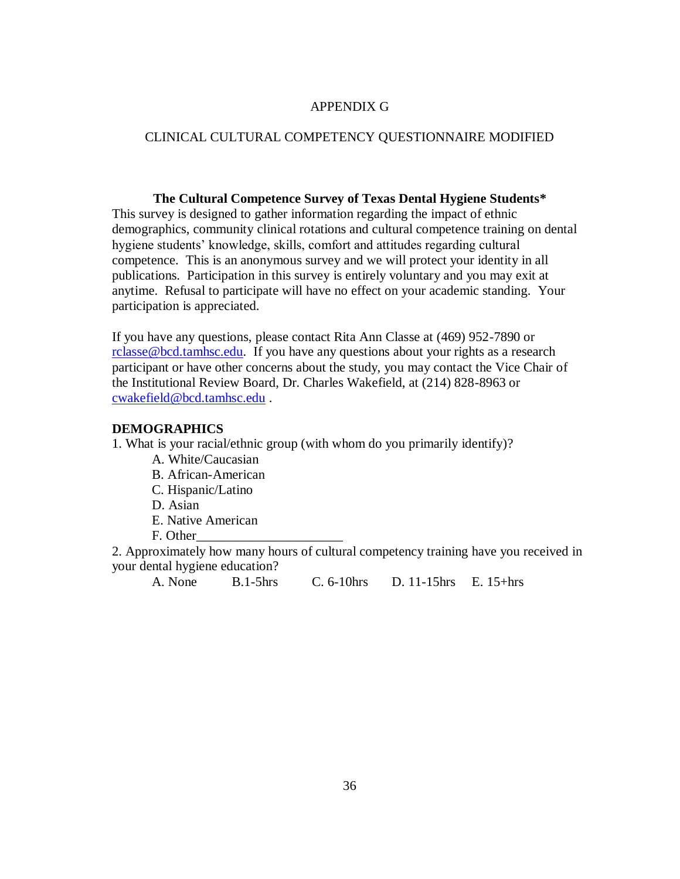# APPENDIX G

## CLINICAL CULTURAL COMPETENCY QUESTIONNAIRE MODIFIED

**The Cultural Competence Survey of Texas Dental Hygiene Students***

This survey is designed to gather information regarding the impact of ethnic demographics, community clinical rotations and cultural competence training on dental hygiene students' knowledge, skills, comfort and attitudes regarding cultural competence. This is an anonymous survey and we will protect your identity in all publications. Participation in this survey is entirely voluntary and you may exit at anytime. Refusal to participate will have no effect on your academic standing. Your participation is appreciated.

If you have any questions, please contact Rita Ann Classe at (469) 952-7890 or rclasse@bcd.tamhsc.edu. If you have any questions about your rights as a research participant or have other concerns about the study, you may contact the Vice Chair of the Institutional Review Board, Dr. Charles Wakefield, at (214) 828-8963 or cwakefield@bcd.tamhsc.edu .

**DEMOGRAPHICS**

1. What is your racial/ethnic group (with whom do you primarily identify)?
   - A. White/Caucasian
   - B. African-American
   - C. Hispanic/Latino
   - D. Asian
   - E. Native American
   - F. Other_____________________

2. Approximately how many hours of cultural competency training have you received in your dental hygiene education?

   A. None   B.1-5hrs   C. 6-10hrs   D. 11-15hrs   E. 15+hrs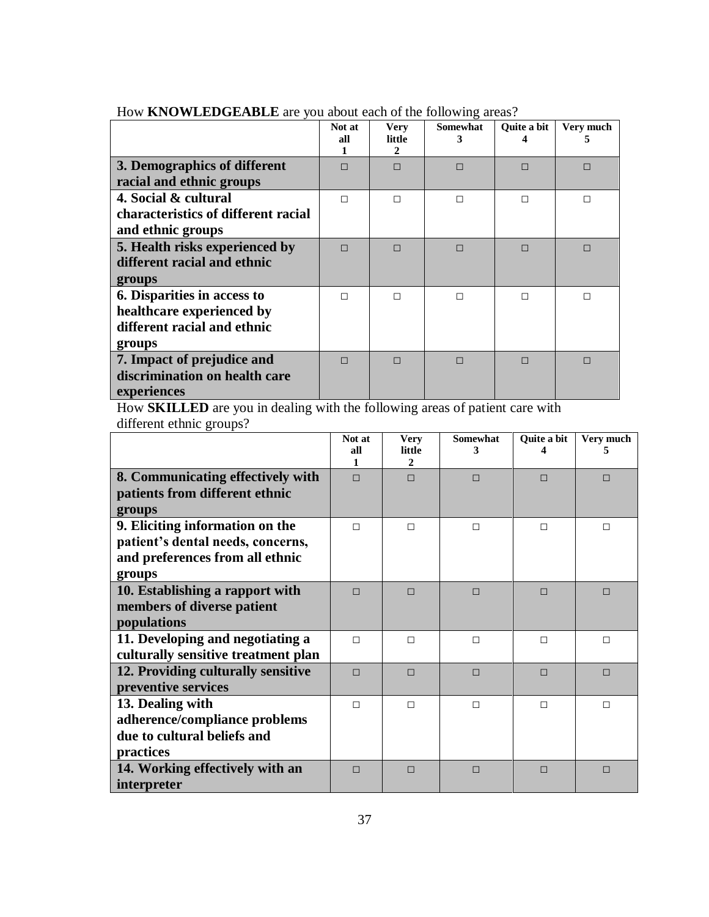How **KNOWLEDGEABLE** are you about each of the following areas?

| | Not at all 1 | Very little 2 | Somewhat 3 | Quite a bit 4 | Very much 5 |
|---|---|---|---|---|---|
| **3. Demographics of different racial and ethnic groups** | □ | □ | □ | □ | □ |
| **4. Social & cultural characteristics of different racial and ethnic groups** | □ | □ | □ | □ | □ |
| **5. Health risks experienced by different racial and ethnic groups** | □ | □ | □ | □ | □ |
| **6. Disparities in access to healthcare experienced by different racial and ethnic groups** | □ | □ | □ | □ | □ |
| **7. Impact of prejudice and discrimination on health care experiences** | □ | □ | □ | □ | □ |

How **SKILLED** are you in dealing with the following areas of patient care with different ethnic groups?

| | Not at all 1 | Very little 2 | Somewhat 3 | Quite a bit 4 | Very much 5 |
|---|---|---|---|---|---|
| **8. Communicating effectively with patients from different ethnic groups** | □ | □ | □ | □ | □ |
| **9. Eliciting information on the patient's dental needs, concerns, and preferences from all ethnic groups** | □ | □ | □ | □ | □ |
| **10. Establishing a rapport with members of diverse patient populations** | □ | □ | □ | □ | □ |
| **11. Developing and negotiating a culturally sensitive treatment plan** | □ | □ | □ | □ | □ |
| **12. Providing culturally sensitive preventive services** | □ | □ | □ | □ | □ |
| **13. Dealing with adherence/compliance problems due to cultural beliefs and practices** | □ | □ | □ | □ | □ |
| **14. Working effectively with an interpreter** | □ | □ | □ | □ | □ |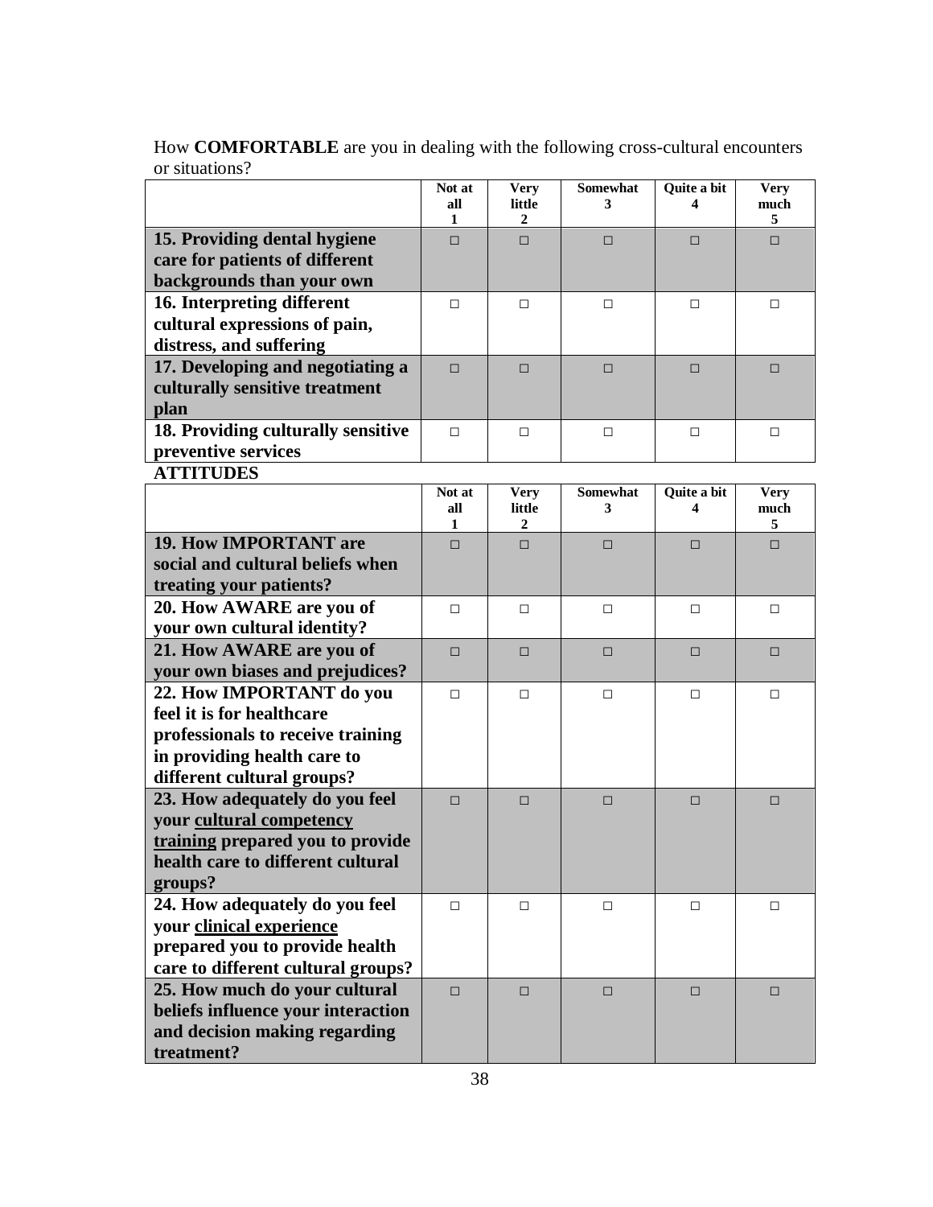How **COMFORTABLE** are you in dealing with the following cross-cultural encounters or situations?

| | Not at all 1 | Very little 2 | Somewhat 3 | Quite a bit 4 | Very much 5 |
|---|---|---|---|---|---|
| **15. Providing dental hygiene care for patients of different backgrounds than your own** | □ | □ | □ | □ | □ |
| **16. Interpreting different cultural expressions of pain, distress, and suffering** | □ | □ | □ | □ | □ |
| **17. Developing and negotiating a culturally sensitive treatment plan** | □ | □ | □ | □ | □ |
| **18. Providing culturally sensitive preventive services** | □ | □ | □ | □ | □ |

**ATTITUDES**

| | Not at all 1 | Very little 2 | Somewhat 3 | Quite a bit 4 | Very much 5 |
|---|---|---|---|---|---|
| **19. How IMPORTANT are social and cultural beliefs when treating your patients?** | □ | □ | □ | □ | □ |
| **20. How AWARE are you of your own cultural identity?** | □ | □ | □ | □ | □ |
| **21. How AWARE are you of your own biases and prejudices?** | □ | □ | □ | □ | □ |
| **22. How IMPORTANT do you feel it is for healthcare professionals to receive training in providing health care to different cultural groups?** | □ | □ | □ | □ | □ |
| **23. How adequately do you feel your <u>cultural competency training</u> prepared you to provide health care to different cultural groups?** | □ | □ | □ | □ | □ |
| **24. How adequately do you feel your <u>clinical experience</u> prepared you to provide health care to different cultural groups?** | □ | □ | □ | □ | □ |
| **25. How much do your cultural beliefs influence your interaction and decision making regarding treatment?** | □ | □ | □ | □ | □ |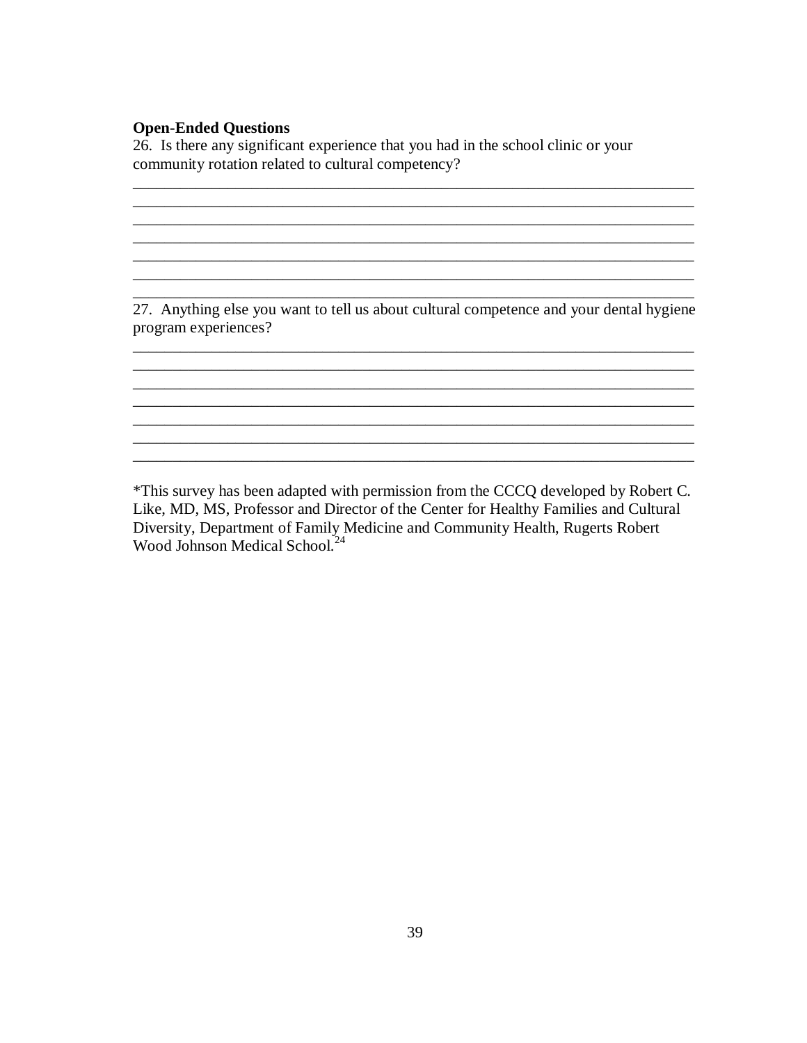**Open-Ended Questions**

26. Is there any significant experience that you had in the school clinic or your community rotation related to cultural competency?

___________________________________________________________________________
___________________________________________________________________________
___________________________________________________________________________
___________________________________________________________________________
___________________________________________________________________________
___________________________________________________________________________
___________________________________________________________________________

27. Anything else you want to tell us about cultural competence and your dental hygiene program experiences?

___________________________________________________________________________
___________________________________________________________________________
___________________________________________________________________________
___________________________________________________________________________
___________________________________________________________________________
___________________________________________________________________________
___________________________________________________________________________

*This survey has been adapted with permission from the CCCQ developed by Robert C. Like, MD, MS, Professor and Director of the Center for Healthy Families and Cultural Diversity, Department of Family Medicine and Community Health, Rugerts Robert Wood Johnson Medical School.[24]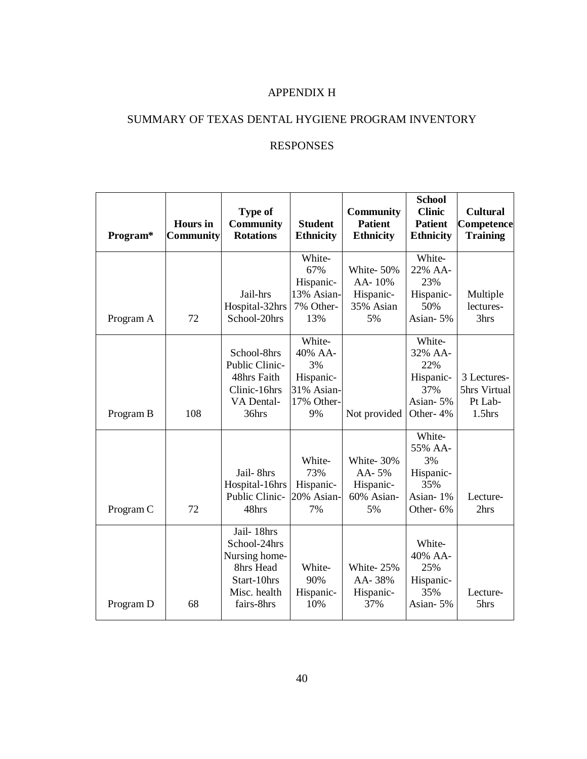# APPENDIX H

## SUMMARY OF TEXAS DENTAL HYGIENE PROGRAM INVENTORY RESPONSES

| Program* | Hours in Community | Type of Community Rotations | Student Ethnicity | Community Patient Ethnicity | School Clinic Patient Ethnicity | Cultural Competence Training |
|---|---|---|---|---|---|---|
| Program A | 72 | Jail-hrs Hospital-32hrs School-20hrs | White- 67% Hispanic- 13% Asian- 7% Other- 13% | White- 50% AA- 10% Hispanic- 35% Asian 5% | White- 22% AA- 23% Hispanic- 50% Asian- 5% | Multiple lectures- 3hrs |
| Program B | 108 | School-8hrs Public Clinic- 48hrs Faith Clinic-16hrs VA Dental- 36hrs | White- 40% AA- 3% Hispanic- 31% Asian- 17% Other- 9% | Not provided | White- 32% AA- 22% Hispanic- 37% Asian- 5% Other- 4% | 3 Lectures- 5hrs Virtual Pt Lab- 1.5hrs |
| Program C | 72 | Jail- 8hrs Hospital-16hrs Public Clinic- 48hrs | White- 73% Hispanic- 20% Asian- 7% | White- 30% AA- 5% Hispanic- 60% Asian- 5% | White- 55% AA- 3% Hispanic- 35% Asian- 1% Other- 6% | Lecture- 2hrs |
| Program D | 68 | Jail- 18hrs School-24hrs Nursing home- 8hrs Head Start-10hrs Misc. health fairs-8hrs | White- 90% Hispanic- 10% | White- 25% AA- 38% Hispanic- 37% | White- 40% AA- 25% Hispanic- 35% Asian- 5% | Lecture- 5hrs |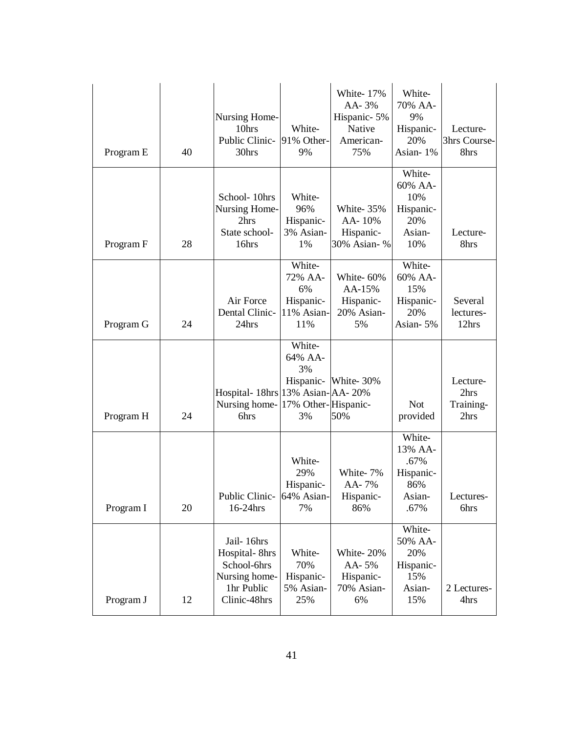| | | | | | | |
|---|---|---|---|---|---|---|
| Program E | 40 | Nursing Home- 10hrs Public Clinic- 30hrs | White- 91% Other- 9% | White- 17% AA- 3% Hispanic- 5% Native American- 75% | White- 70% AA- 9% Hispanic- 20% Asian- 1% | Lecture- 3hrs Course- 8hrs |
| Program F | 28 | School- 10hrs Nursing Home- 2hrs State school- 16hrs | White- 96% Hispanic- 3% Asian- 1% | White- 35% AA- 10% Hispanic- 30% Asian- % | White- 60% AA- 10% Hispanic- 20% Asian- 10% | Lecture- 8hrs |
| Program G | 24 | Air Force Dental Clinic- 24hrs | White- 72% AA- 6% Hispanic- 11% Asian- 11% | White- 60% AA-15% Hispanic- 20% Asian- 5% | White- 60% AA- 15% Hispanic- 20% Asian- 5% | Several lectures- 12hrs |
| Program H | 24 | Hospital- 18hrs Nursing home- 6hrs | White- 64% AA- 3% Hispanic- 13% Asian- 17% Other- 3% | White- 30% AA- 20% Hispanic- 50% | Not provided | Lecture- 2hrs Training- 2hrs |
| Program I | 20 | Public Clinic- 16-24hrs | White- 29% Hispanic- 64% Asian- 7% | White- 7% AA- 7% Hispanic- 86% | White- 13% AA- .67% Hispanic- 86% Asian- .67% | Lectures- 6hrs |
| Program J | 12 | Jail- 16hrs Hospital- 8hrs School-6hrs Nursing home- 1hr Public Clinic-48hrs | White- 70% Hispanic- 5% Asian- 25% | White- 20% AA- 5% Hispanic- 70% Asian- 6% | White- 50% AA- 20% Hispanic- 15% Asian- 15% | 2 Lectures- 4hrs |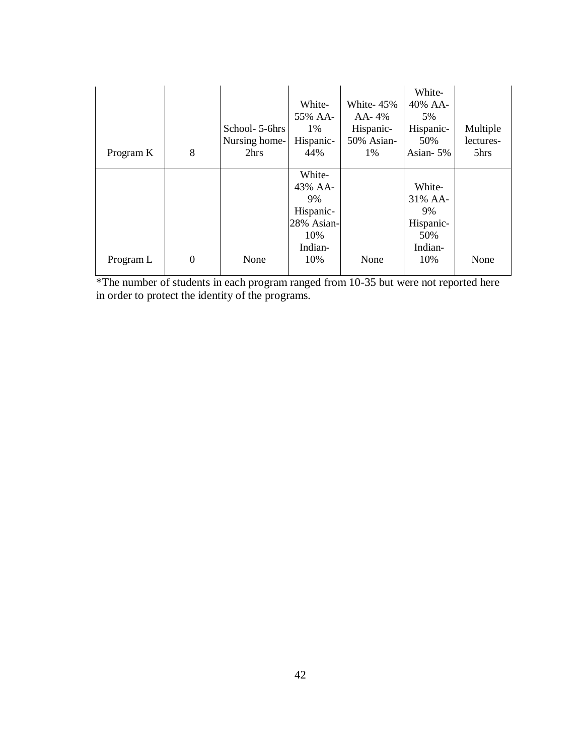| | | | | | | |
|---|---|---|---|---|---|---|
| Program K | 8 | School- 5-6hrs Nursing home- 2hrs | White- 55% AA- 1% Hispanic- 44% | White- 45% AA- 4% Hispanic- 50% Asian- 1% | White- 40% AA- 5% Hispanic- 50% Asian- 5% | Multiple lectures- 5hrs |
| Program L | 0 | None | White- 43% AA- 9% Hispanic- 28% Asian- 10% Indian- 10% | None | White- 31% AA- 9% Hispanic- 50% Indian- 10% | None |

*The number of students in each program ranged from 10-35 but were not reported here in order to protect the identity of the programs.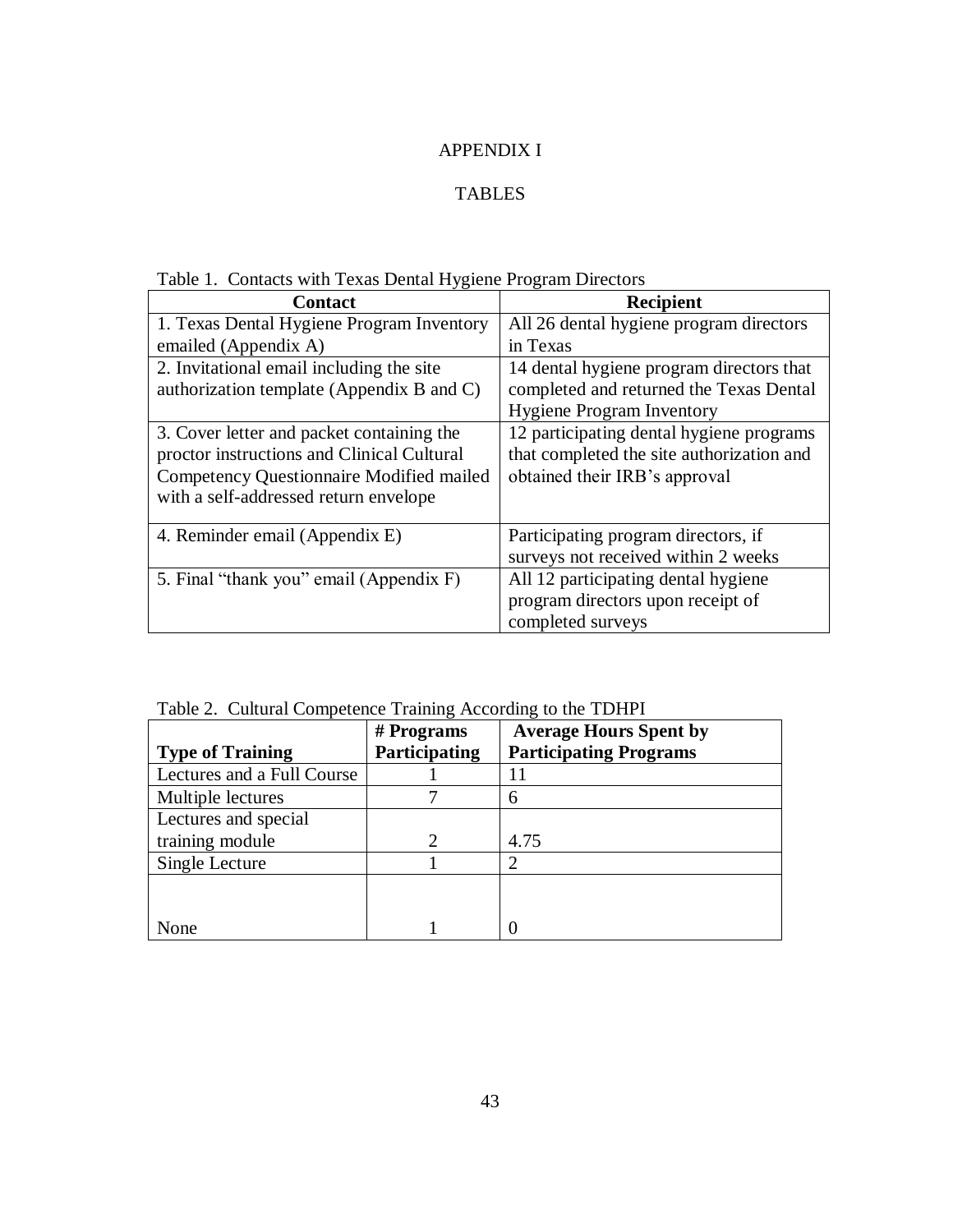# APPENDIX I

## TABLES

Table 1. Contacts with Texas Dental Hygiene Program Directors

| Contact | Recipient |
|---|---|
| 1. Texas Dental Hygiene Program Inventory emailed (Appendix A) | All 26 dental hygiene program directors in Texas |
| 2. Invitational email including the site authorization template (Appendix B and C) | 14 dental hygiene program directors that completed and returned the Texas Dental Hygiene Program Inventory |
| 3. Cover letter and packet containing the proctor instructions and Clinical Cultural Competency Questionnaire Modified mailed with a self-addressed return envelope | 12 participating dental hygiene programs that completed the site authorization and obtained their IRB's approval |
| 4. Reminder email (Appendix E) | Participating program directors, if surveys not received within 2 weeks |
| 5. Final "thank you" email (Appendix F) | All 12 participating dental hygiene program directors upon receipt of completed surveys |

Table 2. Cultural Competence Training According to the TDHPI

| Type of Training | # Programs Participating | Average Hours Spent by Participating Programs |
|---|---|---|
| Lectures and a Full Course | 1 | 11 |
| Multiple lectures | 7 | 6 |
| Lectures and special training module | 2 | 4.75 |
| Single Lecture | 1 | 2 |
| None | 1 | 0 |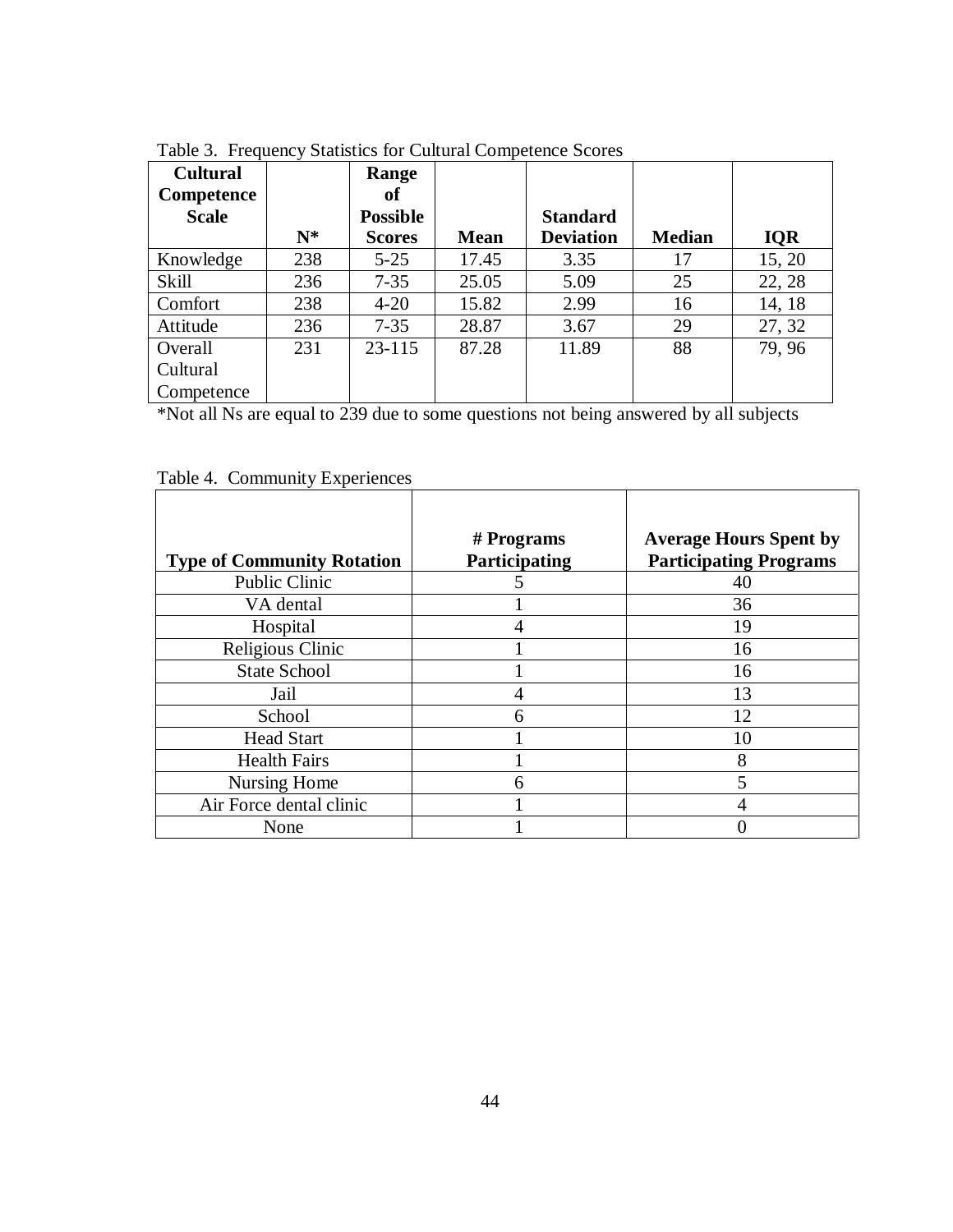Table 3. Frequency Statistics for Cultural Competence Scores

| Cultural Competence Scale | N* | Range of Possible Scores | Mean | Standard Deviation | Median | IQR |
|---|---|---|---|---|---|---|
| Knowledge | 238 | 5-25 | 17.45 | 3.35 | 17 | 15, 20 |
| Skill | 236 | 7-35 | 25.05 | 5.09 | 25 | 22, 28 |
| Comfort | 238 | 4-20 | 15.82 | 2.99 | 16 | 14, 18 |
| Attitude | 236 | 7-35 | 28.87 | 3.67 | 29 | 27, 32 |
| Overall Cultural Competence | 231 | 23-115 | 87.28 | 11.89 | 88 | 79, 96 |

*Not all Ns are equal to 239 due to some questions not being answered by all subjects

Table 4. Community Experiences

| Type of Community Rotation | # Programs Participating | Average Hours Spent by Participating Programs |
|---|---|---|
| Public Clinic | 5 | 40 |
| VA dental | 1 | 36 |
| Hospital | 4 | 19 |
| Religious Clinic | 1 | 16 |
| State School | 1 | 16 |
| Jail | 4 | 13 |
| School | 6 | 12 |
| Head Start | 1 | 10 |
| Health Fairs | 1 | 8 |
| Nursing Home | 6 | 5 |
| Air Force dental clinic | 1 | 4 |
| None | 1 | 0 |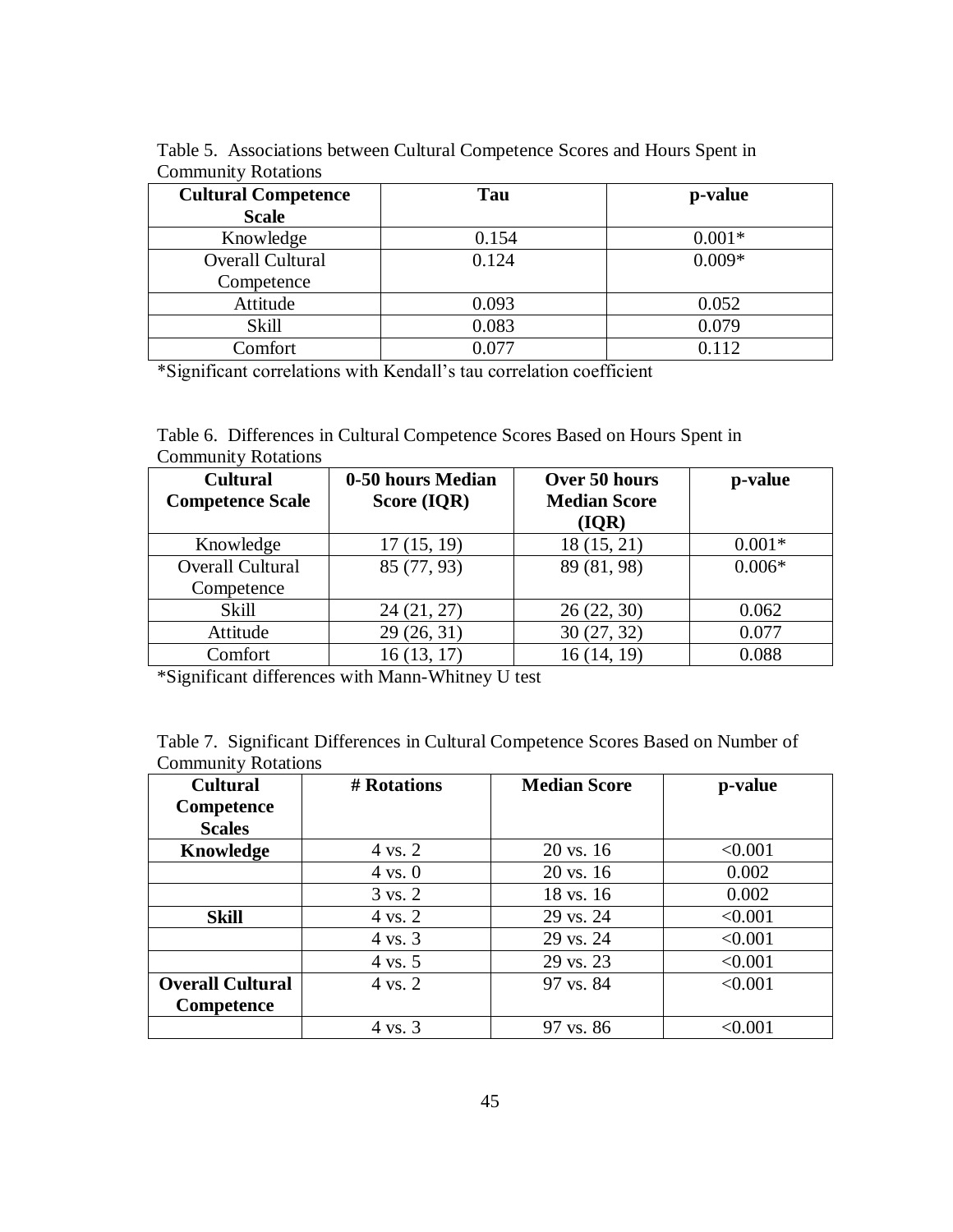Table 5. Associations between Cultural Competence Scores and Hours Spent in Community Rotations

| Cultural Competence Scale | Tau | p-value |
|---|---|---|
| Knowledge | 0.154 | 0.001* |
| Overall Cultural Competence | 0.124 | 0.009* |
| Attitude | 0.093 | 0.052 |
| Skill | 0.083 | 0.079 |
| Comfort | 0.077 | 0.112 |

*Significant correlations with Kendall's tau correlation coefficient

Table 6. Differences in Cultural Competence Scores Based on Hours Spent in Community Rotations

| Cultural Competence Scale | 0-50 hours Median Score (IQR) | Over 50 hours Median Score (IQR) | p-value |
|---|---|---|---|
| Knowledge | 17 (15, 19) | 18 (15, 21) | 0.001* |
| Overall Cultural Competence | 85 (77, 93) | 89 (81, 98) | 0.006* |
| Skill | 24 (21, 27) | 26 (22, 30) | 0.062 |
| Attitude | 29 (26, 31) | 30 (27, 32) | 0.077 |
| Comfort | 16 (13, 17) | 16 (14, 19) | 0.088 |

*Significant differences with Mann-Whitney U test

Table 7. Significant Differences in Cultural Competence Scores Based on Number of Community Rotations

| Cultural Competence Scales | # Rotations | Median Score | p-value |
|---|---|---|---|
| **Knowledge** | 4 vs. 2 | 20 vs. 16 | <0.001 |
| | 4 vs. 0 | 20 vs. 16 | 0.002 |
| | 3 vs. 2 | 18 vs. 16 | 0.002 |
| **Skill** | 4 vs. 2 | 29 vs. 24 | <0.001 |
| | 4 vs. 3 | 29 vs. 24 | <0.001 |
| | 4 vs. 5 | 29 vs. 23 | <0.001 |
| **Overall Cultural Competence** | 4 vs. 2 | 97 vs. 84 | <0.001 |
| | 4 vs. 3 | 97 vs. 86 | <0.001 |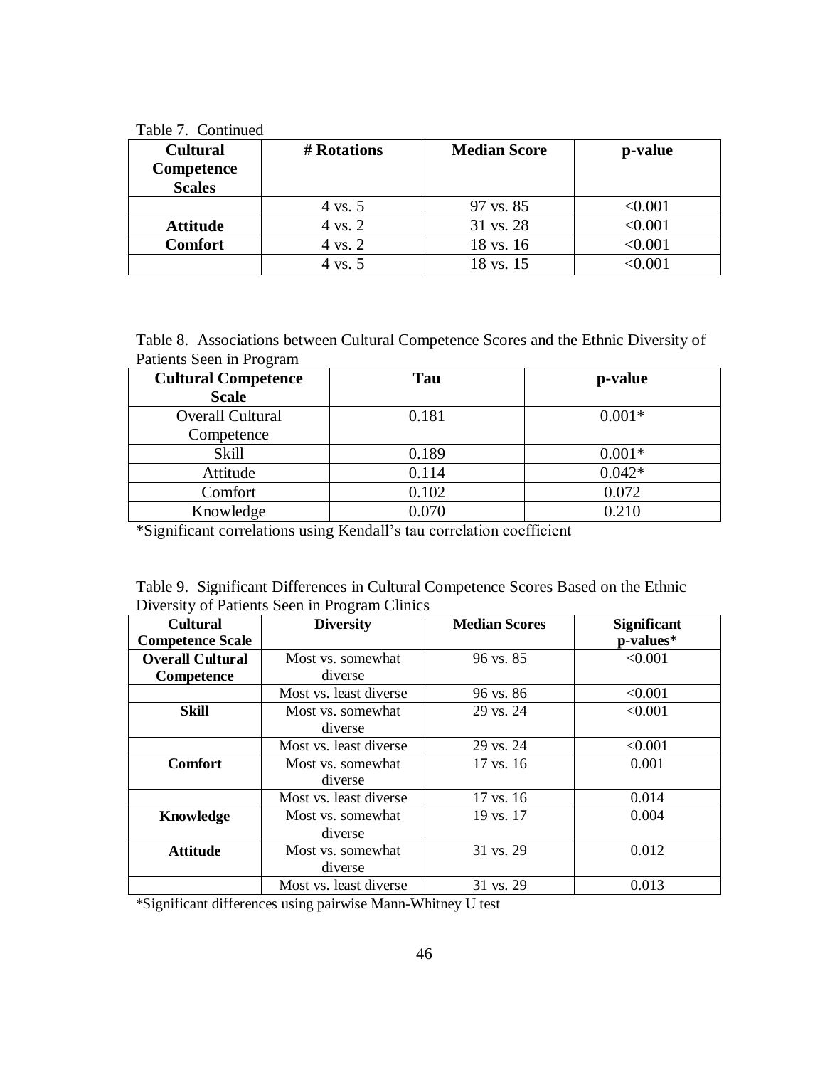Table 7. Continued

| Cultural Competence Scales | # Rotations | Median Score | p-value |
|---|---|---|---|
| | 4 vs. 5 | 97 vs. 85 | <0.001 |
| **Attitude** | 4 vs. 2 | 31 vs. 28 | <0.001 |
| **Comfort** | 4 vs. 2 | 18 vs. 16 | <0.001 |
| | 4 vs. 5 | 18 vs. 15 | <0.001 |

Table 8. Associations between Cultural Competence Scores and the Ethnic Diversity of Patients Seen in Program

| Cultural Competence Scale | Tau | p-value |
|---|---|---|
| Overall Cultural Competence | 0.181 | 0.001* |
| Skill | 0.189 | 0.001* |
| Attitude | 0.114 | 0.042* |
| Comfort | 0.102 | 0.072 |
| Knowledge | 0.070 | 0.210 |

*Significant correlations using Kendall's tau correlation coefficient

Table 9. Significant Differences in Cultural Competence Scores Based on the Ethnic Diversity of Patients Seen in Program Clinics

| Cultural Competence Scale | Diversity | Median Scores | Significant p-values* |
|---|---|---|---|
| **Overall Cultural Competence** | Most vs. somewhat diverse | 96 vs. 85 | <0.001 |
| | Most vs. least diverse | 96 vs. 86 | <0.001 |
| **Skill** | Most vs. somewhat diverse | 29 vs. 24 | <0.001 |
| | Most vs. least diverse | 29 vs. 24 | <0.001 |
| **Comfort** | Most vs. somewhat diverse | 17 vs. 16 | 0.001 |
| | Most vs. least diverse | 17 vs. 16 | 0.014 |
| **Knowledge** | Most vs. somewhat diverse | 19 vs. 17 | 0.004 |
| **Attitude** | Most vs. somewhat diverse | 31 vs. 29 | 0.012 |
| | Most vs. least diverse | 31 vs. 29 | 0.013 |

*Significant differences using pairwise Mann-Whitney U test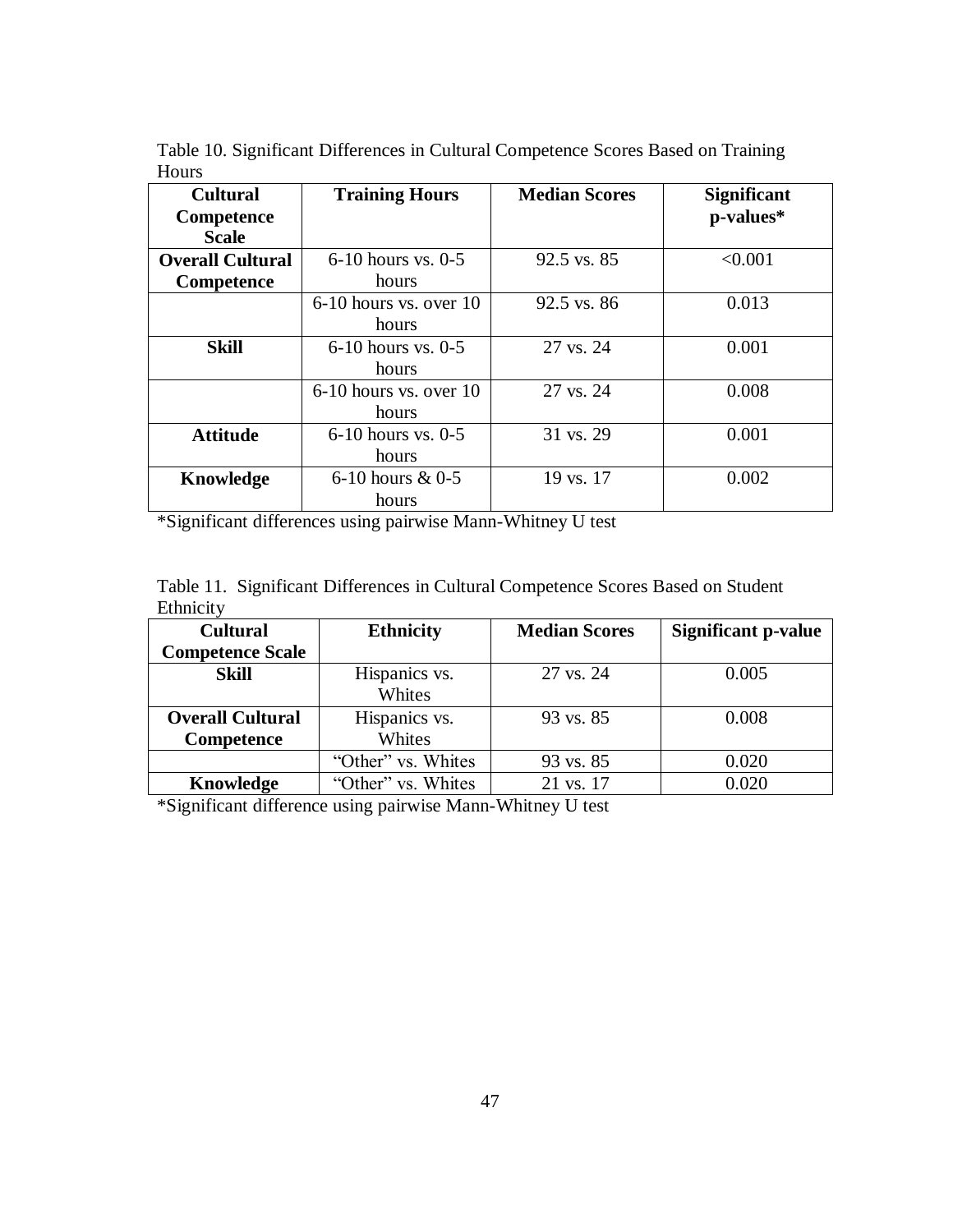Table 10. Significant Differences in Cultural Competence Scores Based on Training Hours

| Cultural Competence Scale | Training Hours | Median Scores | Significant p-values* |
|---|---|---|---|
| **Overall Cultural Competence** | 6-10 hours vs. 0-5 hours | 92.5 vs. 85 | <0.001 |
| | 6-10 hours vs. over 10 hours | 92.5 vs. 86 | 0.013 |
| **Skill** | 6-10 hours vs. 0-5 hours | 27 vs. 24 | 0.001 |
| | 6-10 hours vs. over 10 hours | 27 vs. 24 | 0.008 |
| **Attitude** | 6-10 hours vs. 0-5 hours | 31 vs. 29 | 0.001 |
| **Knowledge** | 6-10 hours & 0-5 hours | 19 vs. 17 | 0.002 |

*Significant differences using pairwise Mann-Whitney U test

Table 11. Significant Differences in Cultural Competence Scores Based on Student Ethnicity

| Cultural Competence Scale | Ethnicity | Median Scores | Significant p-value |
|---|---|---|---|
| **Skill** | Hispanics vs. Whites | 27 vs. 24 | 0.005 |
| **Overall Cultural Competence** | Hispanics vs. Whites | 93 vs. 85 | 0.008 |
| | "Other" vs. Whites | 93 vs. 85 | 0.020 |
| **Knowledge** | "Other" vs. Whites | 21 vs. 17 | 0.020 |

*Significant difference using pairwise Mann-Whitney U test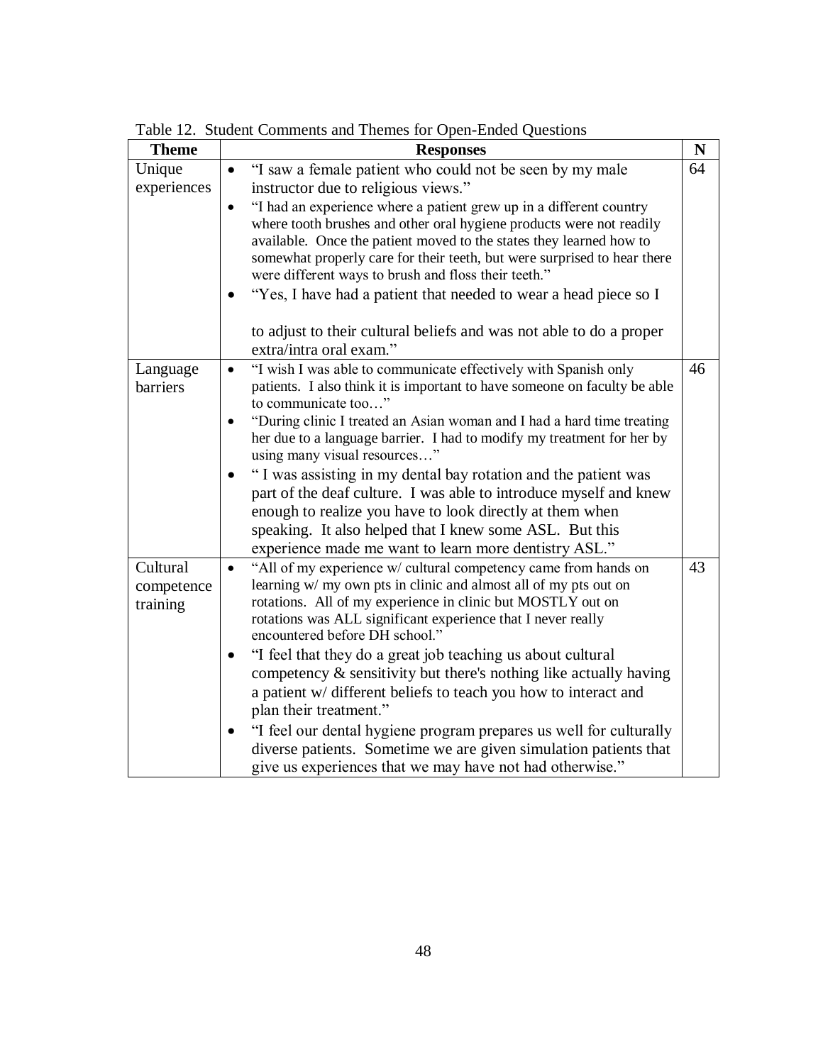Table 12. Student Comments and Themes for Open-Ended Questions

| Theme | Responses | N |
|---|---|---|
| Unique experiences | • "I saw a female patient who could not be seen by my male instructor due to religious views."<br>• "I had an experience where a patient grew up in a different country where tooth brushes and other oral hygiene products were not readily available. Once the patient moved to the states they learned how to somewhat properly care for their teeth, but were surprised to hear there were different ways to brush and floss their teeth."<br>• "Yes, I have had a patient that needed to wear a head piece so I<br><br>to adjust to their cultural beliefs and was not able to do a proper extra/intra oral exam." | 64 |
| Language barriers | • "I wish I was able to communicate effectively with Spanish only patients. I also think it is important to have someone on faculty be able to communicate too…"<br>• "During clinic I treated an Asian woman and I had a hard time treating her due to a language barrier. I had to modify my treatment for her by using many visual resources…"<br>• " I was assisting in my dental bay rotation and the patient was part of the deaf culture. I was able to introduce myself and knew enough to realize you have to look directly at them when speaking. It also helped that I knew some ASL. But this experience made me want to learn more dentistry ASL." | 46 |
| Cultural competence training | • "All of my experience w/ cultural competency came from hands on learning w/ my own pts in clinic and almost all of my pts out on rotations. All of my experience in clinic but MOSTLY out on rotations was ALL significant experience that I never really encountered before DH school."<br>• "I feel that they do a great job teaching us about cultural competency & sensitivity but there's nothing like actually having a patient w/ different beliefs to teach you how to interact and plan their treatment."<br>• "I feel our dental hygiene program prepares us well for culturally diverse patients. Sometime we are given simulation patients that give us experiences that we may have not had otherwise." | 43 |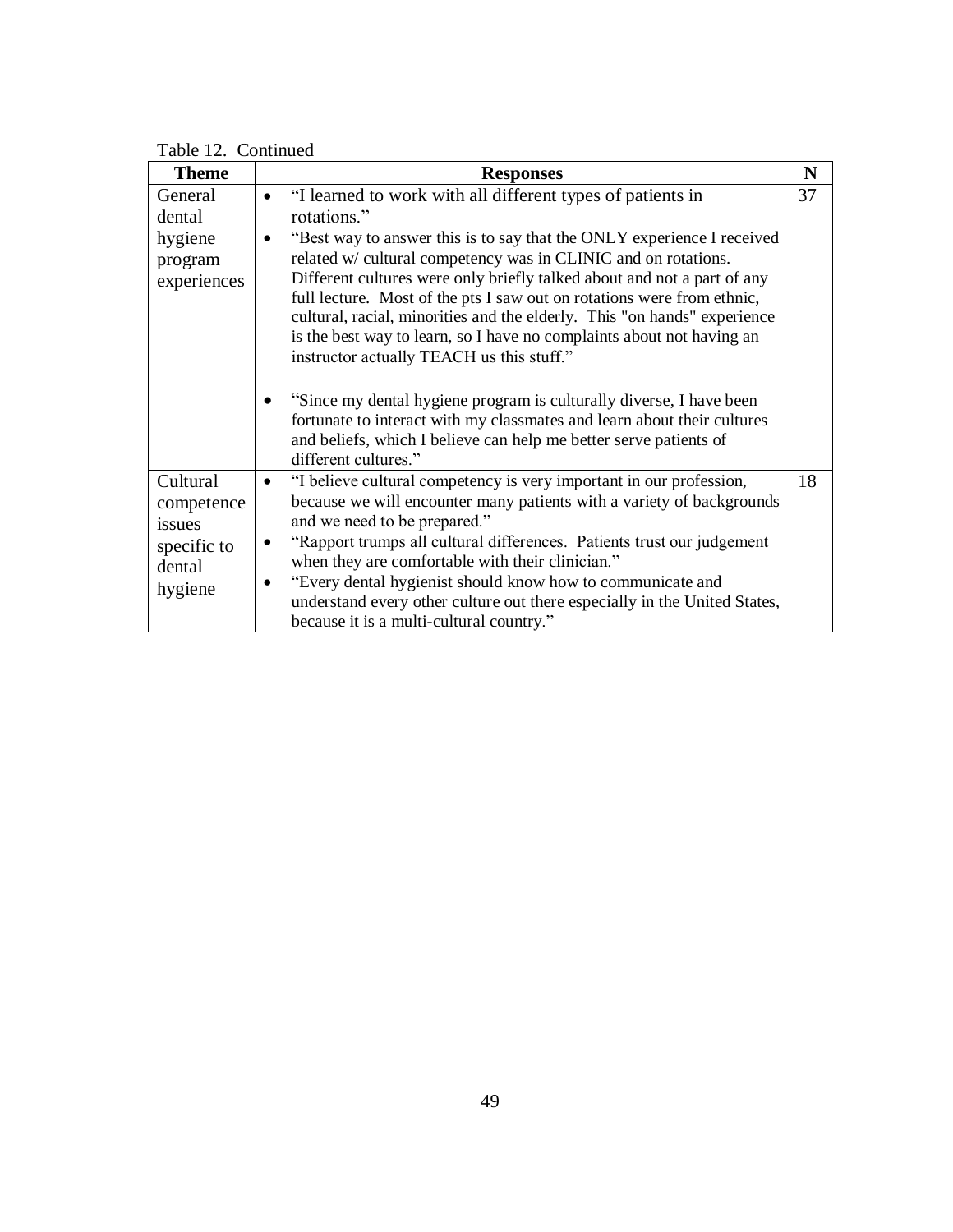Table 12. Continued

| Theme | Responses | N |
|---|---|---|
| General dental hygiene program experiences | • "I learned to work with all different types of patients in rotations." <br> • "Best way to answer this is to say that the ONLY experience I received related w/ cultural competency was in CLINIC and on rotations. Different cultures were only briefly talked about and not a part of any full lecture. Most of the pts I saw out on rotations were from ethnic, cultural, racial, minorities and the elderly. This "on hands" experience is the best way to learn, so I have no complaints about not having an instructor actually TEACH us this stuff." <br> • "Since my dental hygiene program is culturally diverse, I have been fortunate to interact with my classmates and learn about their cultures and beliefs, which I believe can help me better serve patients of different cultures." | 37 |
| Cultural competence issues specific to dental hygiene | • "I believe cultural competency is very important in our profession, because we will encounter many patients with a variety of backgrounds and we need to be prepared." <br> • "Rapport trumps all cultural differences. Patients trust our judgement when they are comfortable with their clinician." <br> • "Every dental hygienist should know how to communicate and understand every other culture out there especially in the United States, because it is a multi-cultural country." | 18 |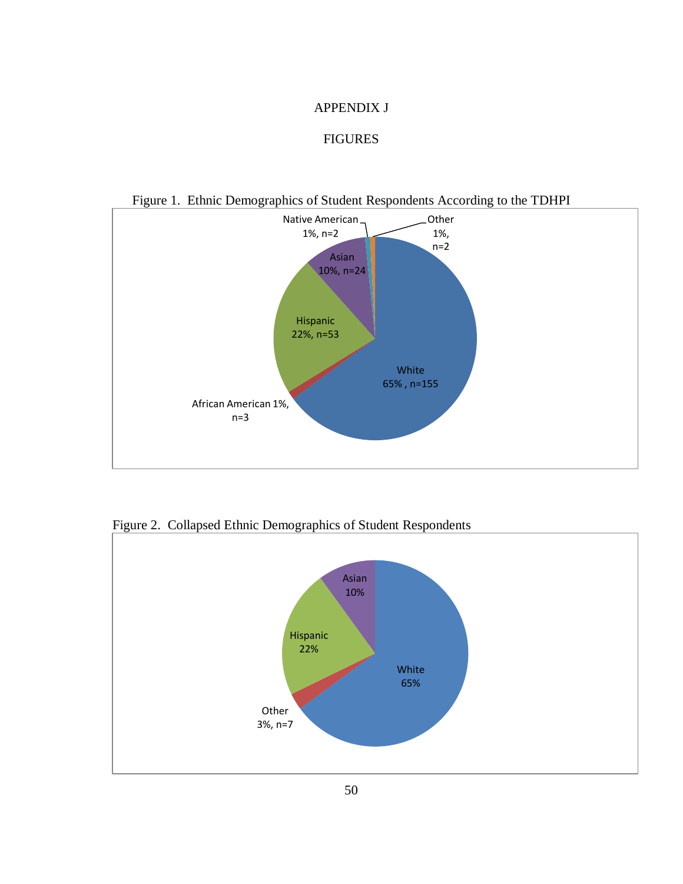APPENDIX J

FIGURES

Figure 1. Ethnic Demographics of Student Respondents According to the TDHPI

Native American 1%, n=2

Other 1%, n=2

Asian 10%, n=24

Hispanic 22%, n=53

White 65% , n=155

African American 1%, n=3

Figure 2. Collapsed Ethnic Demographics of Student Respondents

Asian 10%

Hispanic 22%

White 65%

Other 3%, n=7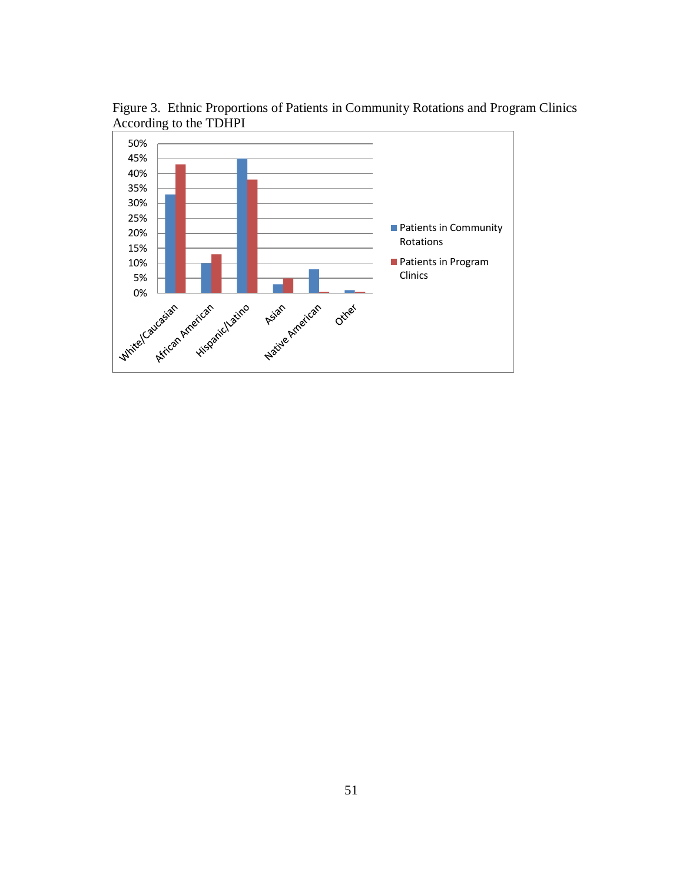Figure 3. Ethnic Proportions of Patients in Community Rotations and Program Clinics According to the TDHPI

50%
45%
40%
35%
30%
25%
20%
15%
10%
5%
0%

White/Caucasian
African American
Hispanic/Latino
Asian
Native American
Other

Patients in Community Rotations
Patients in Program Clinics